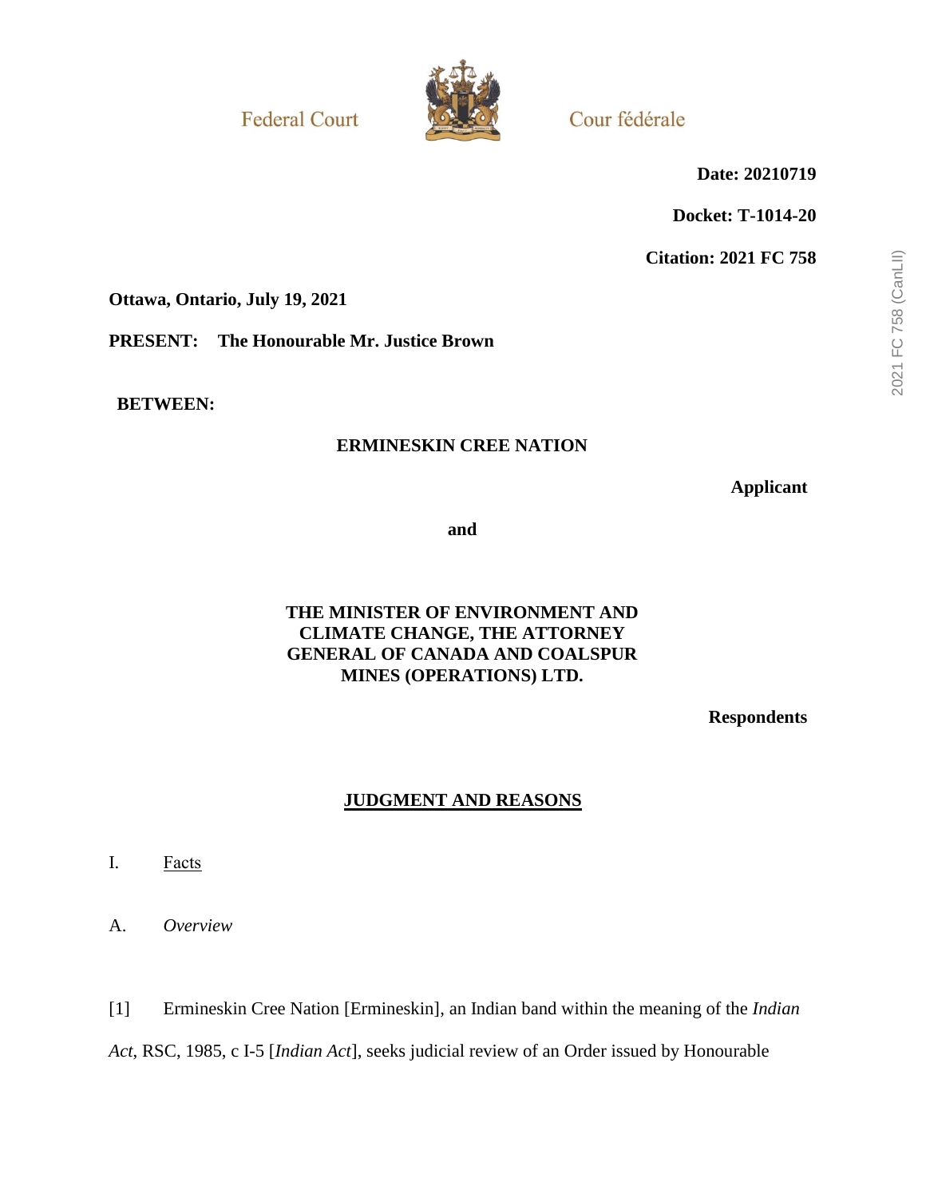Federal Court | Cour fédérale

**Date: 20210719**

**Docket: T-1014-20**

**Citation: 2021 FC 758**

**Ottawa, Ontario, July 19, 2021**

**PRESENT: The Honourable Mr. Justice Brown**

**BETWEEN:**

**ERMINESKIN CREE NATION**

**Applicant**

**and**

**THE MINISTER OF ENVIRONMENT AND CLIMATE CHANGE, THE ATTORNEY GENERAL OF CANADA AND COALSPUR MINES (OPERATIONS) LTD.**

**Respondents**

## JUDGMENT AND REASONS

## I. Facts

### A. *Overview*

[1] Ermineskin Cree Nation [Ermineskin], an Indian band within the meaning of the *Indian Act*, RSC, 1985, c I-5 [*Indian Act*], seeks judicial review of an Order issued by Honourable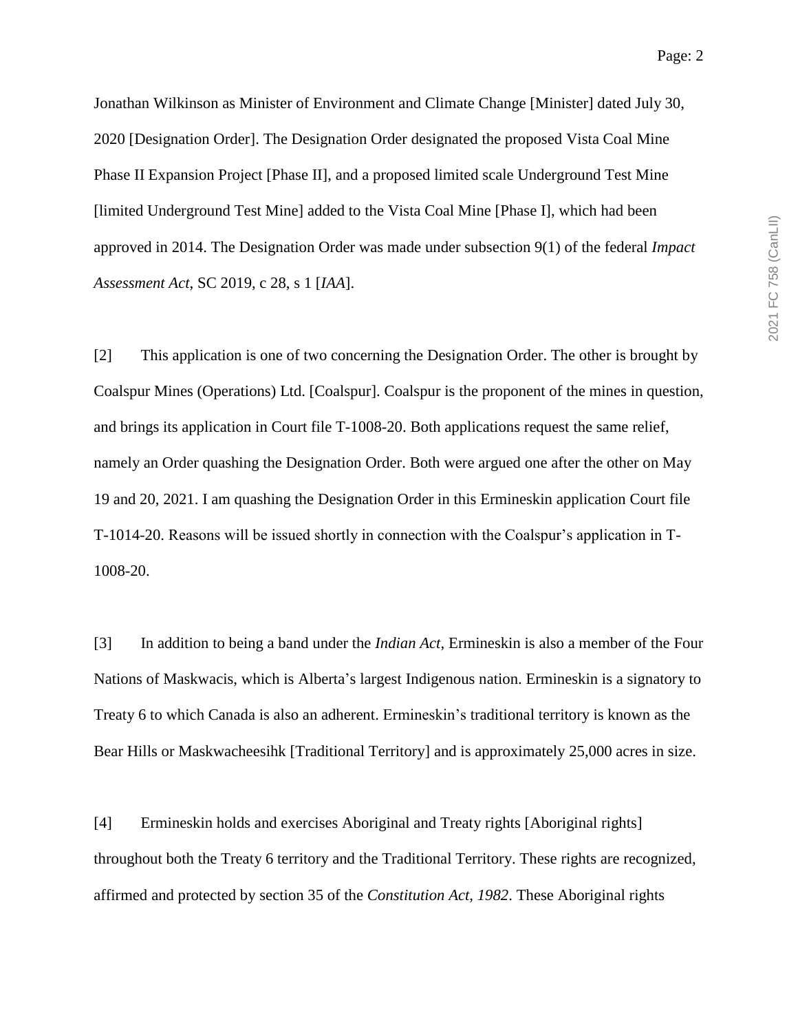Jonathan Wilkinson as Minister of Environment and Climate Change [Minister] dated July 30, 2020 [Designation Order]. The Designation Order designated the proposed Vista Coal Mine Phase II Expansion Project [Phase II], and a proposed limited scale Underground Test Mine [limited Underground Test Mine] added to the Vista Coal Mine [Phase I], which had been approved in 2014. The Designation Order was made under subsection 9(1) of the federal *Impact Assessment Act*, SC 2019, c 28, s 1 [*IAA*].

[2] This application is one of two concerning the Designation Order. The other is brought by Coalspur Mines (Operations) Ltd. [Coalspur]. Coalspur is the proponent of the mines in question, and brings its application in Court file T-1008-20. Both applications request the same relief, namely an Order quashing the Designation Order. Both were argued one after the other on May 19 and 20, 2021. I am quashing the Designation Order in this Ermineskin application Court file T-1014-20. Reasons will be issued shortly in connection with the Coalspur's application in T-1008-20.

[3] In addition to being a band under the *Indian Act*, Ermineskin is also a member of the Four Nations of Maskwacis, which is Alberta's largest Indigenous nation. Ermineskin is a signatory to Treaty 6 to which Canada is also an adherent. Ermineskin's traditional territory is known as the Bear Hills or Maskwacheesihk [Traditional Territory] and is approximately 25,000 acres in size.

[4] Ermineskin holds and exercises Aboriginal and Treaty rights [Aboriginal rights] throughout both the Treaty 6 territory and the Traditional Territory. These rights are recognized, affirmed and protected by section 35 of the *Constitution Act, 1982*. These Aboriginal rights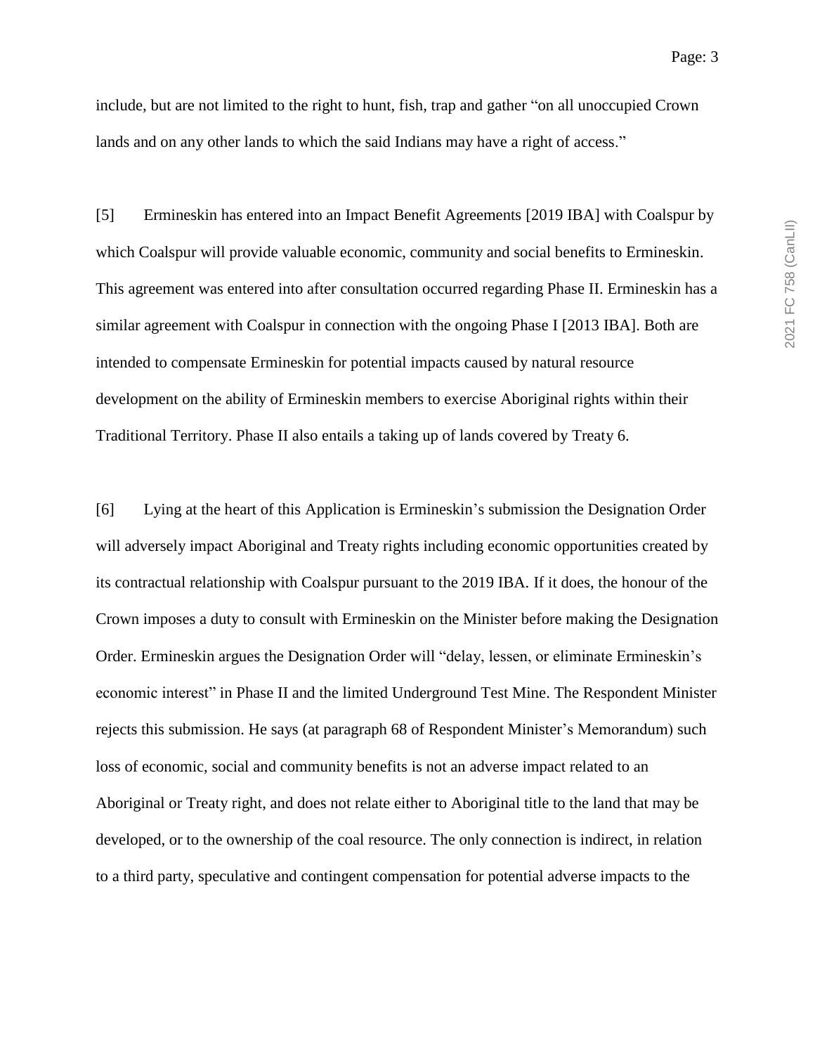include, but are not limited to the right to hunt, fish, trap and gather "on all unoccupied Crown lands and on any other lands to which the said Indians may have a right of access."

[5] Ermineskin has entered into an Impact Benefit Agreements [2019 IBA] with Coalspur by which Coalspur will provide valuable economic, community and social benefits to Ermineskin. This agreement was entered into after consultation occurred regarding Phase II. Ermineskin has a similar agreement with Coalspur in connection with the ongoing Phase I [2013 IBA]. Both are intended to compensate Ermineskin for potential impacts caused by natural resource development on the ability of Ermineskin members to exercise Aboriginal rights within their Traditional Territory. Phase II also entails a taking up of lands covered by Treaty 6.

[6] Lying at the heart of this Application is Ermineskin's submission the Designation Order will adversely impact Aboriginal and Treaty rights including economic opportunities created by its contractual relationship with Coalspur pursuant to the 2019 IBA. If it does, the honour of the Crown imposes a duty to consult with Ermineskin on the Minister before making the Designation Order. Ermineskin argues the Designation Order will "delay, lessen, or eliminate Ermineskin's economic interest" in Phase II and the limited Underground Test Mine. The Respondent Minister rejects this submission. He says (at paragraph 68 of Respondent Minister's Memorandum) such loss of economic, social and community benefits is not an adverse impact related to an Aboriginal or Treaty right, and does not relate either to Aboriginal title to the land that may be developed, or to the ownership of the coal resource. The only connection is indirect, in relation to a third party, speculative and contingent compensation for potential adverse impacts to the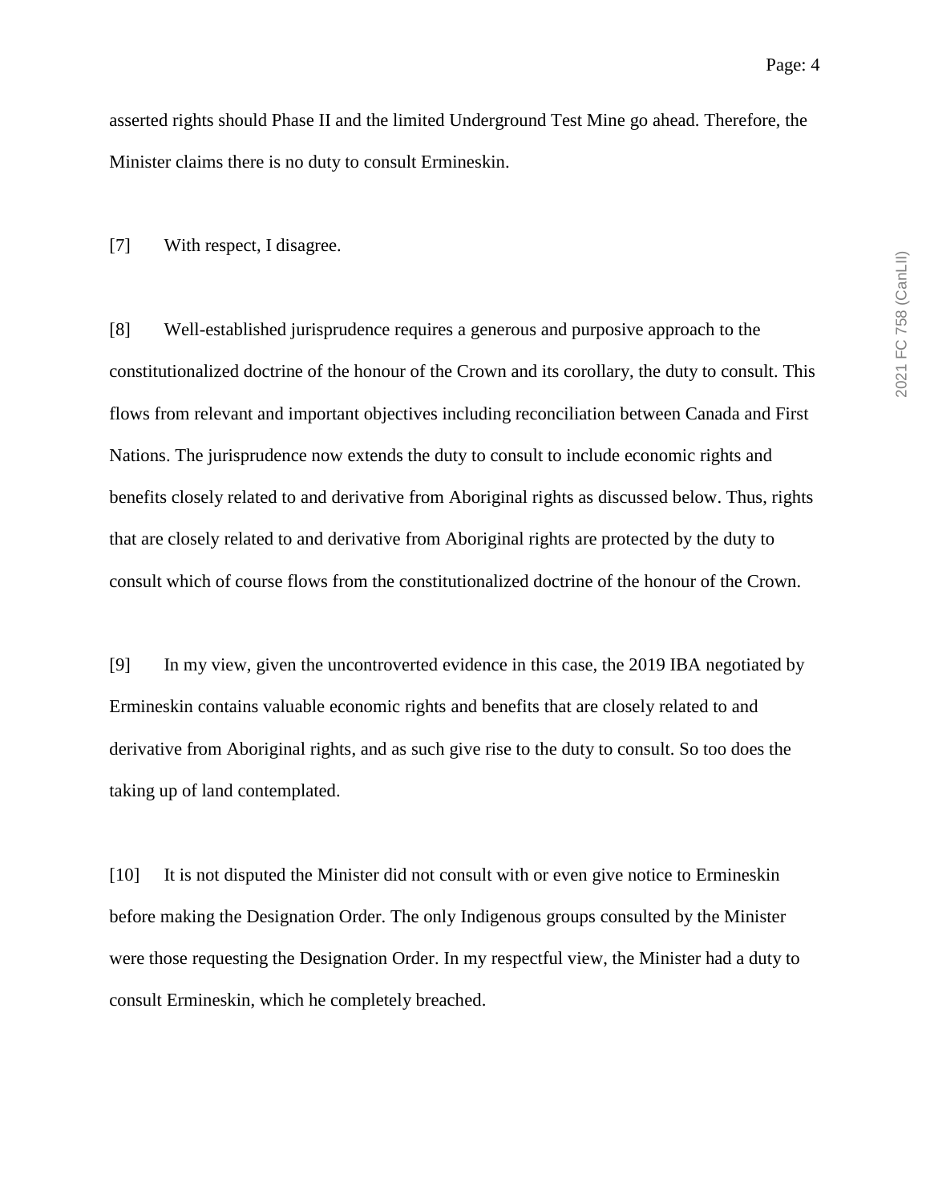asserted rights should Phase II and the limited Underground Test Mine go ahead. Therefore, the Minister claims there is no duty to consult Ermineskin.

[7] With respect, I disagree.

[8] Well-established jurisprudence requires a generous and purposive approach to the constitutionalized doctrine of the honour of the Crown and its corollary, the duty to consult. This flows from relevant and important objectives including reconciliation between Canada and First Nations. The jurisprudence now extends the duty to consult to include economic rights and benefits closely related to and derivative from Aboriginal rights as discussed below. Thus, rights that are closely related to and derivative from Aboriginal rights are protected by the duty to consult which of course flows from the constitutionalized doctrine of the honour of the Crown.

[9] In my view, given the uncontroverted evidence in this case, the 2019 IBA negotiated by Ermineskin contains valuable economic rights and benefits that are closely related to and derivative from Aboriginal rights, and as such give rise to the duty to consult. So too does the taking up of land contemplated.

[10] It is not disputed the Minister did not consult with or even give notice to Ermineskin before making the Designation Order. The only Indigenous groups consulted by the Minister were those requesting the Designation Order. In my respectful view, the Minister had a duty to consult Ermineskin, which he completely breached.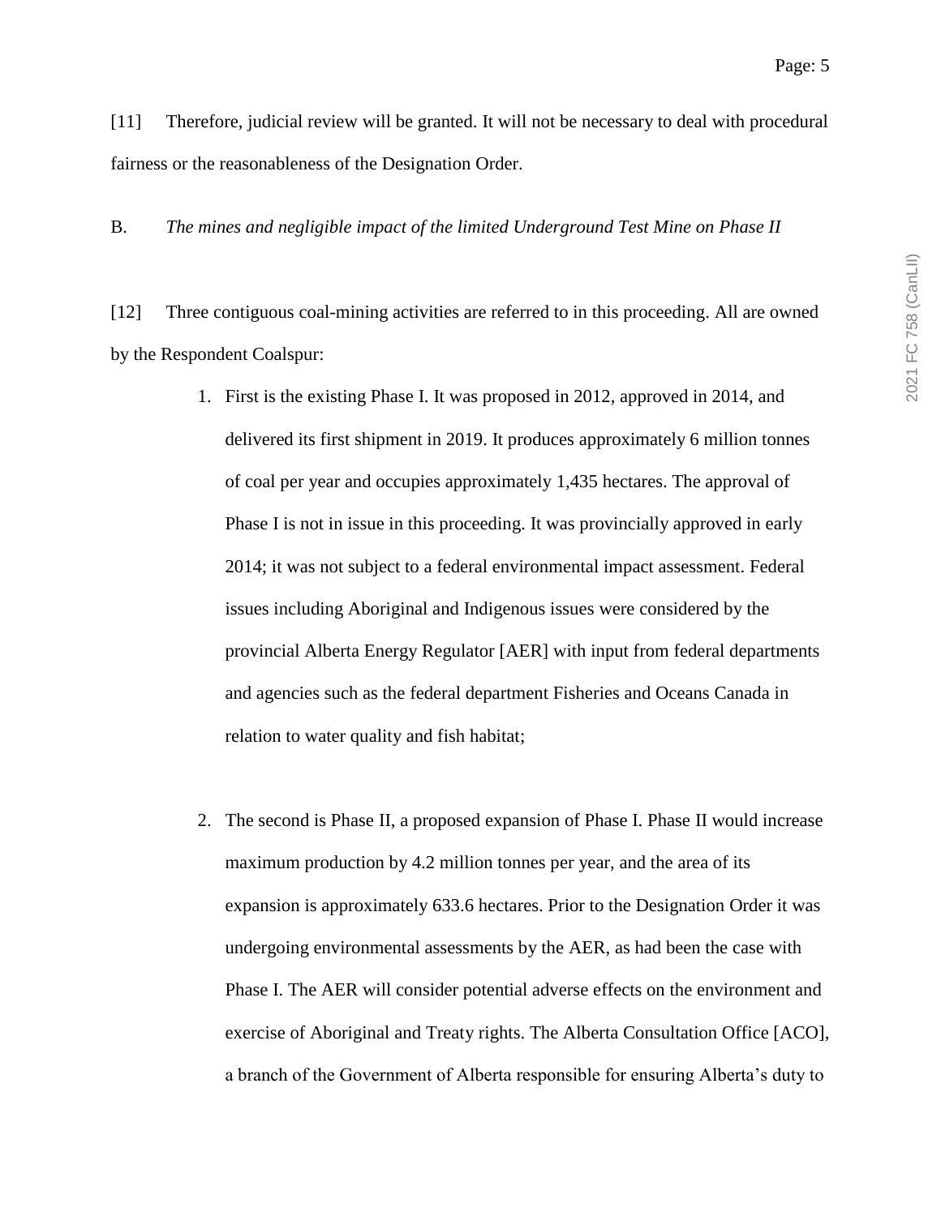[11] Therefore, judicial review will be granted. It will not be necessary to deal with procedural fairness or the reasonableness of the Designation Order.

B. *The mines and negligible impact of the limited Underground Test Mine on Phase II*

[12] Three contiguous coal-mining activities are referred to in this proceeding. All are owned by the Respondent Coalspur:

1. First is the existing Phase I. It was proposed in 2012, approved in 2014, and delivered its first shipment in 2019. It produces approximately 6 million tonnes of coal per year and occupies approximately 1,435 hectares. The approval of Phase I is not in issue in this proceeding. It was provincially approved in early 2014; it was not subject to a federal environmental impact assessment. Federal issues including Aboriginal and Indigenous issues were considered by the provincial Alberta Energy Regulator [AER] with input from federal departments and agencies such as the federal department Fisheries and Oceans Canada in relation to water quality and fish habitat;

2. The second is Phase II, a proposed expansion of Phase I. Phase II would increase maximum production by 4.2 million tonnes per year, and the area of its expansion is approximately 633.6 hectares. Prior to the Designation Order it was undergoing environmental assessments by the AER, as had been the case with Phase I. The AER will consider potential adverse effects on the environment and exercise of Aboriginal and Treaty rights. The Alberta Consultation Office [ACO], a branch of the Government of Alberta responsible for ensuring Alberta's duty to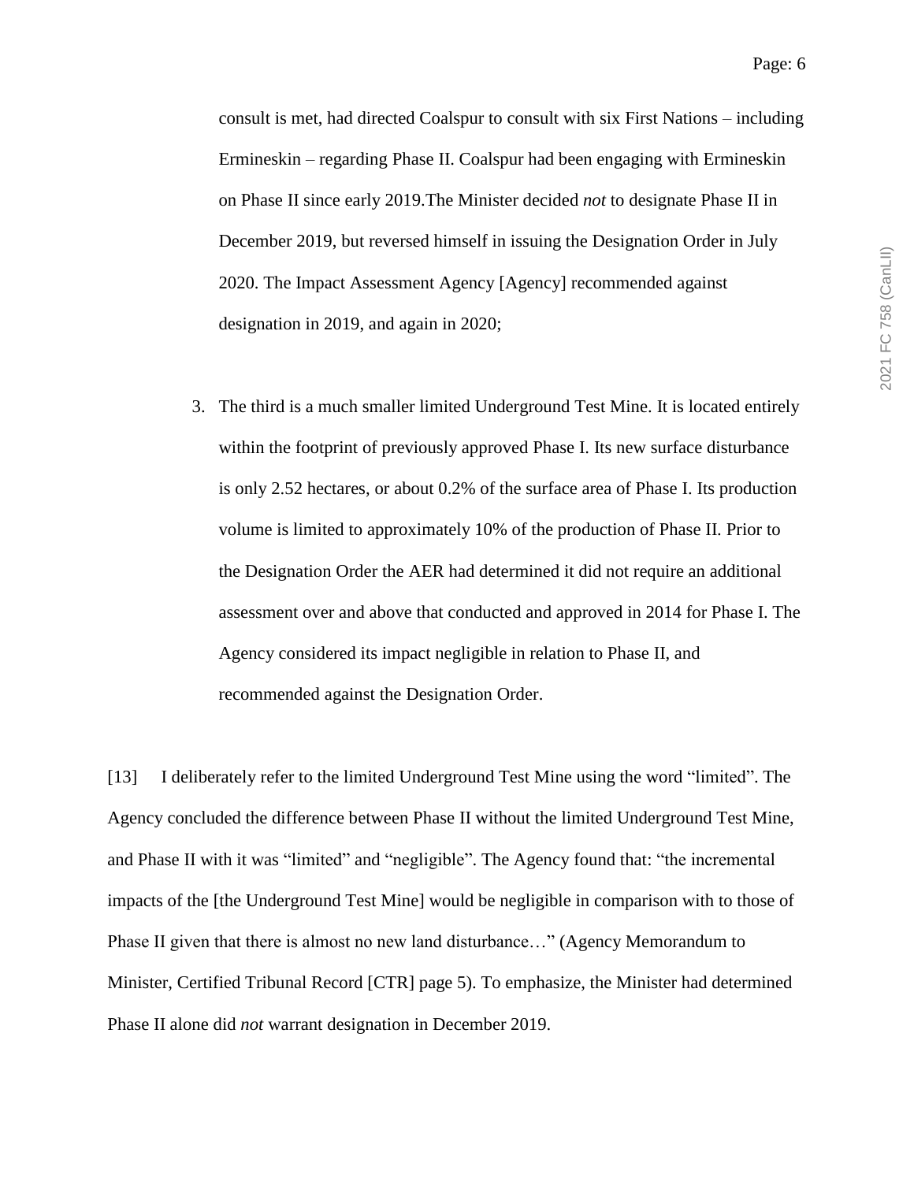consult is met, had directed Coalspur to consult with six First Nations – including Ermineskin – regarding Phase II. Coalspur had been engaging with Ermineskin on Phase II since early 2019.The Minister decided *not* to designate Phase II in December 2019, but reversed himself in issuing the Designation Order in July 2020. The Impact Assessment Agency [Agency] recommended against designation in 2019, and again in 2020;

3. The third is a much smaller limited Underground Test Mine. It is located entirely within the footprint of previously approved Phase I. Its new surface disturbance is only 2.52 hectares, or about 0.2% of the surface area of Phase I. Its production volume is limited to approximately 10% of the production of Phase II. Prior to the Designation Order the AER had determined it did not require an additional assessment over and above that conducted and approved in 2014 for Phase I. The Agency considered its impact negligible in relation to Phase II, and recommended against the Designation Order.

[13] I deliberately refer to the limited Underground Test Mine using the word "limited". The Agency concluded the difference between Phase II without the limited Underground Test Mine, and Phase II with it was "limited" and "negligible". The Agency found that: "the incremental impacts of the [the Underground Test Mine] would be negligible in comparison with to those of Phase II given that there is almost no new land disturbance…" (Agency Memorandum to Minister, Certified Tribunal Record [CTR] page 5). To emphasize, the Minister had determined Phase II alone did *not* warrant designation in December 2019.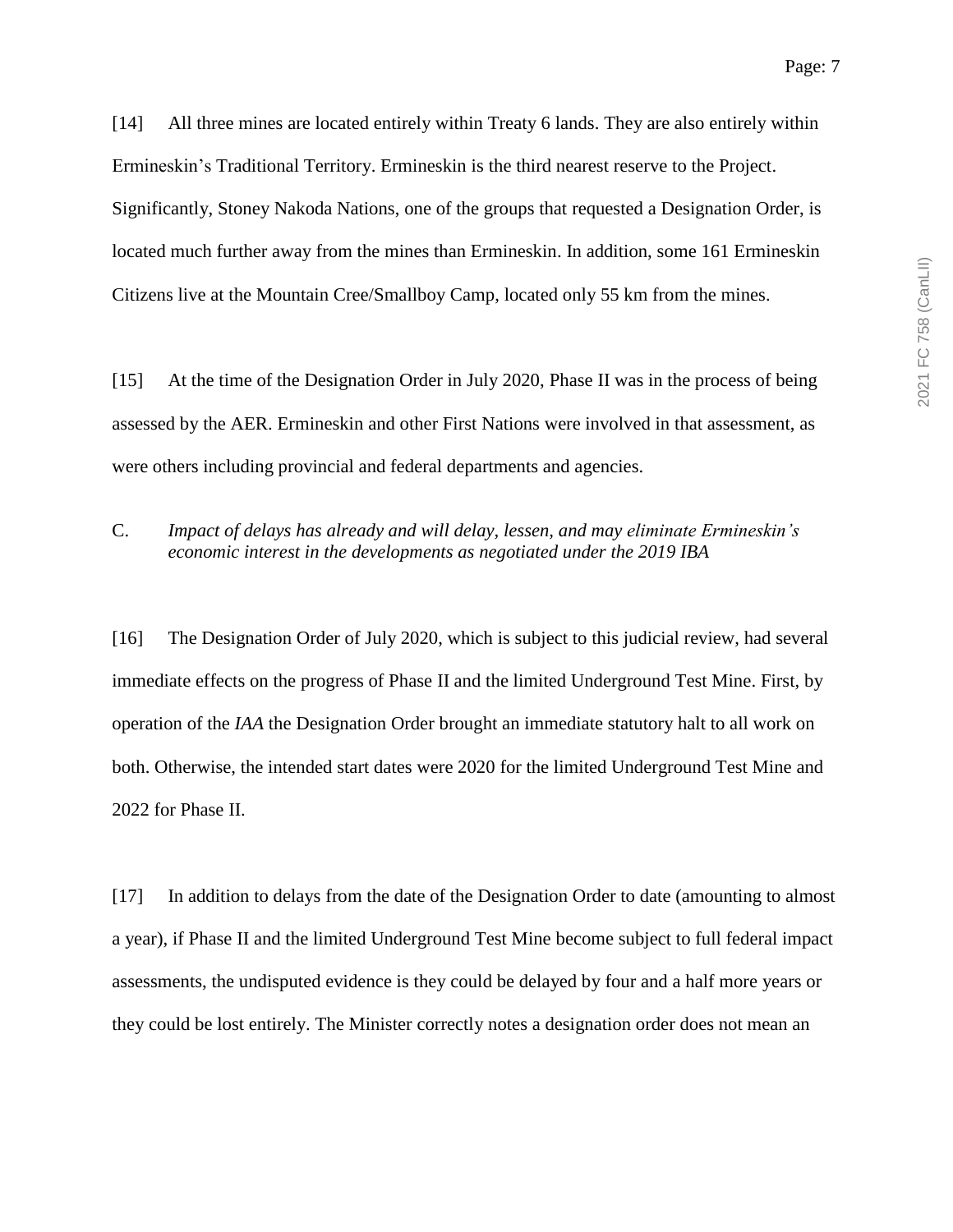[14] All three mines are located entirely within Treaty 6 lands. They are also entirely within Ermineskin's Traditional Territory. Ermineskin is the third nearest reserve to the Project. Significantly, Stoney Nakoda Nations, one of the groups that requested a Designation Order, is located much further away from the mines than Ermineskin. In addition, some 161 Ermineskin Citizens live at the Mountain Cree/Smallboy Camp, located only 55 km from the mines.

[15] At the time of the Designation Order in July 2020, Phase II was in the process of being assessed by the AER. Ermineskin and other First Nations were involved in that assessment, as were others including provincial and federal departments and agencies.

C. *Impact of delays has already and will delay, lessen, and may eliminate Ermineskin's economic interest in the developments as negotiated under the 2019 IBA*

[16] The Designation Order of July 2020, which is subject to this judicial review, had several immediate effects on the progress of Phase II and the limited Underground Test Mine. First, by operation of the *IAA* the Designation Order brought an immediate statutory halt to all work on both. Otherwise, the intended start dates were 2020 for the limited Underground Test Mine and 2022 for Phase II.

[17] In addition to delays from the date of the Designation Order to date (amounting to almost a year), if Phase II and the limited Underground Test Mine become subject to full federal impact assessments, the undisputed evidence is they could be delayed by four and a half more years or they could be lost entirely. The Minister correctly notes a designation order does not mean an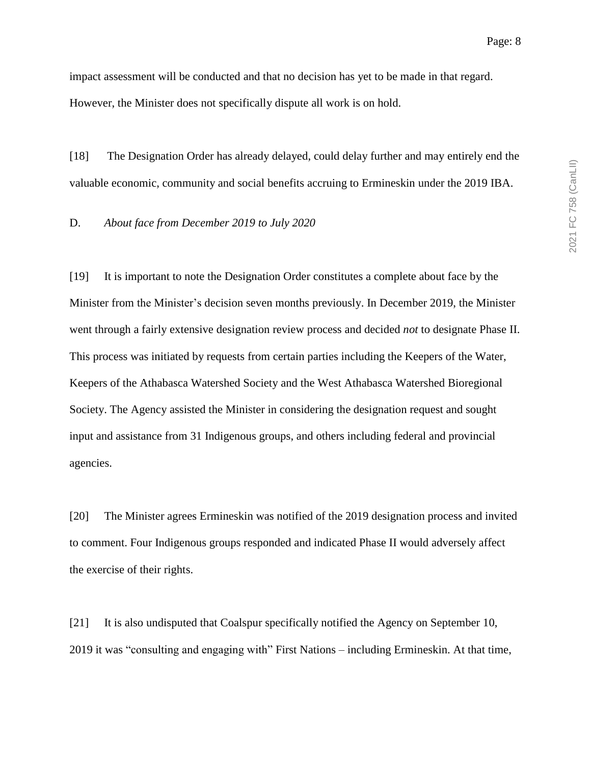impact assessment will be conducted and that no decision has yet to be made in that regard. However, the Minister does not specifically dispute all work is on hold.

[18] The Designation Order has already delayed, could delay further and may entirely end the valuable economic, community and social benefits accruing to Ermineskin under the 2019 IBA.

D. *About face from December 2019 to July 2020*

[19] It is important to note the Designation Order constitutes a complete about face by the Minister from the Minister's decision seven months previously. In December 2019, the Minister went through a fairly extensive designation review process and decided *not* to designate Phase II. This process was initiated by requests from certain parties including the Keepers of the Water, Keepers of the Athabasca Watershed Society and the West Athabasca Watershed Bioregional Society. The Agency assisted the Minister in considering the designation request and sought input and assistance from 31 Indigenous groups, and others including federal and provincial agencies.

[20] The Minister agrees Ermineskin was notified of the 2019 designation process and invited to comment. Four Indigenous groups responded and indicated Phase II would adversely affect the exercise of their rights.

[21] It is also undisputed that Coalspur specifically notified the Agency on September 10, 2019 it was "consulting and engaging with" First Nations – including Ermineskin. At that time,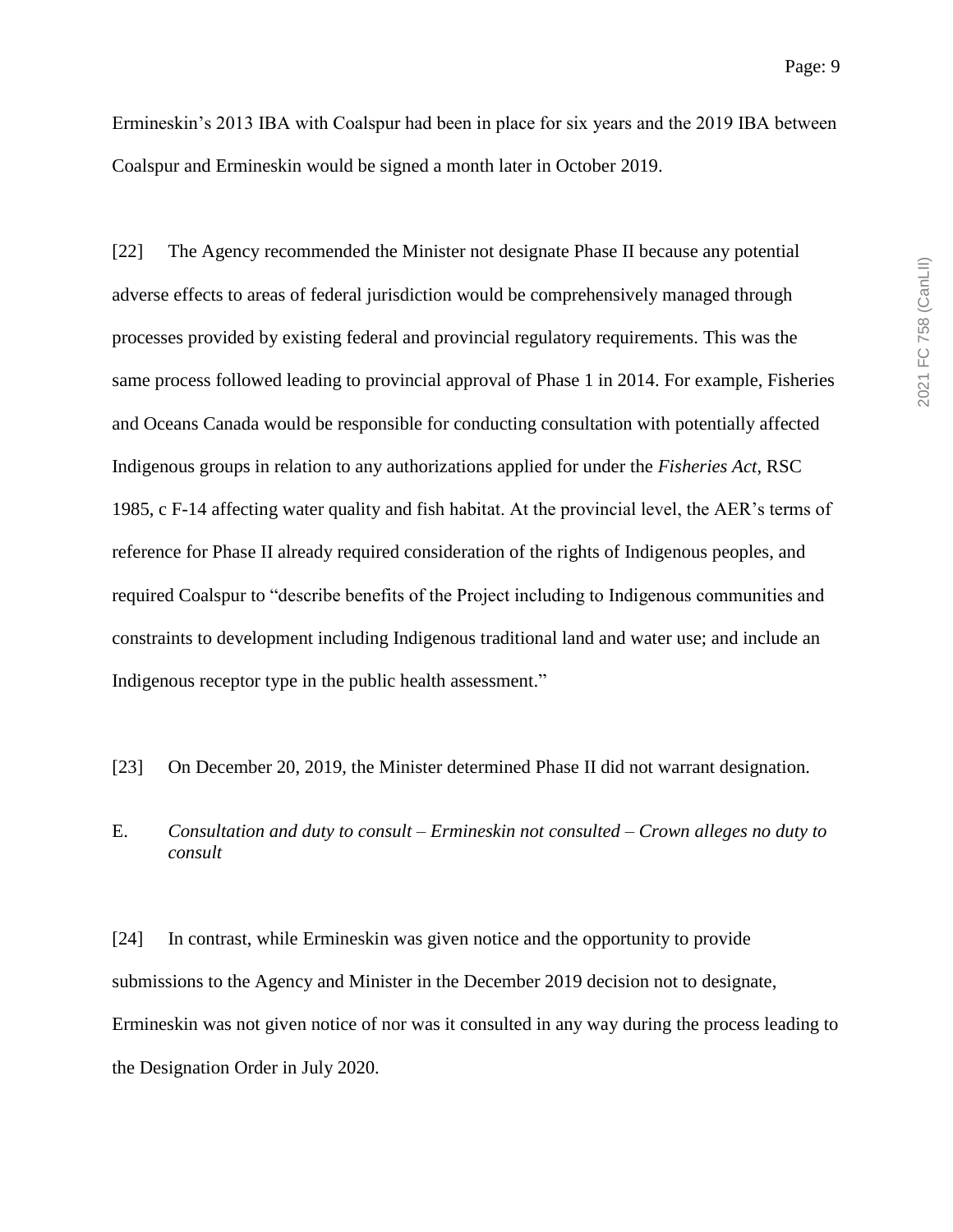Ermineskin's 2013 IBA with Coalspur had been in place for six years and the 2019 IBA between Coalspur and Ermineskin would be signed a month later in October 2019.

[22] The Agency recommended the Minister not designate Phase II because any potential adverse effects to areas of federal jurisdiction would be comprehensively managed through processes provided by existing federal and provincial regulatory requirements. This was the same process followed leading to provincial approval of Phase 1 in 2014. For example, Fisheries and Oceans Canada would be responsible for conducting consultation with potentially affected Indigenous groups in relation to any authorizations applied for under the *Fisheries Act*, RSC 1985, c F-14 affecting water quality and fish habitat. At the provincial level, the AER's terms of reference for Phase II already required consideration of the rights of Indigenous peoples, and required Coalspur to "describe benefits of the Project including to Indigenous communities and constraints to development including Indigenous traditional land and water use; and include an Indigenous receptor type in the public health assessment."

[23] On December 20, 2019, the Minister determined Phase II did not warrant designation.

E. *Consultation and duty to consult – Ermineskin not consulted – Crown alleges no duty to consult*

[24] In contrast, while Ermineskin was given notice and the opportunity to provide submissions to the Agency and Minister in the December 2019 decision not to designate, Ermineskin was not given notice of nor was it consulted in any way during the process leading to the Designation Order in July 2020.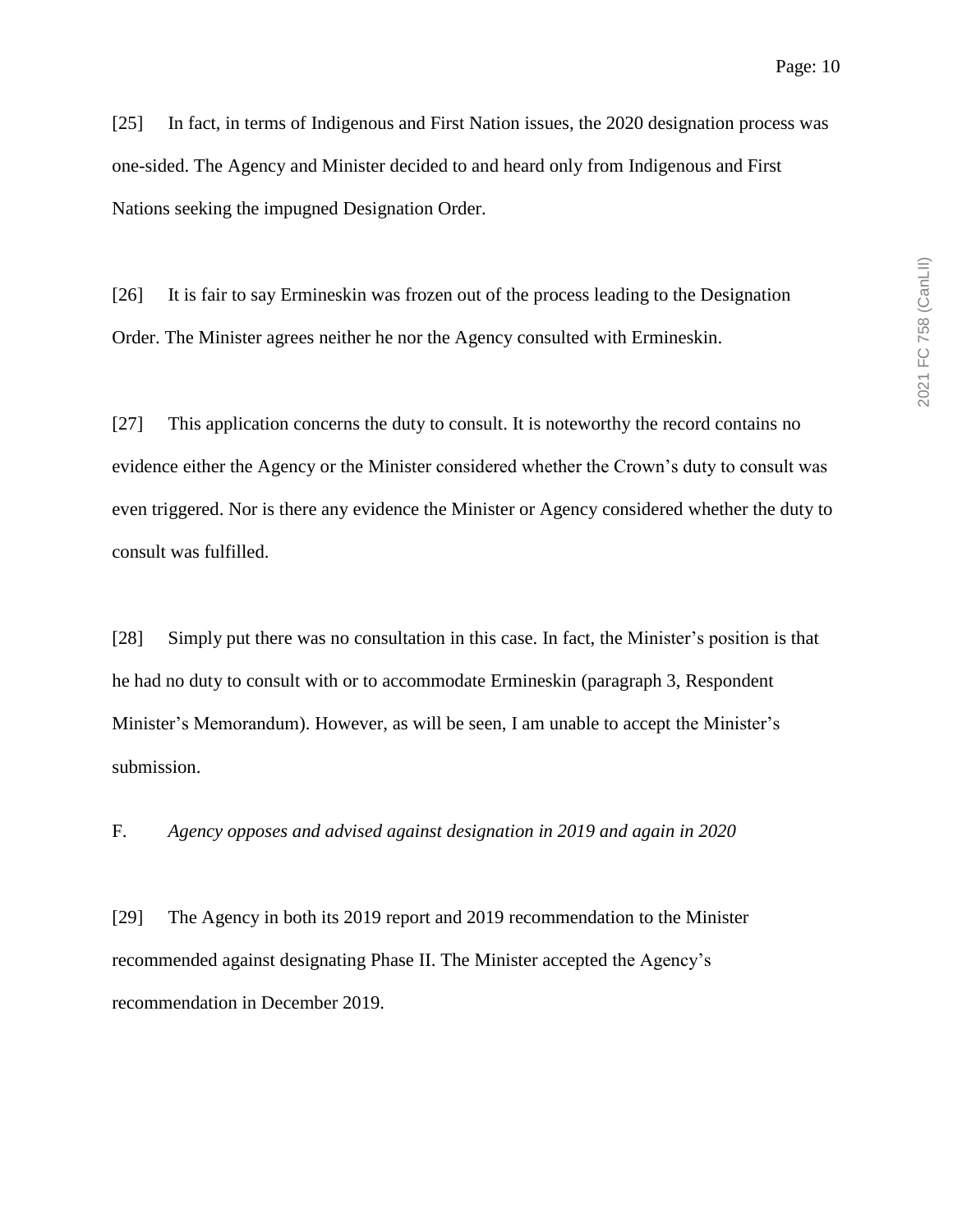[25] In fact, in terms of Indigenous and First Nation issues, the 2020 designation process was one-sided. The Agency and Minister decided to and heard only from Indigenous and First Nations seeking the impugned Designation Order.

[26] It is fair to say Ermineskin was frozen out of the process leading to the Designation Order. The Minister agrees neither he nor the Agency consulted with Ermineskin.

[27] This application concerns the duty to consult. It is noteworthy the record contains no evidence either the Agency or the Minister considered whether the Crown's duty to consult was even triggered. Nor is there any evidence the Minister or Agency considered whether the duty to consult was fulfilled.

[28] Simply put there was no consultation in this case. In fact, the Minister's position is that he had no duty to consult with or to accommodate Ermineskin (paragraph 3, Respondent Minister's Memorandum). However, as will be seen, I am unable to accept the Minister's submission.

F. *Agency opposes and advised against designation in 2019 and again in 2020*

[29] The Agency in both its 2019 report and 2019 recommendation to the Minister recommended against designating Phase II. The Minister accepted the Agency's recommendation in December 2019.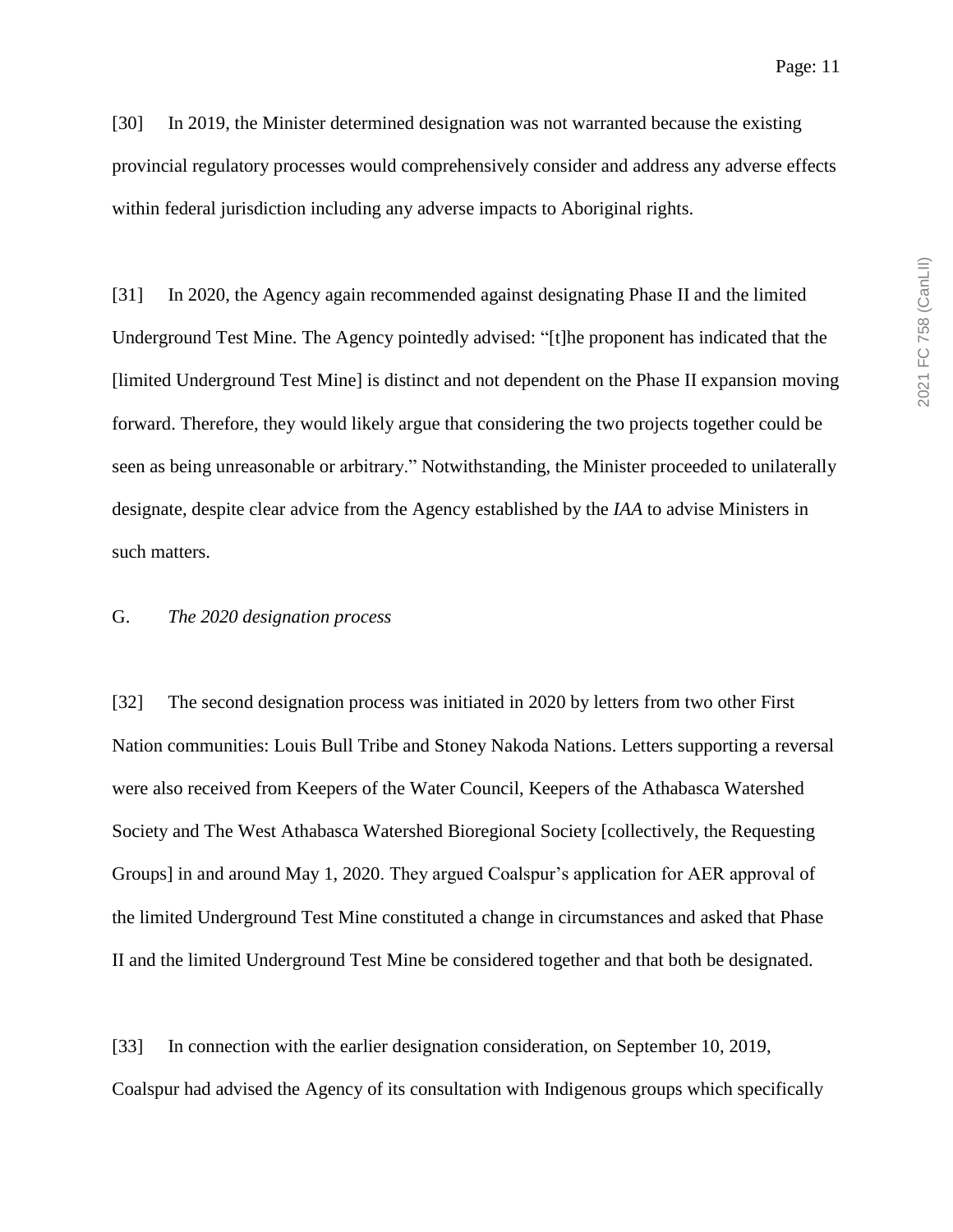[30] In 2019, the Minister determined designation was not warranted because the existing provincial regulatory processes would comprehensively consider and address any adverse effects within federal jurisdiction including any adverse impacts to Aboriginal rights.

[31] In 2020, the Agency again recommended against designating Phase II and the limited Underground Test Mine. The Agency pointedly advised: "[t]he proponent has indicated that the [limited Underground Test Mine] is distinct and not dependent on the Phase II expansion moving forward. Therefore, they would likely argue that considering the two projects together could be seen as being unreasonable or arbitrary." Notwithstanding, the Minister proceeded to unilaterally designate, despite clear advice from the Agency established by the *IAA* to advise Ministers in such matters.

G. *The 2020 designation process*

[32] The second designation process was initiated in 2020 by letters from two other First Nation communities: Louis Bull Tribe and Stoney Nakoda Nations. Letters supporting a reversal were also received from Keepers of the Water Council, Keepers of the Athabasca Watershed Society and The West Athabasca Watershed Bioregional Society [collectively, the Requesting Groups] in and around May 1, 2020. They argued Coalspur's application for AER approval of the limited Underground Test Mine constituted a change in circumstances and asked that Phase II and the limited Underground Test Mine be considered together and that both be designated.

[33] In connection with the earlier designation consideration, on September 10, 2019, Coalspur had advised the Agency of its consultation with Indigenous groups which specifically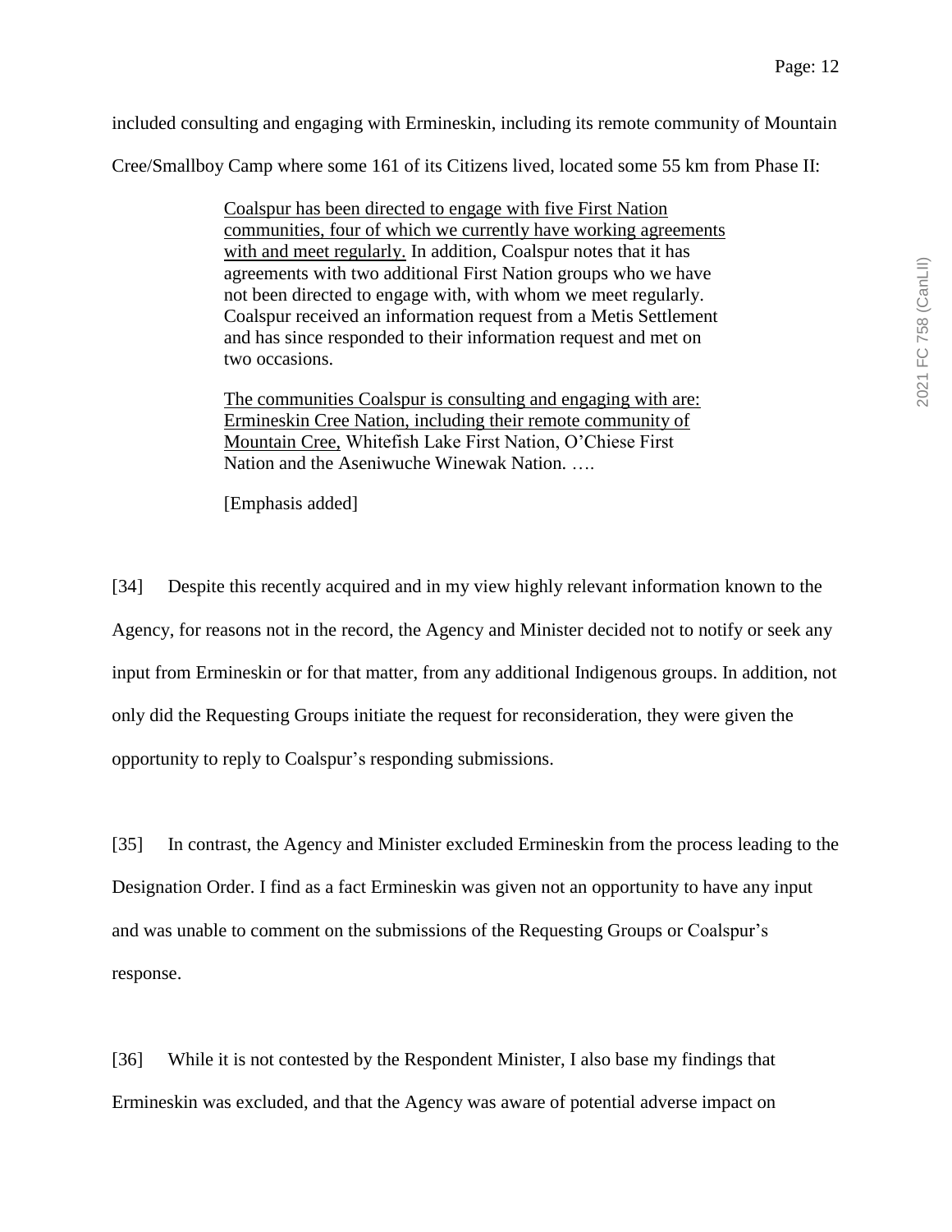included consulting and engaging with Ermineskin, including its remote community of Mountain Cree/Smallboy Camp where some 161 of its Citizens lived, located some 55 km from Phase II:

> <u>Coalspur has been directed to engage with five First Nation communities, four of which we currently have working agreements with and meet regularly.</u> In addition, Coalspur notes that it has agreements with two additional First Nation groups who we have not been directed to engage with, with whom we meet regularly. Coalspur received an information request from a Metis Settlement and has since responded to their information request and met on two occasions.
>
> <u>The communities Coalspur is consulting and engaging with are: Ermineskin Cree Nation, including their remote community of Mountain Cree,</u> Whitefish Lake First Nation, O'Chiese First Nation and the Aseniwuche Winewak Nation. ….
>
> [Emphasis added]

[34] Despite this recently acquired and in my view highly relevant information known to the Agency, for reasons not in the record, the Agency and Minister decided not to notify or seek any input from Ermineskin or for that matter, from any additional Indigenous groups. In addition, not only did the Requesting Groups initiate the request for reconsideration, they were given the opportunity to reply to Coalspur's responding submissions.

[35] In contrast, the Agency and Minister excluded Ermineskin from the process leading to the Designation Order. I find as a fact Ermineskin was given not an opportunity to have any input and was unable to comment on the submissions of the Requesting Groups or Coalspur's response.

[36] While it is not contested by the Respondent Minister, I also base my findings that Ermineskin was excluded, and that the Agency was aware of potential adverse impact on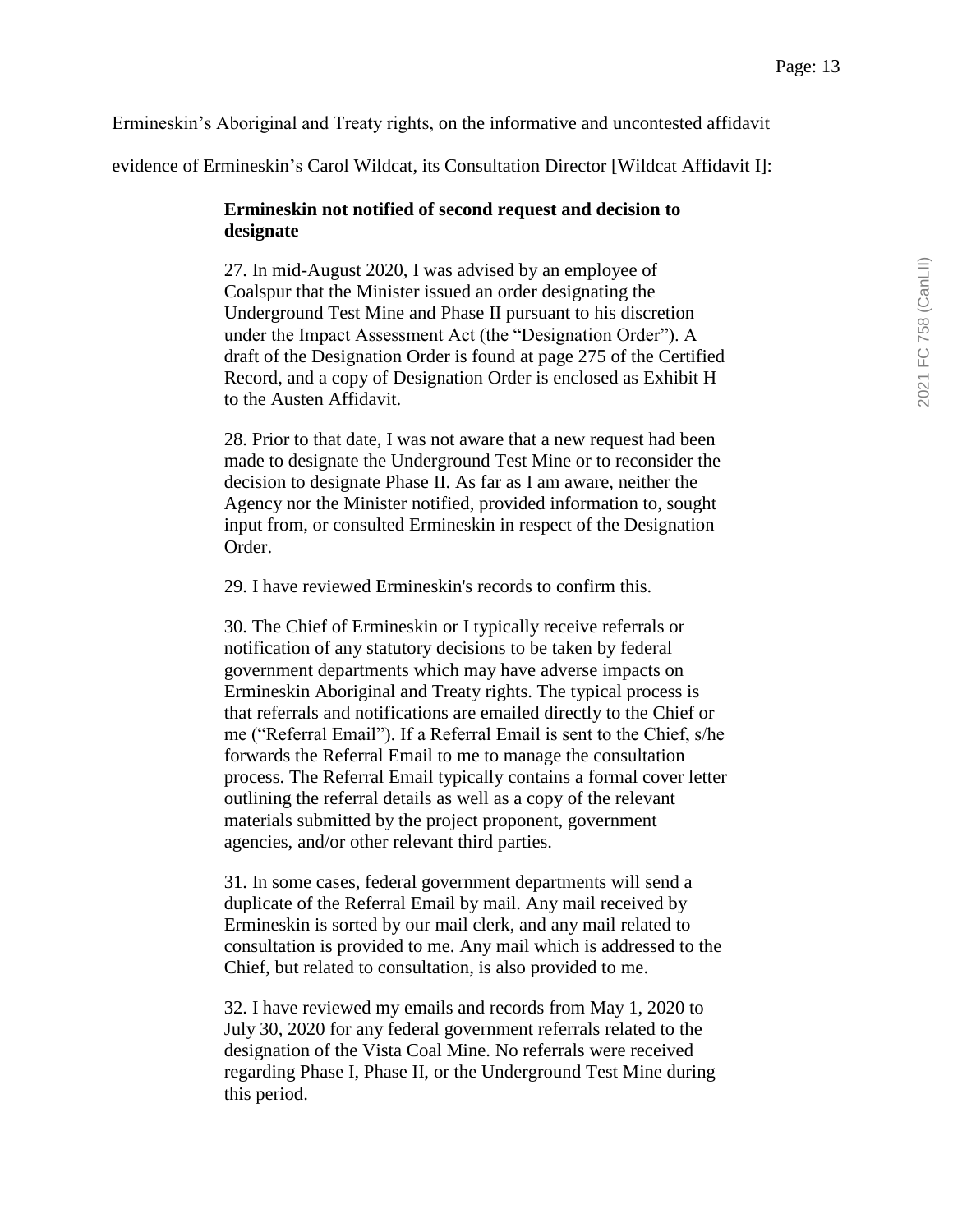Ermineskin's Aboriginal and Treaty rights, on the informative and uncontested affidavit evidence of Ermineskin's Carol Wildcat, its Consultation Director [Wildcat Affidavit I]:

> **Ermineskin not notified of second request and decision to designate**
>
> 27. In mid-August 2020, I was advised by an employee of Coalspur that the Minister issued an order designating the Underground Test Mine and Phase II pursuant to his discretion under the Impact Assessment Act (the "Designation Order"). A draft of the Designation Order is found at page 275 of the Certified Record, and a copy of Designation Order is enclosed as Exhibit H to the Austen Affidavit.
>
> 28. Prior to that date, I was not aware that a new request had been made to designate the Underground Test Mine or to reconsider the decision to designate Phase II. As far as I am aware, neither the Agency nor the Minister notified, provided information to, sought input from, or consulted Ermineskin in respect of the Designation Order.
>
> 29. I have reviewed Ermineskin's records to confirm this.
>
> 30. The Chief of Ermineskin or I typically receive referrals or notification of any statutory decisions to be taken by federal government departments which may have adverse impacts on Ermineskin Aboriginal and Treaty rights. The typical process is that referrals and notifications are emailed directly to the Chief or me ("Referral Email"). If a Referral Email is sent to the Chief, s/he forwards the Referral Email to me to manage the consultation process. The Referral Email typically contains a formal cover letter outlining the referral details as well as a copy of the relevant materials submitted by the project proponent, government agencies, and/or other relevant third parties.
>
> 31. In some cases, federal government departments will send a duplicate of the Referral Email by mail. Any mail received by Ermineskin is sorted by our mail clerk, and any mail related to consultation is provided to me. Any mail which is addressed to the Chief, but related to consultation, is also provided to me.
>
> 32. I have reviewed my emails and records from May 1, 2020 to July 30, 2020 for any federal government referrals related to the designation of the Vista Coal Mine. No referrals were received regarding Phase I, Phase II, or the Underground Test Mine during this period.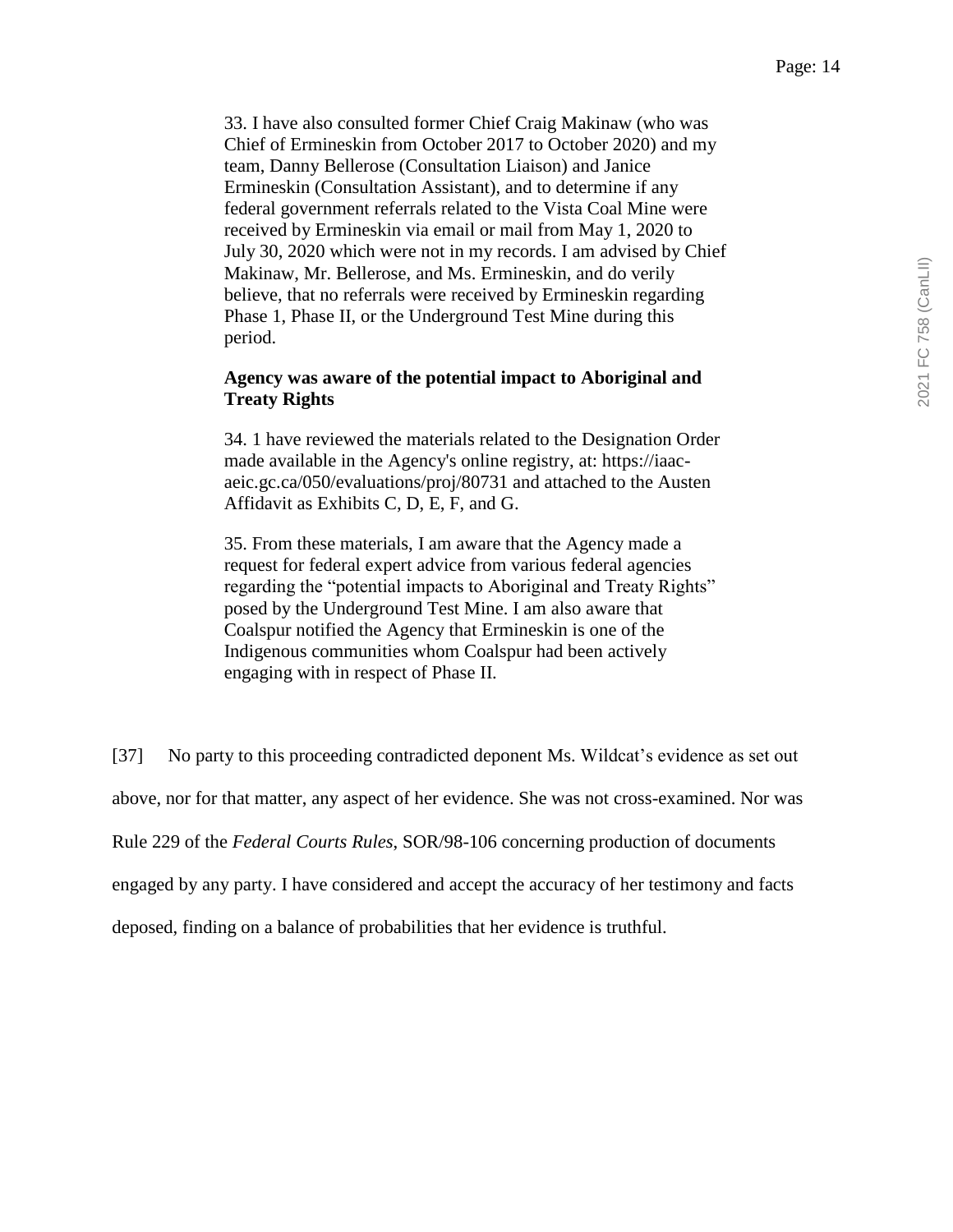> 33. I have also consulted former Chief Craig Makinaw (who was Chief of Ermineskin from October 2017 to October 2020) and my team, Danny Bellerose (Consultation Liaison) and Janice Ermineskin (Consultation Assistant), and to determine if any federal government referrals related to the Vista Coal Mine were received by Ermineskin via email or mail from May 1, 2020 to July 30, 2020 which were not in my records. I am advised by Chief Makinaw, Mr. Bellerose, and Ms. Ermineskin, and do verily believe, that no referrals were received by Ermineskin regarding Phase 1, Phase II, or the Underground Test Mine during this period.
>
> **Agency was aware of the potential impact to Aboriginal and Treaty Rights**
>
> 34. 1 have reviewed the materials related to the Designation Order made available in the Agency's online registry, at: https://iaac-aeic.gc.ca/050/evaluations/proj/80731 and attached to the Austen Affidavit as Exhibits C, D, E, F, and G.
>
> 35. From these materials, I am aware that the Agency made a request for federal expert advice from various federal agencies regarding the "potential impacts to Aboriginal and Treaty Rights" posed by the Underground Test Mine. I am also aware that Coalspur notified the Agency that Ermineskin is one of the Indigenous communities whom Coalspur had been actively engaging with in respect of Phase II.

[37] No party to this proceeding contradicted deponent Ms. Wildcat's evidence as set out above, nor for that matter, any aspect of her evidence. She was not cross-examined. Nor was Rule 229 of the *Federal Courts Rules*, SOR/98-106 concerning production of documents engaged by any party. I have considered and accept the accuracy of her testimony and facts deposed, finding on a balance of probabilities that her evidence is truthful.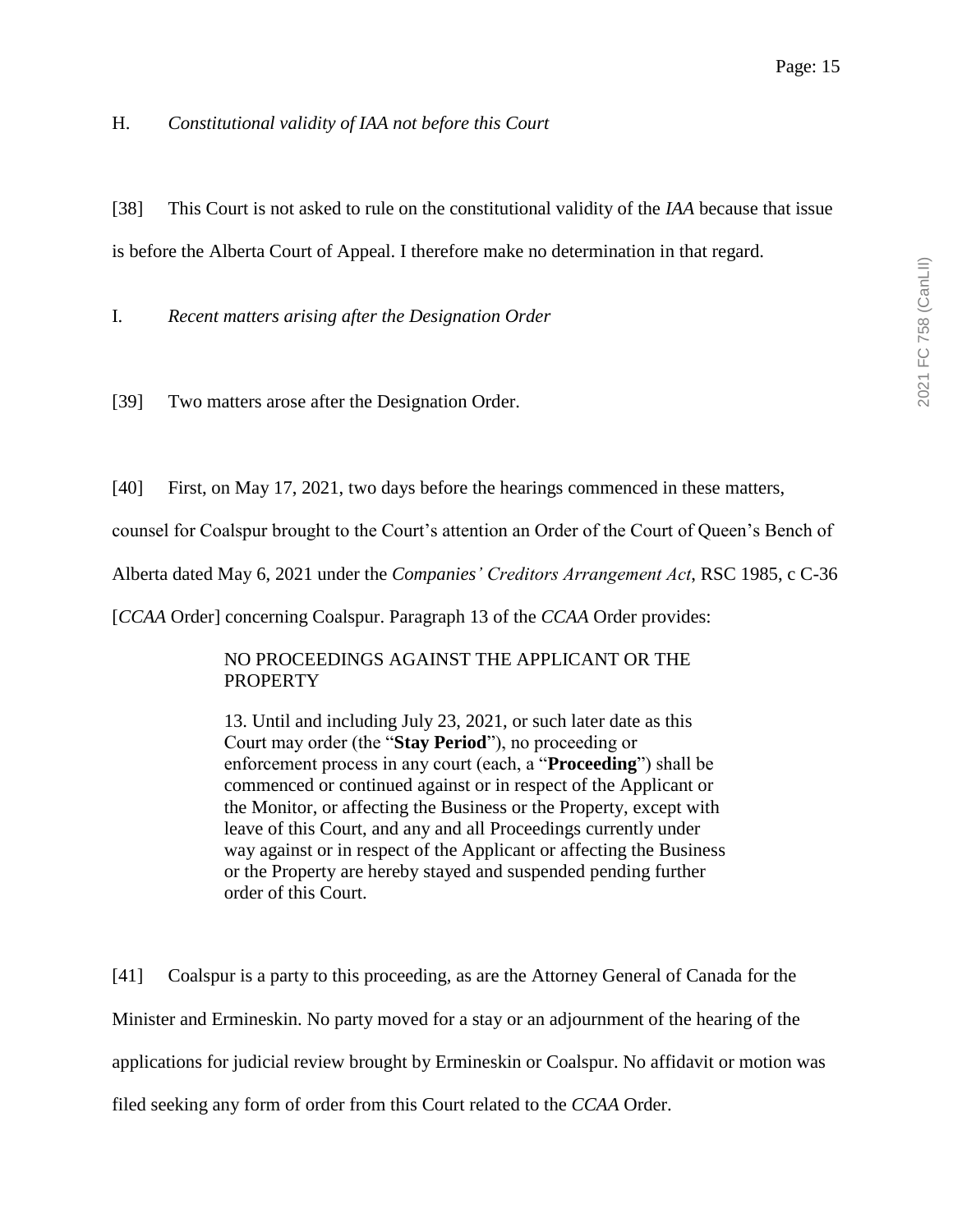H. *Constitutional validity of IAA not before this Court*

[38] This Court is not asked to rule on the constitutional validity of the *IAA* because that issue is before the Alberta Court of Appeal. I therefore make no determination in that regard.

I. *Recent matters arising after the Designation Order*

[39] Two matters arose after the Designation Order.

[40] First, on May 17, 2021, two days before the hearings commenced in these matters, counsel for Coalspur brought to the Court's attention an Order of the Court of Queen's Bench of Alberta dated May 6, 2021 under the *Companies' Creditors Arrangement Act*, RSC 1985, c C-36 [*CCAA* Order] concerning Coalspur. Paragraph 13 of the *CCAA* Order provides:

> NO PROCEEDINGS AGAINST THE APPLICANT OR THE PROPERTY
>
> 13. Until and including July 23, 2021, or such later date as this Court may order (the "**Stay Period**"), no proceeding or enforcement process in any court (each, a "**Proceeding**") shall be commenced or continued against or in respect of the Applicant or the Monitor, or affecting the Business or the Property, except with leave of this Court, and any and all Proceedings currently under way against or in respect of the Applicant or affecting the Business or the Property are hereby stayed and suspended pending further order of this Court.

[41] Coalspur is a party to this proceeding, as are the Attorney General of Canada for the Minister and Ermineskin. No party moved for a stay or an adjournment of the hearing of the applications for judicial review brought by Ermineskin or Coalspur. No affidavit or motion was filed seeking any form of order from this Court related to the *CCAA* Order.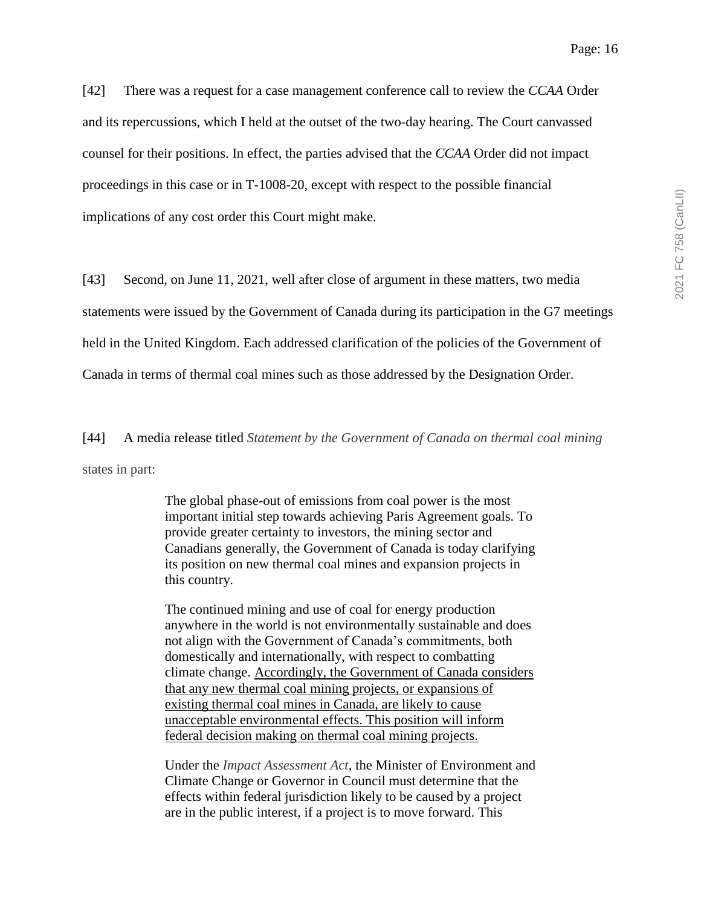[42] There was a request for a case management conference call to review the *CCAA* Order and its repercussions, which I held at the outset of the two-day hearing. The Court canvassed counsel for their positions. In effect, the parties advised that the *CCAA* Order did not impact proceedings in this case or in T-1008-20, except with respect to the possible financial implications of any cost order this Court might make.

[43] Second, on June 11, 2021, well after close of argument in these matters, two media statements were issued by the Government of Canada during its participation in the G7 meetings held in the United Kingdom. Each addressed clarification of the policies of the Government of Canada in terms of thermal coal mines such as those addressed by the Designation Order.

[44] A media release titled *Statement by the Government of Canada on thermal coal mining* states in part:

> The global phase-out of emissions from coal power is the most important initial step towards achieving Paris Agreement goals. To provide greater certainty to investors, the mining sector and Canadians generally, the Government of Canada is today clarifying its position on new thermal coal mines and expansion projects in this country.
>
> The continued mining and use of coal for energy production anywhere in the world is not environmentally sustainable and does not align with the Government of Canada's commitments, both domestically and internationally, with respect to combatting climate change. <u>Accordingly, the Government of Canada considers that any new thermal coal mining projects, or expansions of existing thermal coal mines in Canada, are likely to cause unacceptable environmental effects. This position will inform federal decision making on thermal coal mining projects.</u>
>
> Under the *Impact Assessment Act*, the Minister of Environment and Climate Change or Governor in Council must determine that the effects within federal jurisdiction likely to be caused by a project are in the public interest, if a project is to move forward. This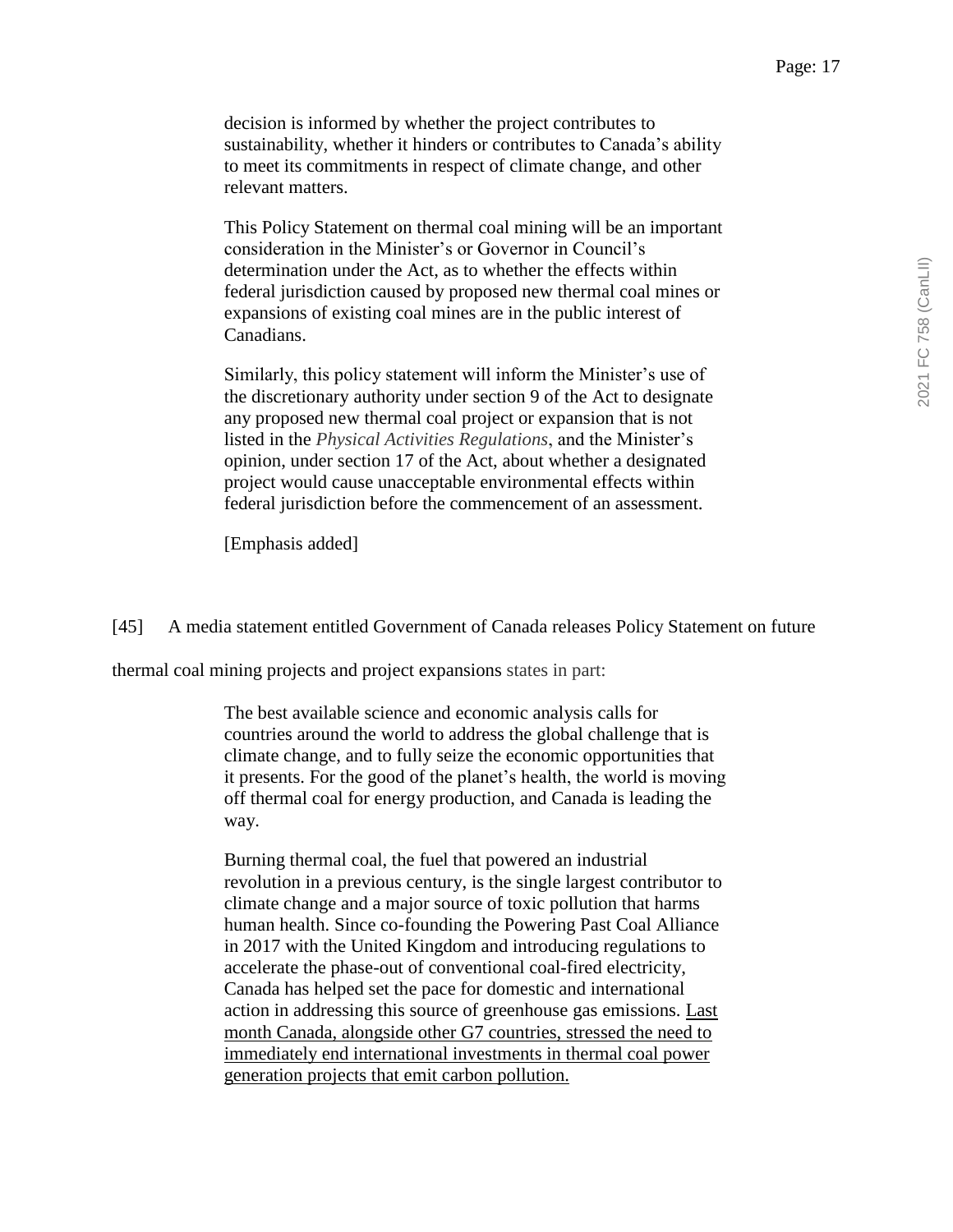> decision is informed by whether the project contributes to sustainability, whether it hinders or contributes to Canada's ability to meet its commitments in respect of climate change, and other relevant matters.
>
> This Policy Statement on thermal coal mining will be an important consideration in the Minister's or Governor in Council's determination under the Act, as to whether the effects within federal jurisdiction caused by proposed new thermal coal mines or expansions of existing coal mines are in the public interest of Canadians.
>
> Similarly, this policy statement will inform the Minister's use of the discretionary authority under section 9 of the Act to designate any proposed new thermal coal project or expansion that is not listed in the *Physical Activities Regulations*, and the Minister's opinion, under section 17 of the Act, about whether a designated project would cause unacceptable environmental effects within federal jurisdiction before the commencement of an assessment.
>
> [Emphasis added]

[45] A media statement entitled Government of Canada releases Policy Statement on future thermal coal mining projects and project expansions states in part:

> The best available science and economic analysis calls for countries around the world to address the global challenge that is climate change, and to fully seize the economic opportunities that it presents. For the good of the planet's health, the world is moving off thermal coal for energy production, and Canada is leading the way.
>
> Burning thermal coal, the fuel that powered an industrial revolution in a previous century, is the single largest contributor to climate change and a major source of toxic pollution that harms human health. Since co-founding the Powering Past Coal Alliance in 2017 with the United Kingdom and introducing regulations to accelerate the phase-out of conventional coal-fired electricity, Canada has helped set the pace for domestic and international action in addressing this source of greenhouse gas emissions. <u>Last month Canada, alongside other G7 countries, stressed the need to immediately end international investments in thermal coal power generation projects that emit carbon pollution.</u>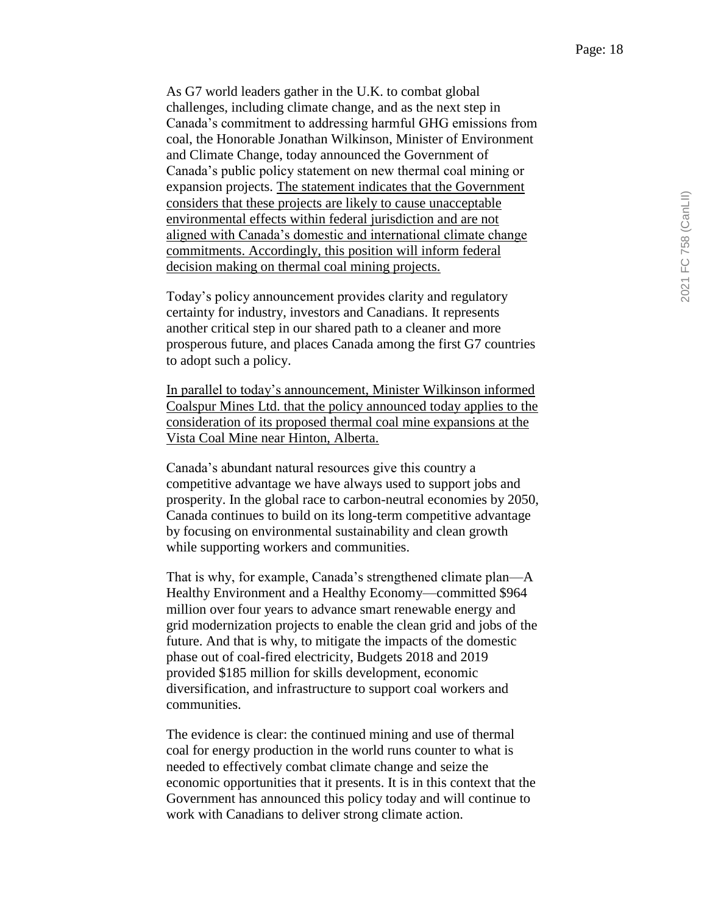As G7 world leaders gather in the U.K. to combat global challenges, including climate change, and as the next step in Canada's commitment to addressing harmful GHG emissions from coal, the Honorable Jonathan Wilkinson, Minister of Environment and Climate Change, today announced the Government of Canada's public policy statement on new thermal coal mining or expansion projects. <u>The statement indicates that the Government considers that these projects are likely to cause unacceptable environmental effects within federal jurisdiction and are not aligned with Canada's domestic and international climate change commitments. Accordingly, this position will inform federal decision making on thermal coal mining projects.</u>

Today's policy announcement provides clarity and regulatory certainty for industry, investors and Canadians. It represents another critical step in our shared path to a cleaner and more prosperous future, and places Canada among the first G7 countries to adopt such a policy.

<u>In parallel to today's announcement, Minister Wilkinson informed Coalspur Mines Ltd. that the policy announced today applies to the consideration of its proposed thermal coal mine expansions at the Vista Coal Mine near Hinton, Alberta.</u>

Canada's abundant natural resources give this country a competitive advantage we have always used to support jobs and prosperity. In the global race to carbon-neutral economies by 2050, Canada continues to build on its long-term competitive advantage by focusing on environmental sustainability and clean growth while supporting workers and communities.

That is why, for example, Canada's strengthened climate plan—A Healthy Environment and a Healthy Economy—committed $964 million over four years to advance smart renewable energy and grid modernization projects to enable the clean grid and jobs of the future. And that is why, to mitigate the impacts of the domestic phase out of coal-fired electricity, Budgets 2018 and 2019 provided $185 million for skills development, economic diversification, and infrastructure to support coal workers and communities.

The evidence is clear: the continued mining and use of thermal coal for energy production in the world runs counter to what is needed to effectively combat climate change and seize the economic opportunities that it presents. It is in this context that the Government has announced this policy today and will continue to work with Canadians to deliver strong climate action.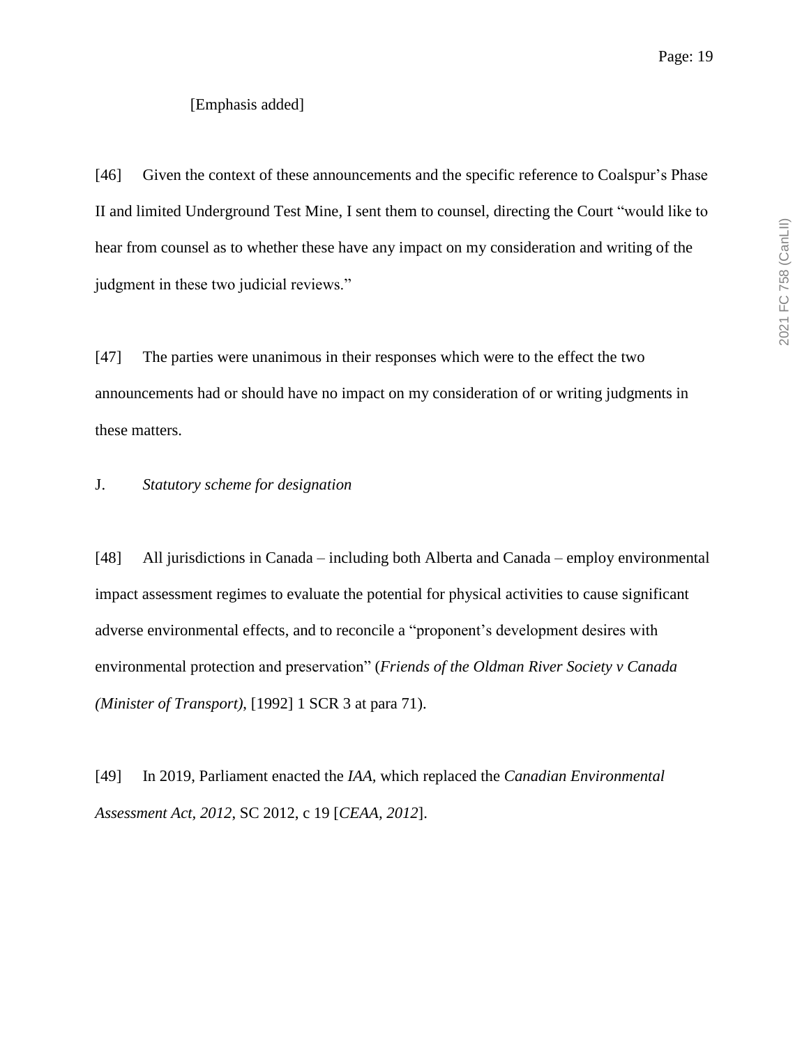[Emphasis added]

[46] Given the context of these announcements and the specific reference to Coalspur's Phase II and limited Underground Test Mine, I sent them to counsel, directing the Court "would like to hear from counsel as to whether these have any impact on my consideration and writing of the judgment in these two judicial reviews."

[47] The parties were unanimous in their responses which were to the effect the two announcements had or should have no impact on my consideration of or writing judgments in these matters.

J. *Statutory scheme for designation*

[48] All jurisdictions in Canada – including both Alberta and Canada – employ environmental impact assessment regimes to evaluate the potential for physical activities to cause significant adverse environmental effects, and to reconcile a "proponent's development desires with environmental protection and preservation" (*Friends of the Oldman River Society v Canada (Minister of Transport)*, [1992] 1 SCR 3 at para 71).

[49] In 2019, Parliament enacted the *IAA*, which replaced the *Canadian Environmental Assessment Act, 2012*, SC 2012, c 19 [*CEAA, 2012*].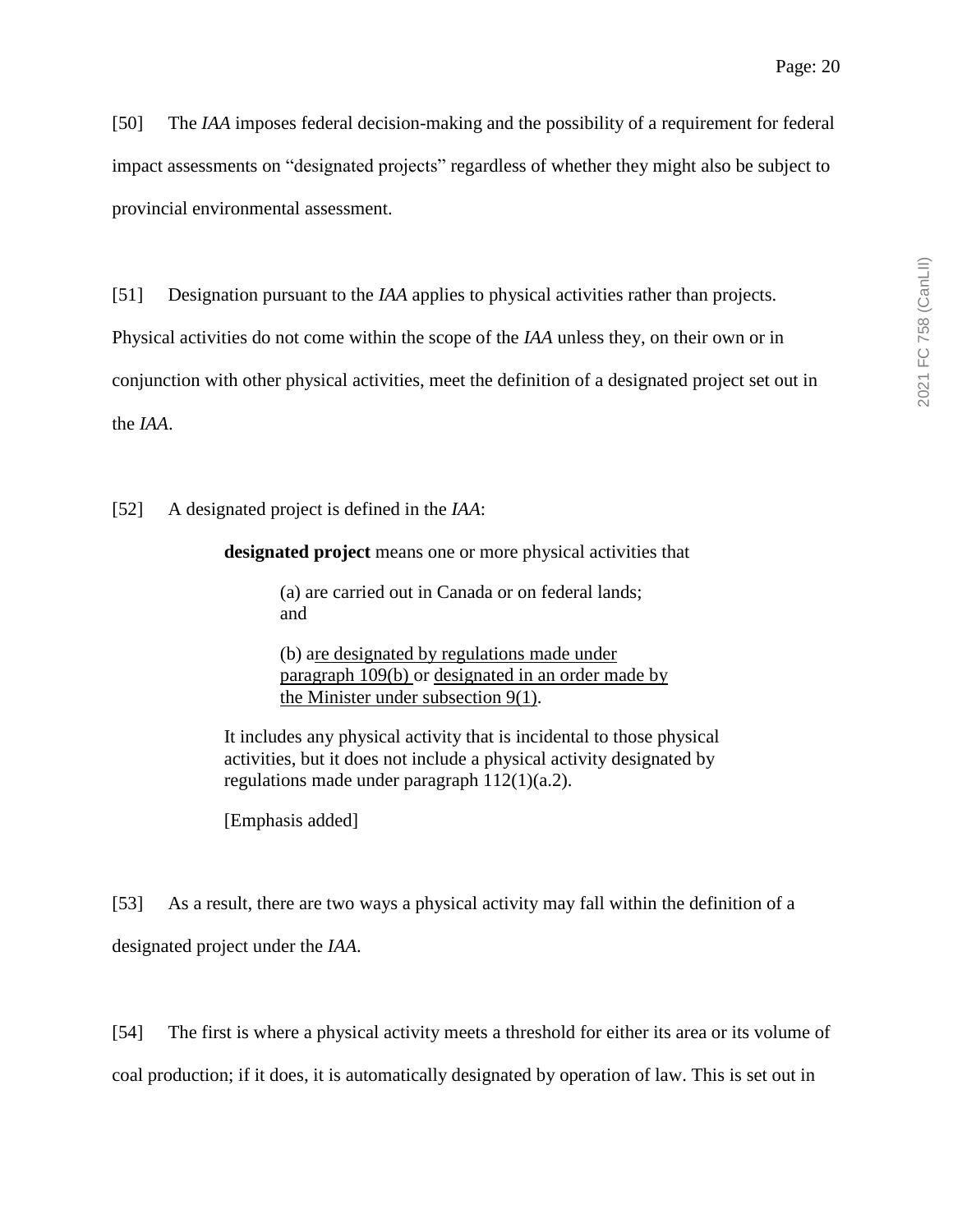[50] The *IAA* imposes federal decision-making and the possibility of a requirement for federal impact assessments on "designated projects" regardless of whether they might also be subject to provincial environmental assessment.

[51] Designation pursuant to the *IAA* applies to physical activities rather than projects. Physical activities do not come within the scope of the *IAA* unless they, on their own or in conjunction with other physical activities, meet the definition of a designated project set out in the *IAA*.

[52] A designated project is defined in the *IAA*:

> **designated project** means one or more physical activities that
>
> > (a) are carried out in Canada or on federal lands; and
> >
> > (b) are designated by regulations made under paragraph 109(b) or designated in an order made by the Minister under subsection 9(1).
>
> It includes any physical activity that is incidental to those physical activities, but it does not include a physical activity designated by regulations made under paragraph 112(1)(a.2).
>
> [Emphasis added]

[53] As a result, there are two ways a physical activity may fall within the definition of a designated project under the *IAA*.

[54] The first is where a physical activity meets a threshold for either its area or its volume of coal production; if it does, it is automatically designated by operation of law. This is set out in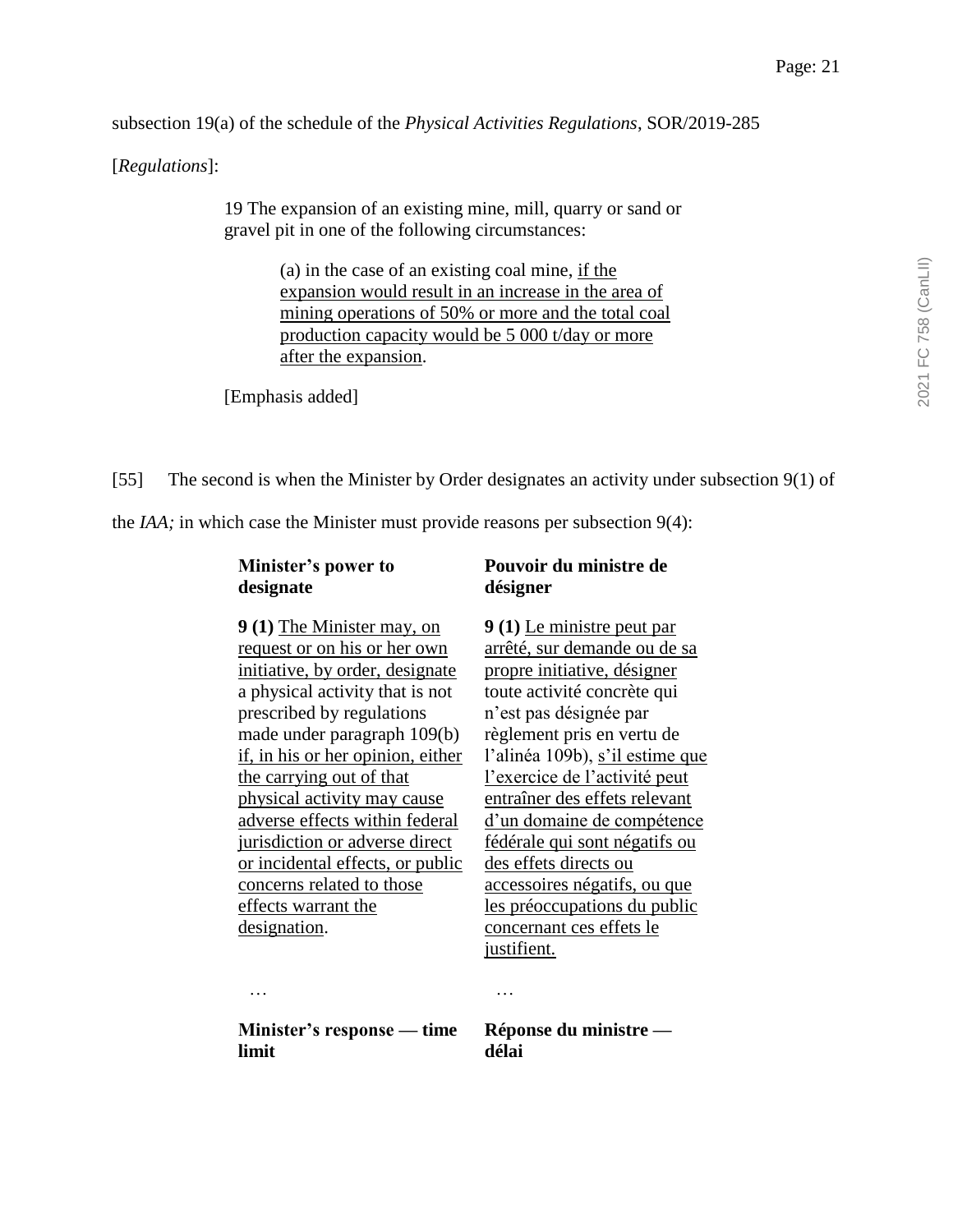subsection 19(a) of the schedule of the *Physical Activities Regulations*, SOR/2019-285 [*Regulations*]:

> 19 The expansion of an existing mine, mill, quarry or sand or gravel pit in one of the following circumstances:
>
> > (a) in the case of an existing coal mine, <u>if the expansion would result in an increase in the area of mining operations of 50% or more and the total coal production capacity would be 5 000 t/day or more after the expansion</u>.
>
> [Emphasis added]

[55] The second is when the Minister by Order designates an activity under subsection 9(1) of the *IAA;* in which case the Minister must provide reasons per subsection 9(4):

| **Minister's power to designate** | **Pouvoir du ministre de désigner** |
|---|---|
| **9 (1)** <u>The Minister may, on request or on his or her own initiative, by order, designate</u> a physical activity that is not prescribed by regulations made under paragraph 109(b) <u>if, in his or her opinion, either the carrying out of that physical activity may cause adverse effects within federal jurisdiction or adverse direct or incidental effects, or public concerns related to those effects warrant the designation</u>. | **9 (1)** <u>Le ministre peut par arrêté, sur demande ou de sa propre initiative, désigner</u> toute activité concrète qui n'est pas désignée par règlement pris en vertu de l'alinéa 109b), <u>s'il estime que l'exercice de l'activité peut entraîner des effets relevant d'un domaine de compétence fédérale qui sont négatifs ou des effets directs ou accessoires négatifs, ou que les préoccupations du public concernant ces effets le justifient.</u> |
| … | … |
| **Minister's response — time limit** | **Réponse du ministre — délai** |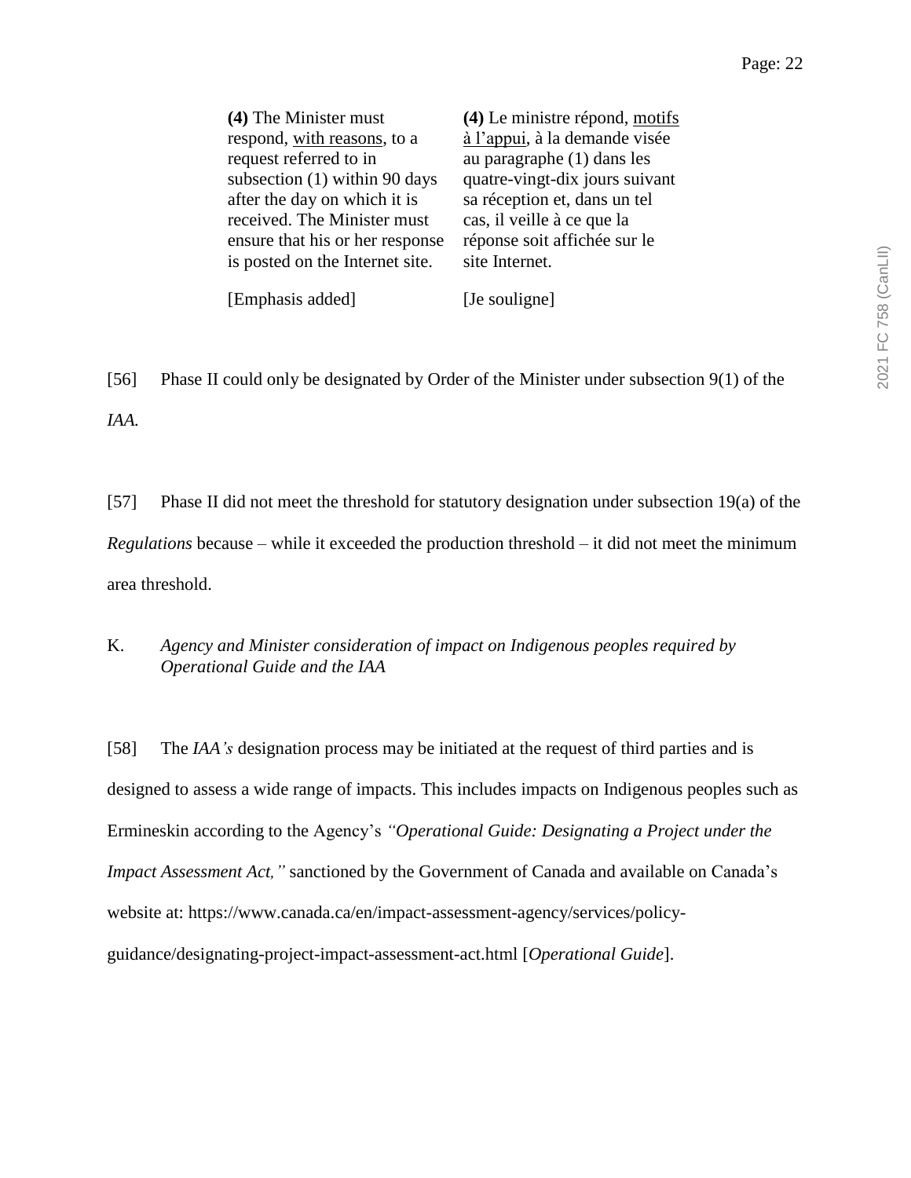| **(4)** The Minister must respond, <u>with reasons</u>, to a request referred to in subsection (1) within 90 days after the day on which it is received. The Minister must ensure that his or her response is posted on the Internet site. | **(4)** Le ministre répond, <u>motifs à l'appui</u>, à la demande visée au paragraphe (1) dans les quatre-vingt-dix jours suivant sa réception et, dans un tel cas, il veille à ce que la réponse soit affichée sur le site Internet. |
| --- | --- |
| [Emphasis added] | [Je souligne] |

[56] Phase II could only be designated by Order of the Minister under subsection 9(1) of the *IAA.*

[57] Phase II did not meet the threshold for statutory designation under subsection 19(a) of the *Regulations* because – while it exceeded the production threshold – it did not meet the minimum area threshold.

### K. *Agency and Minister consideration of impact on Indigenous peoples required by Operational Guide and the IAA*

[58] The *IAA's* designation process may be initiated at the request of third parties and is designed to assess a wide range of impacts. This includes impacts on Indigenous peoples such as Ermineskin according to the Agency's *"Operational Guide: Designating a Project under the Impact Assessment Act,"* sanctioned by the Government of Canada and available on Canada's website at: https://www.canada.ca/en/impact-assessment-agency/services/policy-guidance/designating-project-impact-assessment-act.html [*Operational Guide*].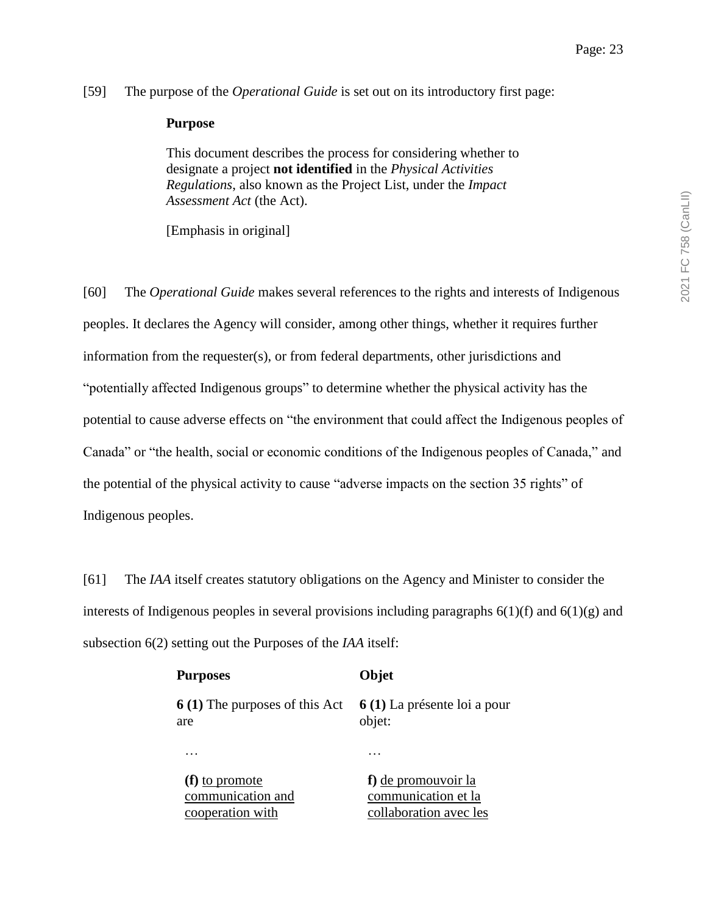[59] The purpose of the *Operational Guide* is set out on its introductory first page:

> **Purpose**
>
> This document describes the process for considering whether to designate a project **not identified** in the *Physical Activities Regulations*, also known as the Project List, under the *Impact Assessment Act* (the Act).
>
> [Emphasis in original]

[60] The *Operational Guide* makes several references to the rights and interests of Indigenous peoples. It declares the Agency will consider, among other things, whether it requires further information from the requester(s), or from federal departments, other jurisdictions and "potentially affected Indigenous groups" to determine whether the physical activity has the potential to cause adverse effects on "the environment that could affect the Indigenous peoples of Canada" or "the health, social or economic conditions of the Indigenous peoples of Canada," and the potential of the physical activity to cause "adverse impacts on the section 35 rights" of Indigenous peoples.

[61] The *IAA* itself creates statutory obligations on the Agency and Minister to consider the interests of Indigenous peoples in several provisions including paragraphs 6(1)(f) and 6(1)(g) and subsection 6(2) setting out the Purposes of the *IAA* itself:

| **Purposes** | **Objet** |
|---|---|
| **6 (1)** The purposes of this Act are | **6 (1)** La présente loi a pour objet: |
| … | … |
| **(f)** <u>to promote communication and cooperation with</u> | **f)** <u>de promouvoir la communication et la collaboration avec les</u> |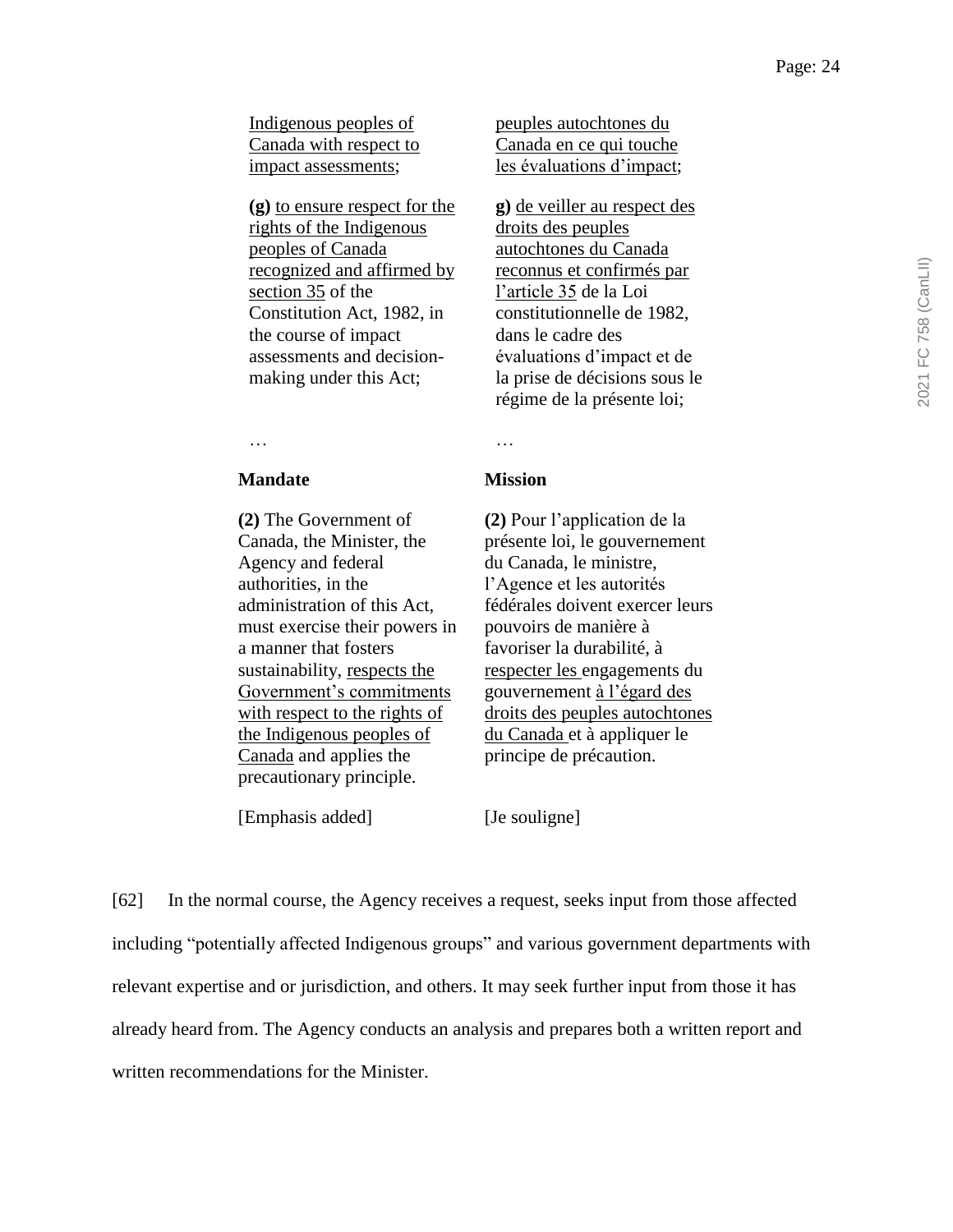| | |
|---|---|
| Indigenous peoples of Canada with respect to impact assessments; | peuples autochtones du Canada en ce qui touche les évaluations d'impact; |
| **(g)** to ensure respect for the rights of the Indigenous peoples of Canada recognized and affirmed by section 35 of the Constitution Act, 1982, in the course of impact assessments and decision-making under this Act; | **g)** de veiller au respect des droits des peuples autochtones du Canada reconnus et confirmés par l'article 35 de la Loi constitutionnelle de 1982, dans le cadre des évaluations d'impact et de la prise de décisions sous le régime de la présente loi; |
| … | … |
| **Mandate** | **Mission** |
| **(2)** The Government of Canada, the Minister, the Agency and federal authorities, in the administration of this Act, must exercise their powers in a manner that fosters sustainability, respects the Government's commitments with respect to the rights of the Indigenous peoples of Canada and applies the precautionary principle. | **(2)** Pour l'application de la présente loi, le gouvernement du Canada, le ministre, l'Agence et les autorités fédérales doivent exercer leurs pouvoirs de manière à favoriser la durabilité, à respecter les engagements du gouvernement à l'égard des droits des peuples autochtones du Canada et à appliquer le principe de précaution. |
| [Emphasis added] | [Je souligne] |

[62] In the normal course, the Agency receives a request, seeks input from those affected including "potentially affected Indigenous groups" and various government departments with relevant expertise and or jurisdiction, and others. It may seek further input from those it has already heard from. The Agency conducts an analysis and prepares both a written report and written recommendations for the Minister.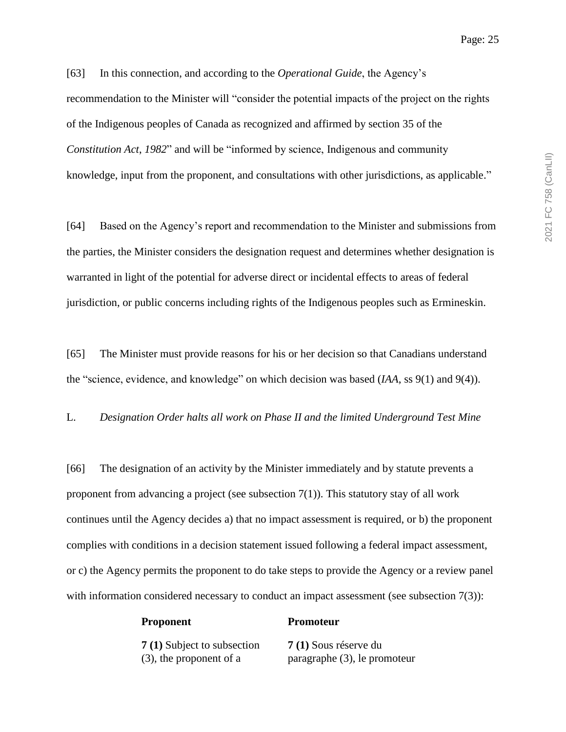[63] In this connection, and according to the *Operational Guide*, the Agency's recommendation to the Minister will "consider the potential impacts of the project on the rights of the Indigenous peoples of Canada as recognized and affirmed by section 35 of the *Constitution Act*, *1982*" and will be "informed by science, Indigenous and community knowledge, input from the proponent, and consultations with other jurisdictions, as applicable."

[64] Based on the Agency's report and recommendation to the Minister and submissions from the parties, the Minister considers the designation request and determines whether designation is warranted in light of the potential for adverse direct or incidental effects to areas of federal jurisdiction, or public concerns including rights of the Indigenous peoples such as Ermineskin.

[65] The Minister must provide reasons for his or her decision so that Canadians understand the "science, evidence, and knowledge" on which decision was based (*IAA*, ss 9(1) and 9(4)).

L. *Designation Order halts all work on Phase II and the limited Underground Test Mine*

[66] The designation of an activity by the Minister immediately and by statute prevents a proponent from advancing a project (see subsection 7(1)). This statutory stay of all work continues until the Agency decides a) that no impact assessment is required, or b) the proponent complies with conditions in a decision statement issued following a federal impact assessment, or c) the Agency permits the proponent to do take steps to provide the Agency or a review panel with information considered necessary to conduct an impact assessment (see subsection 7(3)):

| **Proponent** | **Promoteur** |
|---|---|
| **7 (1)** Subject to subsection (3), the proponent of a | **7 (1)** Sous réserve du paragraphe (3), le promoteur |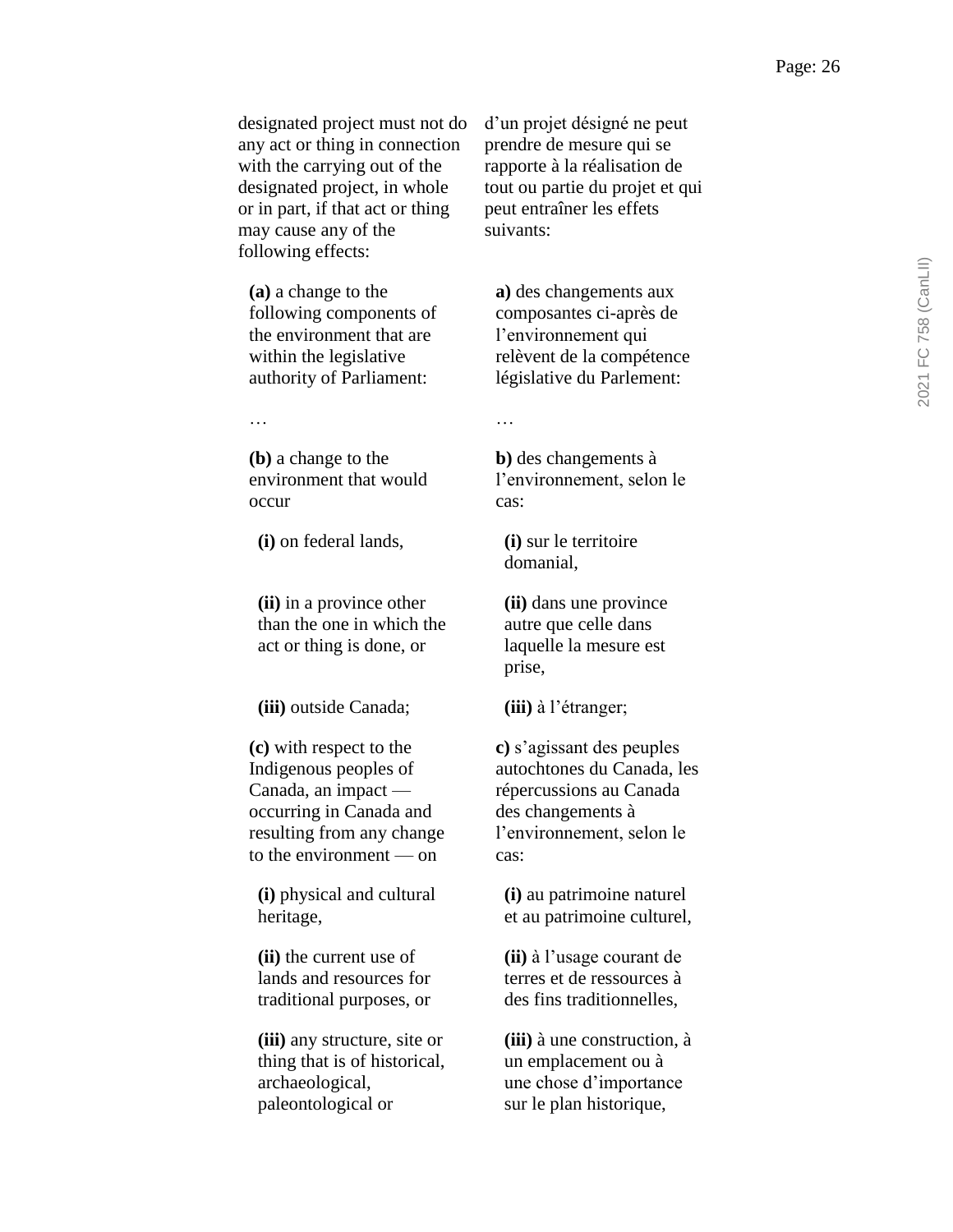| | |
|---|---|
| designated project must not do any act or thing in connection with the carrying out of the designated project, in whole or in part, if that act or thing may cause any of the following effects: | d'un projet désigné ne peut prendre de mesure qui se rapporte à la réalisation de tout ou partie du projet et qui peut entraîner les effets suivants: |
| **(a)** a change to the following components of the environment that are within the legislative authority of Parliament: | **a)** des changements aux composantes ci-après de l'environnement qui relèvent de la compétence législative du Parlement: |
| … | … |
| **(b)** a change to the environment that would occur | **b)** des changements à l'environnement, selon le cas: |
| **(i)** on federal lands, | **(i)** sur le territoire domanial, |
| **(ii)** in a province other than the one in which the act or thing is done, or | **(ii)** dans une province autre que celle dans laquelle la mesure est prise, |
| **(iii)** outside Canada; | **(iii)** à l'étranger; |
| **(c)** with respect to the Indigenous peoples of Canada, an impact — occurring in Canada and resulting from any change to the environment — on | **c)** s'agissant des peuples autochtones du Canada, les répercussions au Canada des changements à l'environnement, selon le cas: |
| **(i)** physical and cultural heritage, | **(i)** au patrimoine naturel et au patrimoine culturel, |
| **(ii)** the current use of lands and resources for traditional purposes, or | **(ii)** à l'usage courant de terres et de ressources à des fins traditionnelles, |
| **(iii)** any structure, site or thing that is of historical, archaeological, paleontological or | **(iii)** à une construction, à un emplacement ou à une chose d'importance sur le plan historique, |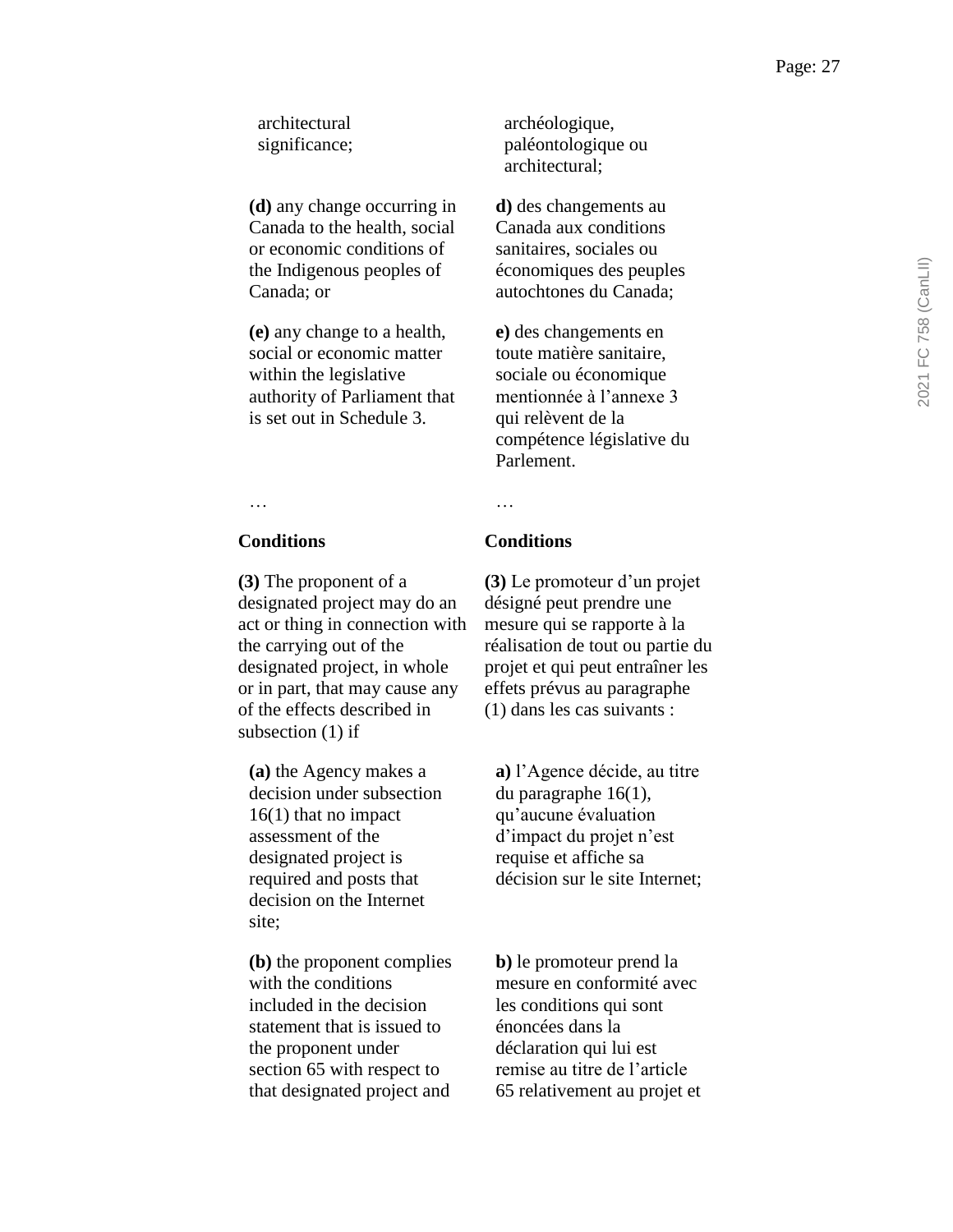| | |
|---|---|
| architectural significance; | archéologique, paléontologique ou architectural; |
| **(d)** any change occurring in Canada to the health, social or economic conditions of the Indigenous peoples of Canada; or | **d)** des changements au Canada aux conditions sanitaires, sociales ou économiques des peuples autochtones du Canada; |
| **(e)** any change to a health, social or economic matter within the legislative authority of Parliament that is set out in Schedule 3. | **e)** des changements en toute matière sanitaire, sociale ou économique mentionnée à l'annexe 3 qui relèvent de la compétence législative du Parlement. |
| … | … |
| **Conditions** | **Conditions** |
| **(3)** The proponent of a designated project may do an act or thing in connection with the carrying out of the designated project, in whole or in part, that may cause any of the effects described in subsection (1) if | **(3)** Le promoteur d'un projet désigné peut prendre une mesure qui se rapporte à la réalisation de tout ou partie du projet et qui peut entraîner les effets prévus au paragraphe (1) dans les cas suivants : |
| **(a)** the Agency makes a decision under subsection 16(1) that no impact assessment of the designated project is required and posts that decision on the Internet site; | **a)** l'Agence décide, au titre du paragraphe 16(1), qu'aucune évaluation d'impact du projet n'est requise et affiche sa décision sur le site Internet; |
| **(b)** the proponent complies with the conditions included in the decision statement that is issued to the proponent under section 65 with respect to that designated project and | **b)** le promoteur prend la mesure en conformité avec les conditions qui sont énoncées dans la déclaration qui lui est remise au titre de l'article 65 relativement au projet et |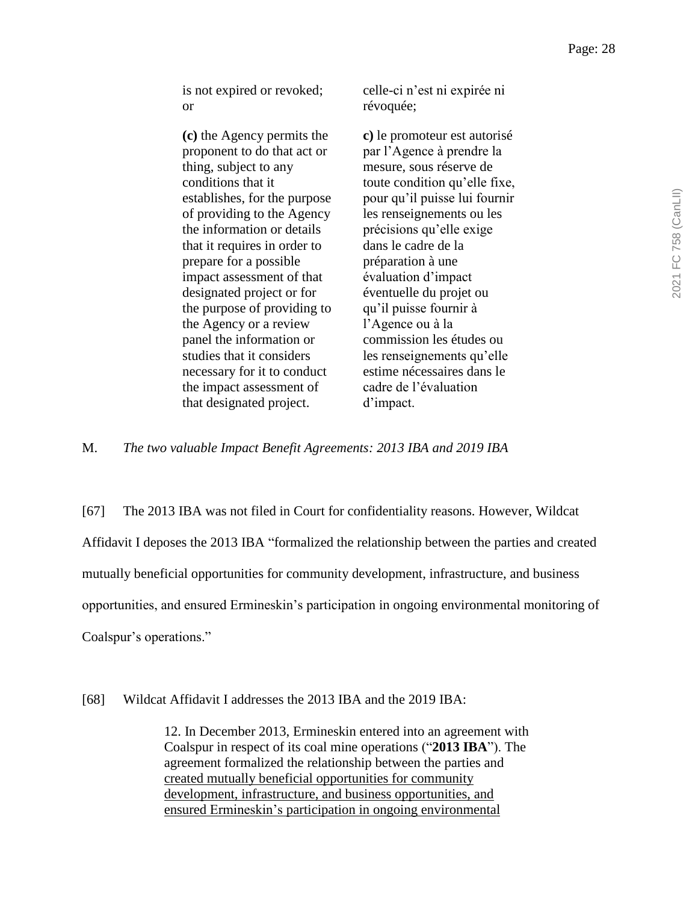| is not expired or revoked; or | celle-ci n'est ni expirée ni révoquée; |
|---|---|
| **(c)** the Agency permits the proponent to do that act or thing, subject to any conditions that it establishes, for the purpose of providing to the Agency the information or details that it requires in order to prepare for a possible impact assessment of that designated project or for the purpose of providing to the Agency or a review panel the information or studies that it considers necessary for it to conduct the impact assessment of that designated project. | **c)** le promoteur est autorisé par l'Agence à prendre la mesure, sous réserve de toute condition qu'elle fixe, pour qu'il puisse lui fournir les renseignements ou les précisions qu'elle exige dans le cadre de la préparation à une évaluation d'impact éventuelle du projet ou qu'il puisse fournir à l'Agence ou à la commission les études ou les renseignements qu'elle estime nécessaires dans le cadre de l'évaluation d'impact. |

## M. *The two valuable Impact Benefit Agreements: 2013 IBA and 2019 IBA*

[67] The 2013 IBA was not filed in Court for confidentiality reasons. However, Wildcat Affidavit I deposes the 2013 IBA "formalized the relationship between the parties and created mutually beneficial opportunities for community development, infrastructure, and business opportunities, and ensured Ermineskin's participation in ongoing environmental monitoring of Coalspur's operations."

[68] Wildcat Affidavit I addresses the 2013 IBA and the 2019 IBA:

> 12. In December 2013, Ermineskin entered into an agreement with Coalspur in respect of its coal mine operations ("**2013 IBA**"). The agreement formalized the relationship between the parties and <u>created mutually beneficial opportunities for community development, infrastructure, and business opportunities, and ensured Ermineskin's participation in ongoing environmental</u>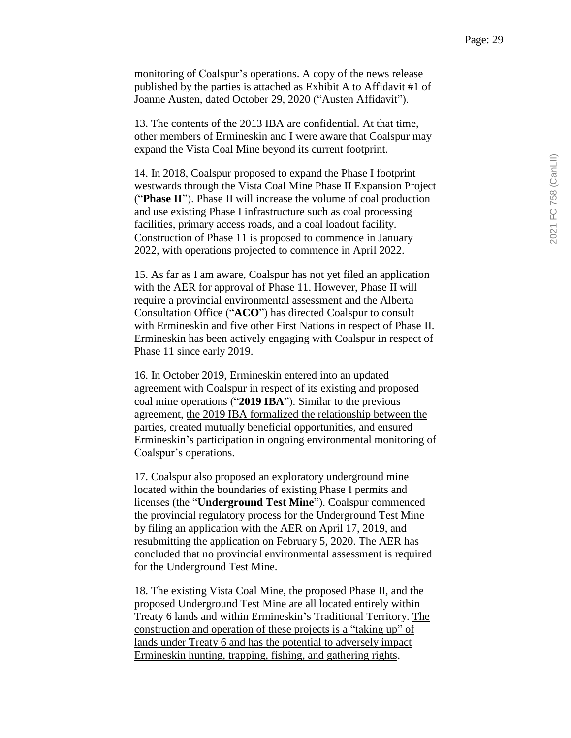monitoring of Coalspur's operations. A copy of the news release published by the parties is attached as Exhibit A to Affidavit #1 of Joanne Austen, dated October 29, 2020 ("Austen Affidavit").

13. The contents of the 2013 IBA are confidential. At that time, other members of Ermineskin and I were aware that Coalspur may expand the Vista Coal Mine beyond its current footprint.

14. In 2018, Coalspur proposed to expand the Phase I footprint westwards through the Vista Coal Mine Phase II Expansion Project ("**Phase II**"). Phase II will increase the volume of coal production and use existing Phase I infrastructure such as coal processing facilities, primary access roads, and a coal loadout facility. Construction of Phase 11 is proposed to commence in January 2022, with operations projected to commence in April 2022.

15. As far as I am aware, Coalspur has not yet filed an application with the AER for approval of Phase 11. However, Phase II will require a provincial environmental assessment and the Alberta Consultation Office ("**ACO**") has directed Coalspur to consult with Ermineskin and five other First Nations in respect of Phase II. Ermineskin has been actively engaging with Coalspur in respect of Phase 11 since early 2019.

16. In October 2019, Ermineskin entered into an updated agreement with Coalspur in respect of its existing and proposed coal mine operations ("**2019 IBA**"). Similar to the previous agreement, the 2019 IBA formalized the relationship between the parties, created mutually beneficial opportunities, and ensured Ermineskin's participation in ongoing environmental monitoring of Coalspur's operations.

17. Coalspur also proposed an exploratory underground mine located within the boundaries of existing Phase I permits and licenses (the "**Underground Test Mine**"). Coalspur commenced the provincial regulatory process for the Underground Test Mine by filing an application with the AER on April 17, 2019, and resubmitting the application on February 5, 2020. The AER has concluded that no provincial environmental assessment is required for the Underground Test Mine.

18. The existing Vista Coal Mine, the proposed Phase II, and the proposed Underground Test Mine are all located entirely within Treaty 6 lands and within Ermineskin's Traditional Territory. The construction and operation of these projects is a "taking up" of lands under Treaty 6 and has the potential to adversely impact Ermineskin hunting, trapping, fishing, and gathering rights.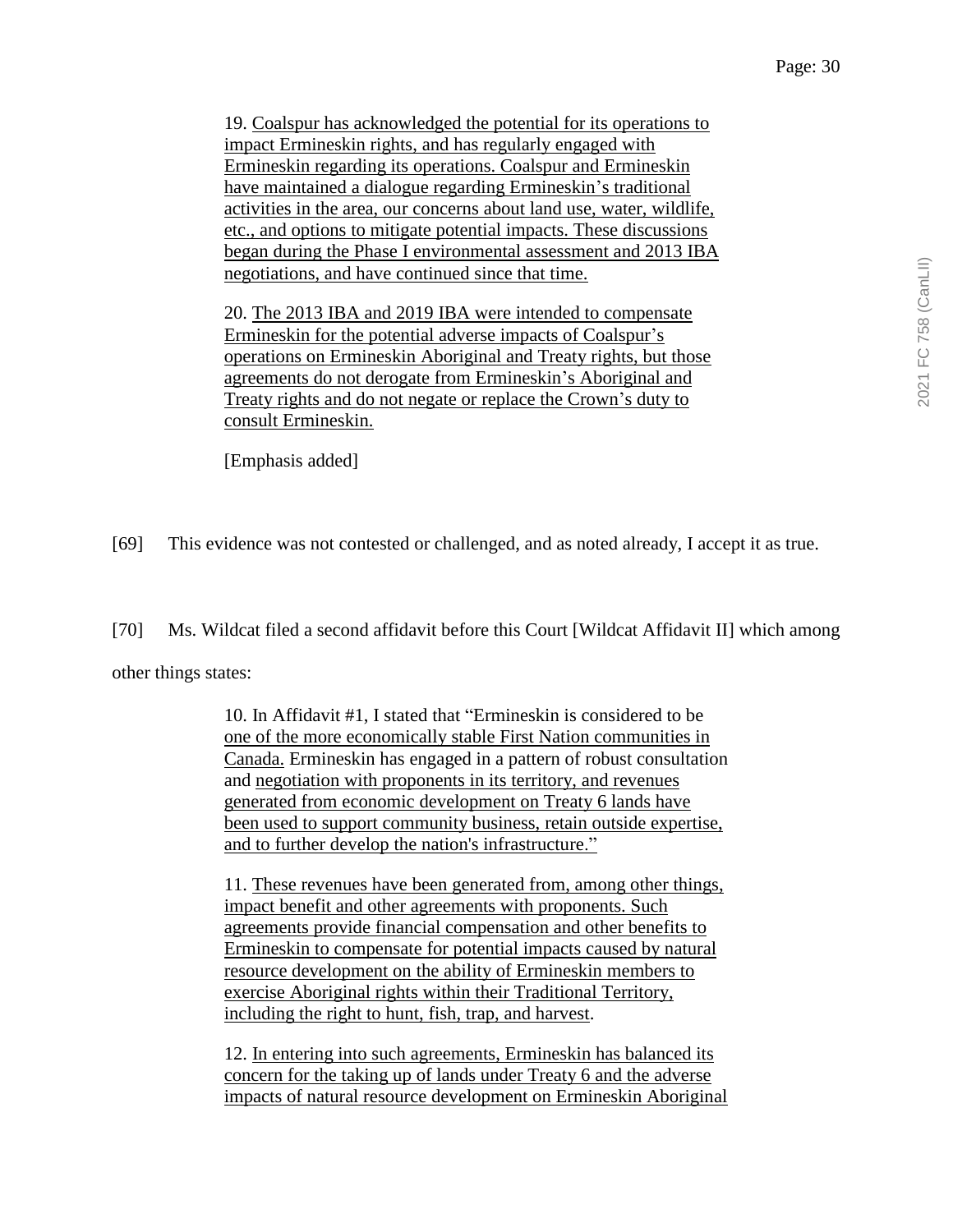> 19. Coalspur has acknowledged the potential for its operations to impact Ermineskin rights, and has regularly engaged with Ermineskin regarding its operations. Coalspur and Ermineskin have maintained a dialogue regarding Ermineskin's traditional activities in the area, our concerns about land use, water, wildlife, etc., and options to mitigate potential impacts. These discussions began during the Phase I environmental assessment and 2013 IBA negotiations, and have continued since that time.
>
> 20. The 2013 IBA and 2019 IBA were intended to compensate Ermineskin for the potential adverse impacts of Coalspur's operations on Ermineskin Aboriginal and Treaty rights, but those agreements do not derogate from Ermineskin's Aboriginal and Treaty rights and do not negate or replace the Crown's duty to consult Ermineskin.
>
> [Emphasis added]

[69] This evidence was not contested or challenged, and as noted already, I accept it as true.

[70] Ms. Wildcat filed a second affidavit before this Court [Wildcat Affidavit II] which among other things states:

> 10. In Affidavit #1, I stated that "Ermineskin is considered to be one of the more economically stable First Nation communities in Canada. Ermineskin has engaged in a pattern of robust consultation and negotiation with proponents in its territory, and revenues generated from economic development on Treaty 6 lands have been used to support community business, retain outside expertise, and to further develop the nation's infrastructure."
>
> 11. These revenues have been generated from, among other things, impact benefit and other agreements with proponents. Such agreements provide financial compensation and other benefits to Ermineskin to compensate for potential impacts caused by natural resource development on the ability of Ermineskin members to exercise Aboriginal rights within their Traditional Territory, including the right to hunt, fish, trap, and harvest.
>
> 12. In entering into such agreements, Ermineskin has balanced its concern for the taking up of lands under Treaty 6 and the adverse impacts of natural resource development on Ermineskin Aboriginal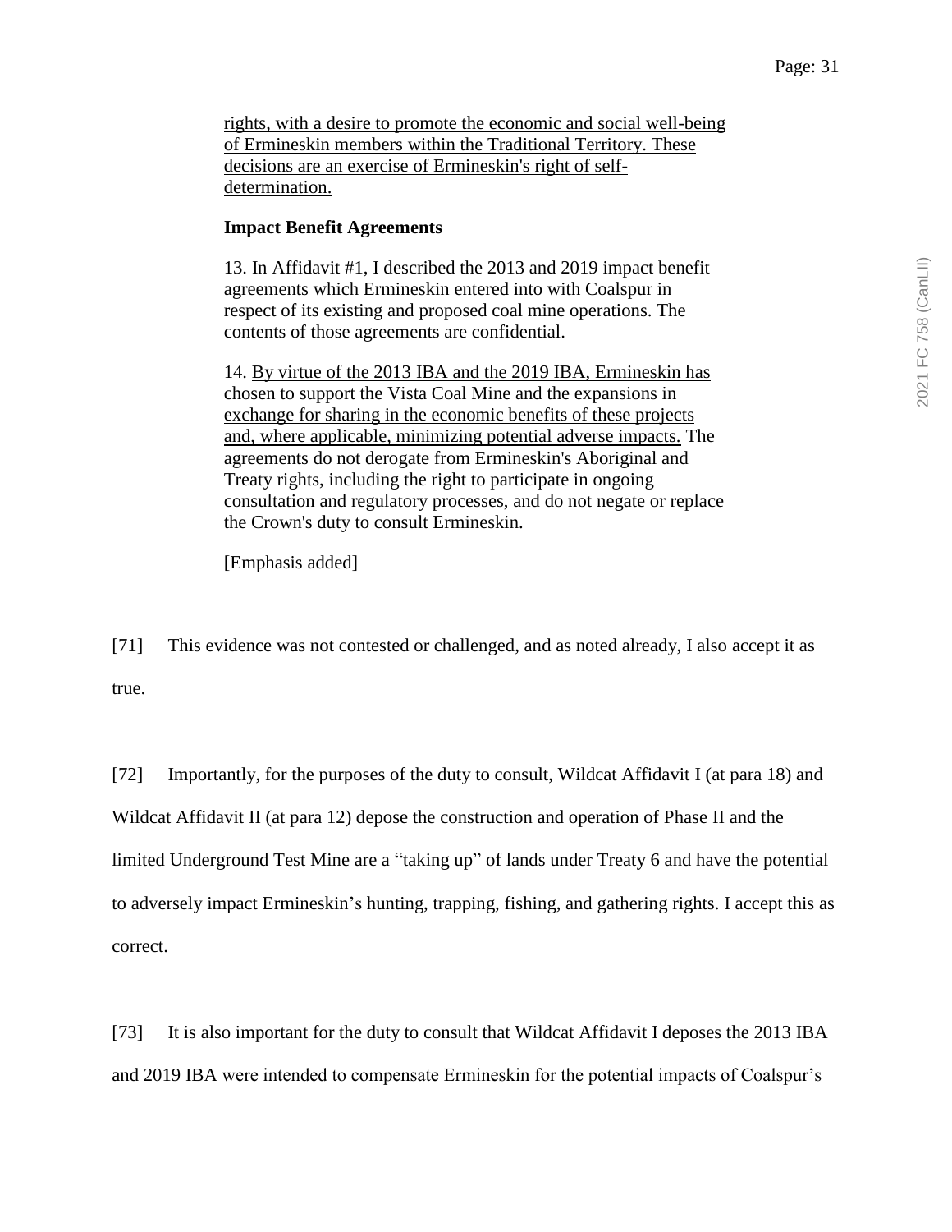> rights, with a desire to promote the economic and social well-being of Ermineskin members within the Traditional Territory. These decisions are an exercise of Ermineskin's right of self-determination.
>
> **Impact Benefit Agreements**
>
> 13. In Affidavit #1, I described the 2013 and 2019 impact benefit agreements which Ermineskin entered into with Coalspur in respect of its existing and proposed coal mine operations. The contents of those agreements are confidential.
>
> 14. By virtue of the 2013 IBA and the 2019 IBA, Ermineskin has chosen to support the Vista Coal Mine and the expansions in exchange for sharing in the economic benefits of these projects and, where applicable, minimizing potential adverse impacts. The agreements do not derogate from Ermineskin's Aboriginal and Treaty rights, including the right to participate in ongoing consultation and regulatory processes, and do not negate or replace the Crown's duty to consult Ermineskin.
>
> [Emphasis added]

[71] This evidence was not contested or challenged, and as noted already, I also accept it as true.

[72] Importantly, for the purposes of the duty to consult, Wildcat Affidavit I (at para 18) and Wildcat Affidavit II (at para 12) depose the construction and operation of Phase II and the limited Underground Test Mine are a "taking up" of lands under Treaty 6 and have the potential to adversely impact Ermineskin's hunting, trapping, fishing, and gathering rights. I accept this as correct.

[73] It is also important for the duty to consult that Wildcat Affidavit I deposes the 2013 IBA and 2019 IBA were intended to compensate Ermineskin for the potential impacts of Coalspur's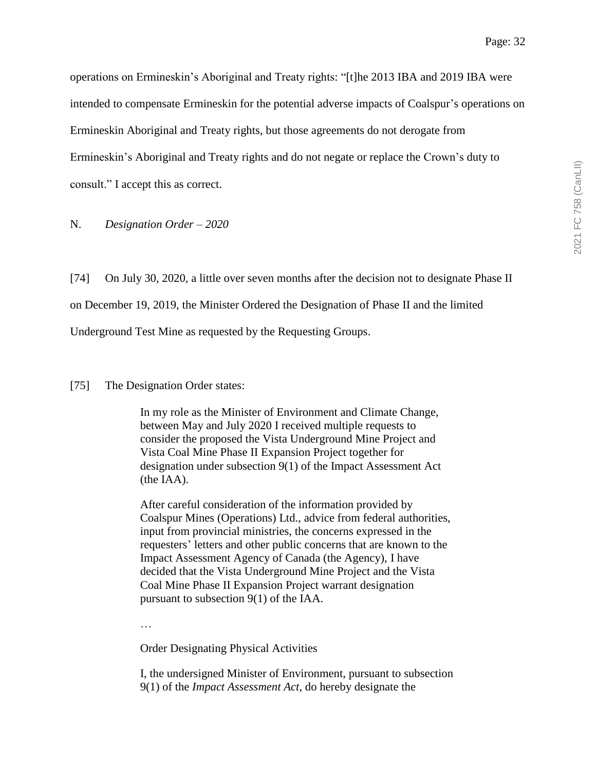operations on Ermineskin's Aboriginal and Treaty rights: "[t]he 2013 IBA and 2019 IBA were intended to compensate Ermineskin for the potential adverse impacts of Coalspur's operations on Ermineskin Aboriginal and Treaty rights, but those agreements do not derogate from Ermineskin's Aboriginal and Treaty rights and do not negate or replace the Crown's duty to consult." I accept this as correct.

### N. *Designation Order – 2020*

[74] On July 30, 2020, a little over seven months after the decision not to designate Phase II on December 19, 2019, the Minister Ordered the Designation of Phase II and the limited Underground Test Mine as requested by the Requesting Groups.

[75] The Designation Order states:

> In my role as the Minister of Environment and Climate Change, between May and July 2020 I received multiple requests to consider the proposed the Vista Underground Mine Project and Vista Coal Mine Phase II Expansion Project together for designation under subsection 9(1) of the Impact Assessment Act (the IAA).
>
> After careful consideration of the information provided by Coalspur Mines (Operations) Ltd., advice from federal authorities, input from provincial ministries, the concerns expressed in the requesters' letters and other public concerns that are known to the Impact Assessment Agency of Canada (the Agency), I have decided that the Vista Underground Mine Project and the Vista Coal Mine Phase II Expansion Project warrant designation pursuant to subsection 9(1) of the IAA.
>
> …
>
> Order Designating Physical Activities
>
> I, the undersigned Minister of Environment, pursuant to subsection 9(1) of the *Impact Assessment Act*, do hereby designate the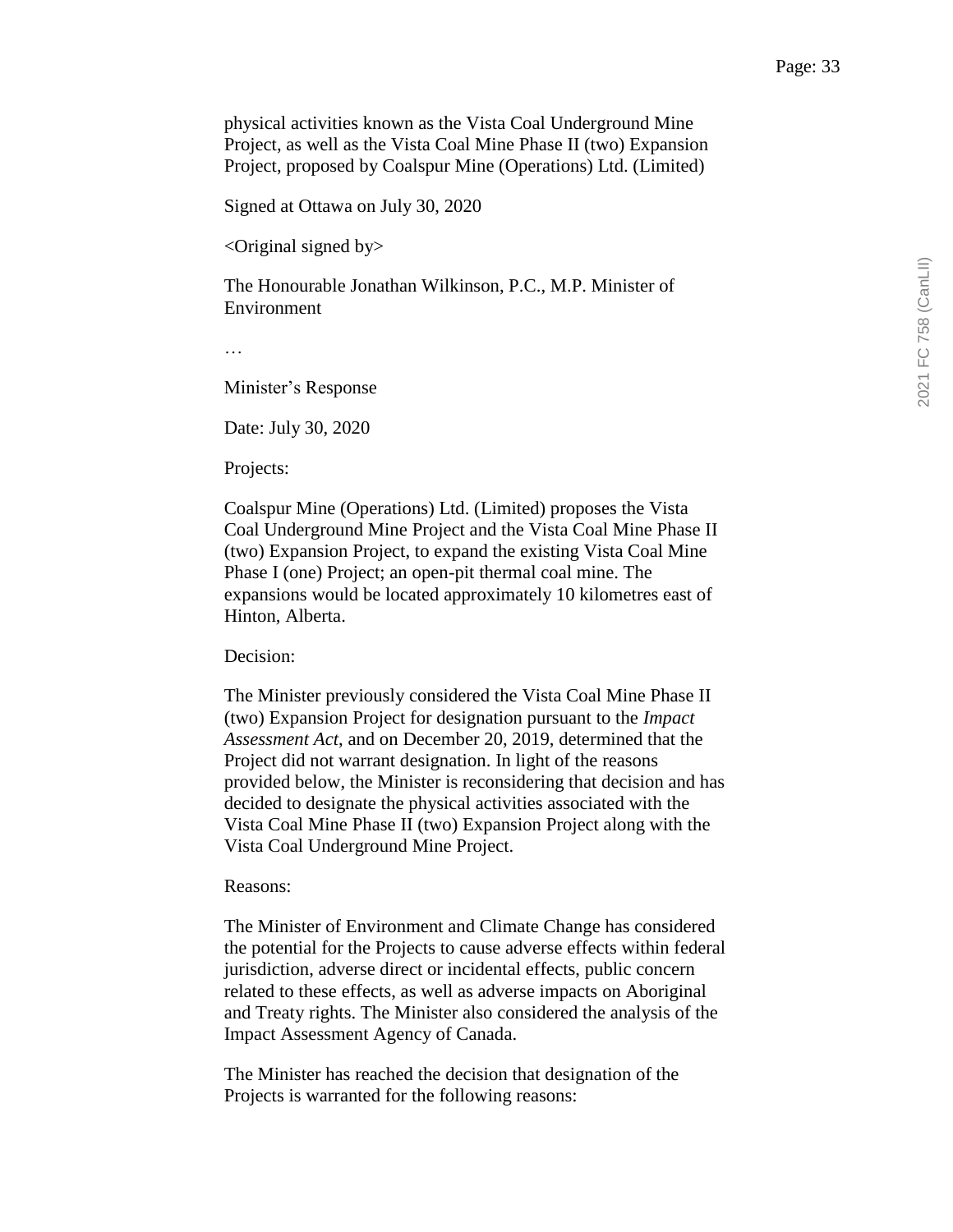physical activities known as the Vista Coal Underground Mine Project, as well as the Vista Coal Mine Phase II (two) Expansion Project, proposed by Coalspur Mine (Operations) Ltd. (Limited)

Signed at Ottawa on July 30, 2020

<Original signed by>

The Honourable Jonathan Wilkinson, P.C., M.P. Minister of Environment

…

Minister's Response

Date: July 30, 2020

Projects:

Coalspur Mine (Operations) Ltd. (Limited) proposes the Vista Coal Underground Mine Project and the Vista Coal Mine Phase II (two) Expansion Project, to expand the existing Vista Coal Mine Phase I (one) Project; an open-pit thermal coal mine. The expansions would be located approximately 10 kilometres east of Hinton, Alberta.

Decision:

The Minister previously considered the Vista Coal Mine Phase II (two) Expansion Project for designation pursuant to the *Impact Assessment Act*, and on December 20, 2019, determined that the Project did not warrant designation. In light of the reasons provided below, the Minister is reconsidering that decision and has decided to designate the physical activities associated with the Vista Coal Mine Phase II (two) Expansion Project along with the Vista Coal Underground Mine Project.

Reasons:

The Minister of Environment and Climate Change has considered the potential for the Projects to cause adverse effects within federal jurisdiction, adverse direct or incidental effects, public concern related to these effects, as well as adverse impacts on Aboriginal and Treaty rights. The Minister also considered the analysis of the Impact Assessment Agency of Canada.

The Minister has reached the decision that designation of the Projects is warranted for the following reasons: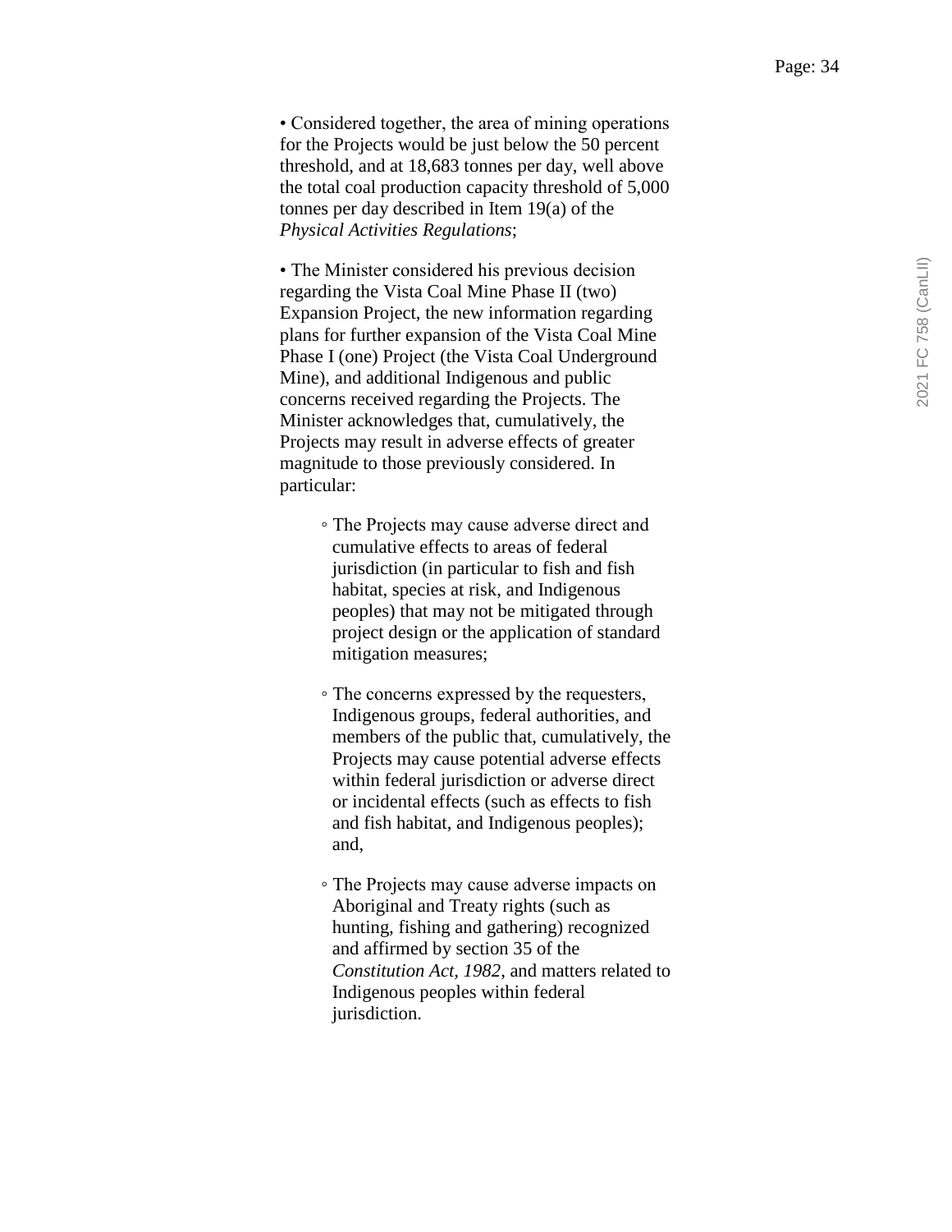- Considered together, the area of mining operations for the Projects would be just below the 50 percent threshold, and at 18,683 tonnes per day, well above the total coal production capacity threshold of 5,000 tonnes per day described in Item 19(a) of the *Physical Activities Regulations*;

- The Minister considered his previous decision regarding the Vista Coal Mine Phase II (two) Expansion Project, the new information regarding plans for further expansion of the Vista Coal Mine Phase I (one) Project (the Vista Coal Underground Mine), and additional Indigenous and public concerns received regarding the Projects. The Minister acknowledges that, cumulatively, the Projects may result in adverse effects of greater magnitude to those previously considered. In particular:

    - The Projects may cause adverse direct and cumulative effects to areas of federal jurisdiction (in particular to fish and fish habitat, species at risk, and Indigenous peoples) that may not be mitigated through project design or the application of standard mitigation measures;

    - The concerns expressed by the requesters, Indigenous groups, federal authorities, and members of the public that, cumulatively, the Projects may cause potential adverse effects within federal jurisdiction or adverse direct or incidental effects (such as effects to fish and fish habitat, and Indigenous peoples); and,

    - The Projects may cause adverse impacts on Aboriginal and Treaty rights (such as hunting, fishing and gathering) recognized and affirmed by section 35 of the *Constitution Act, 1982*, and matters related to Indigenous peoples within federal jurisdiction.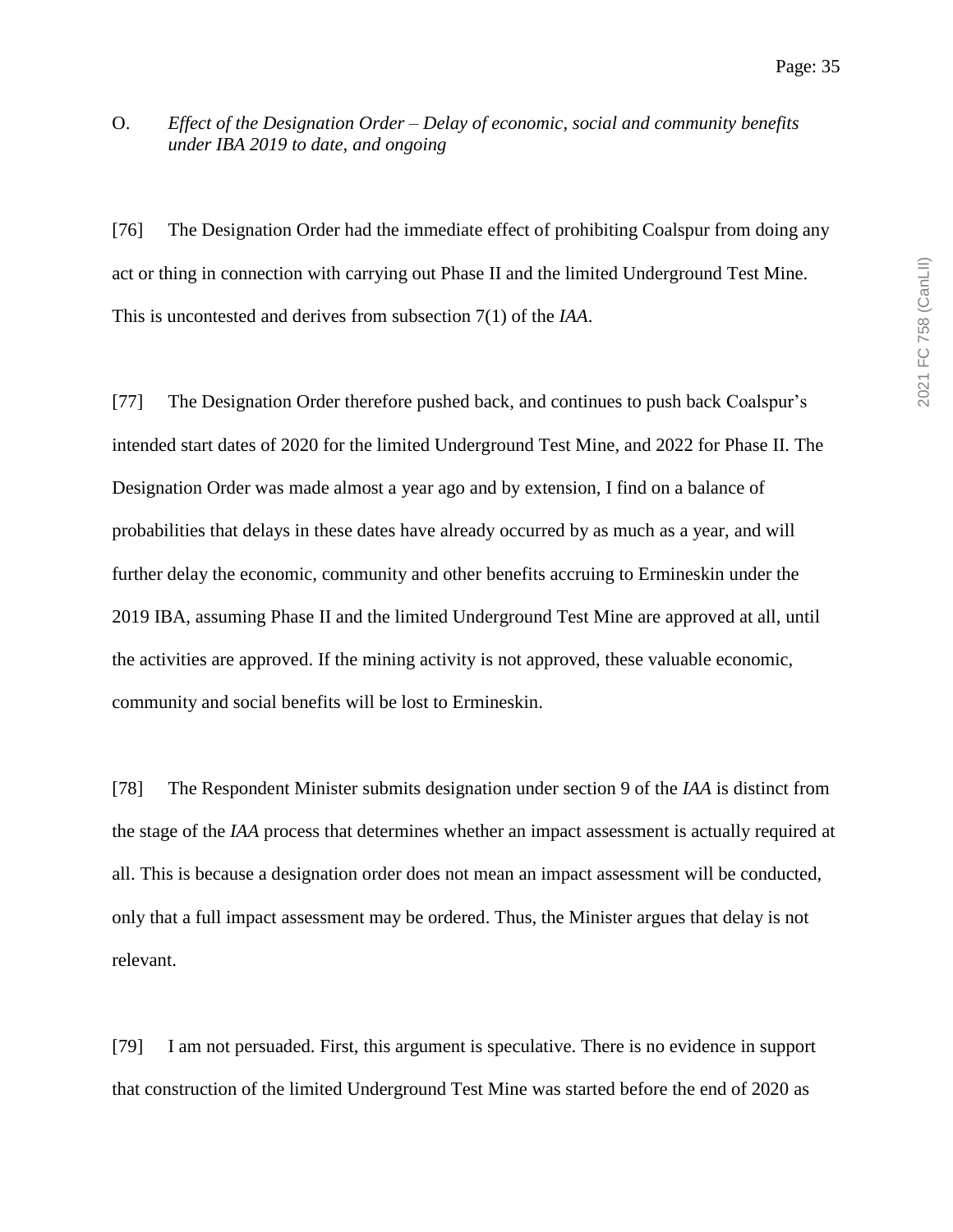O. *Effect of the Designation Order – Delay of economic, social and community benefits under IBA 2019 to date, and ongoing*

[76] The Designation Order had the immediate effect of prohibiting Coalspur from doing any act or thing in connection with carrying out Phase II and the limited Underground Test Mine. This is uncontested and derives from subsection 7(1) of the *IAA*.

[77] The Designation Order therefore pushed back, and continues to push back Coalspur's intended start dates of 2020 for the limited Underground Test Mine, and 2022 for Phase II. The Designation Order was made almost a year ago and by extension, I find on a balance of probabilities that delays in these dates have already occurred by as much as a year, and will further delay the economic, community and other benefits accruing to Ermineskin under the 2019 IBA, assuming Phase II and the limited Underground Test Mine are approved at all, until the activities are approved. If the mining activity is not approved, these valuable economic, community and social benefits will be lost to Ermineskin.

[78] The Respondent Minister submits designation under section 9 of the *IAA* is distinct from the stage of the *IAA* process that determines whether an impact assessment is actually required at all. This is because a designation order does not mean an impact assessment will be conducted, only that a full impact assessment may be ordered. Thus, the Minister argues that delay is not relevant.

[79] I am not persuaded. First, this argument is speculative. There is no evidence in support that construction of the limited Underground Test Mine was started before the end of 2020 as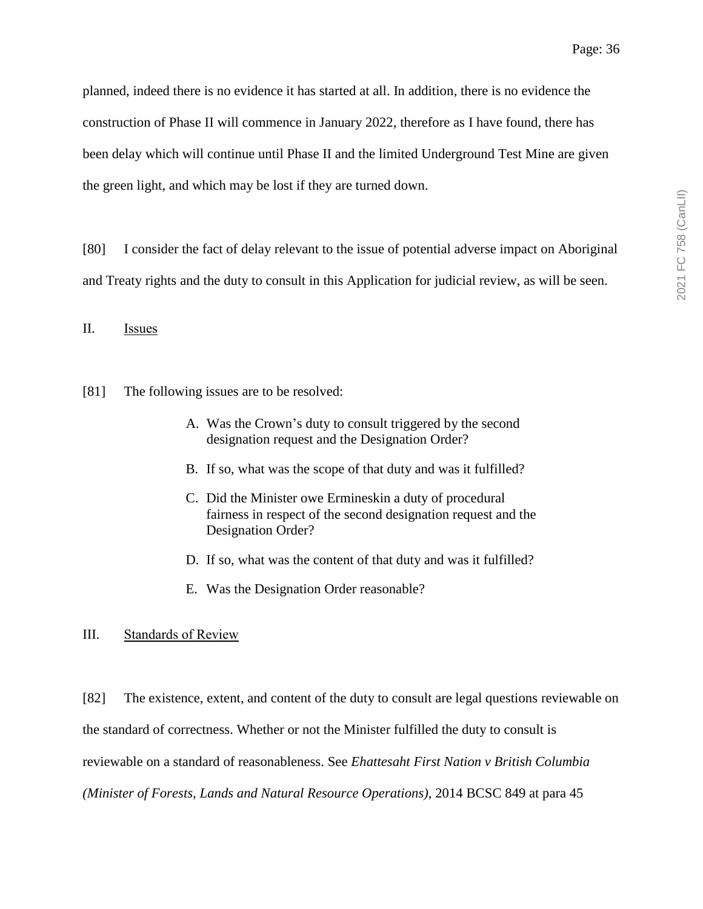planned, indeed there is no evidence it has started at all. In addition, there is no evidence the construction of Phase II will commence in January 2022, therefore as I have found, there has been delay which will continue until Phase II and the limited Underground Test Mine are given the green light, and which may be lost if they are turned down.

[80] I consider the fact of delay relevant to the issue of potential adverse impact on Aboriginal and Treaty rights and the duty to consult in this Application for judicial review, as will be seen.

## II. Issues

[81] The following issues are to be resolved:

> A. Was the Crown's duty to consult triggered by the second designation request and the Designation Order?
>
> B. If so, what was the scope of that duty and was it fulfilled?
>
> C. Did the Minister owe Ermineskin a duty of procedural fairness in respect of the second designation request and the Designation Order?
>
> D. If so, what was the content of that duty and was it fulfilled?
>
> E. Was the Designation Order reasonable?

## III. Standards of Review

[82] The existence, extent, and content of the duty to consult are legal questions reviewable on the standard of correctness. Whether or not the Minister fulfilled the duty to consult is reviewable on a standard of reasonableness. See *Ehattesaht First Nation v British Columbia (Minister of Forests, Lands and Natural Resource Operations)*, 2014 BCSC 849 at para 45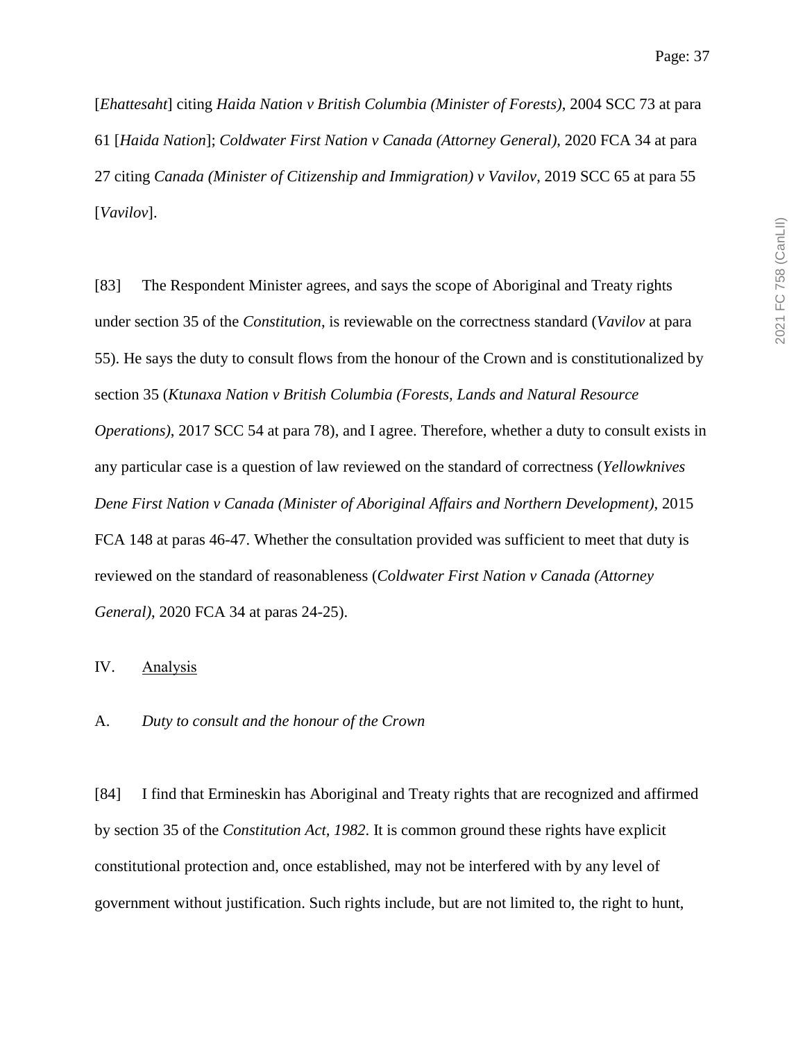[*Ehattesaht*] citing *Haida Nation v British Columbia (Minister of Forests)*, 2004 SCC 73 at para 61 [*Haida Nation*]; *Coldwater First Nation v Canada (Attorney General)*, 2020 FCA 34 at para 27 citing *Canada (Minister of Citizenship and Immigration) v Vavilov*, 2019 SCC 65 at para 55 [*Vavilov*].

[83] The Respondent Minister agrees, and says the scope of Aboriginal and Treaty rights under section 35 of the *Constitution*, is reviewable on the correctness standard (*Vavilov* at para 55). He says the duty to consult flows from the honour of the Crown and is constitutionalized by section 35 (*Ktunaxa Nation v British Columbia (Forests, Lands and Natural Resource Operations)*, 2017 SCC 54 at para 78), and I agree. Therefore, whether a duty to consult exists in any particular case is a question of law reviewed on the standard of correctness (*Yellowknives Dene First Nation v Canada (Minister of Aboriginal Affairs and Northern Development)*, 2015 FCA 148 at paras 46-47. Whether the consultation provided was sufficient to meet that duty is reviewed on the standard of reasonableness (*Coldwater First Nation v Canada (Attorney General)*, 2020 FCA 34 at paras 24-25).

## IV. Analysis

### A. *Duty to consult and the honour of the Crown*

[84] I find that Ermineskin has Aboriginal and Treaty rights that are recognized and affirmed by section 35 of the *Constitution Act, 1982*. It is common ground these rights have explicit constitutional protection and, once established, may not be interfered with by any level of government without justification. Such rights include, but are not limited to, the right to hunt,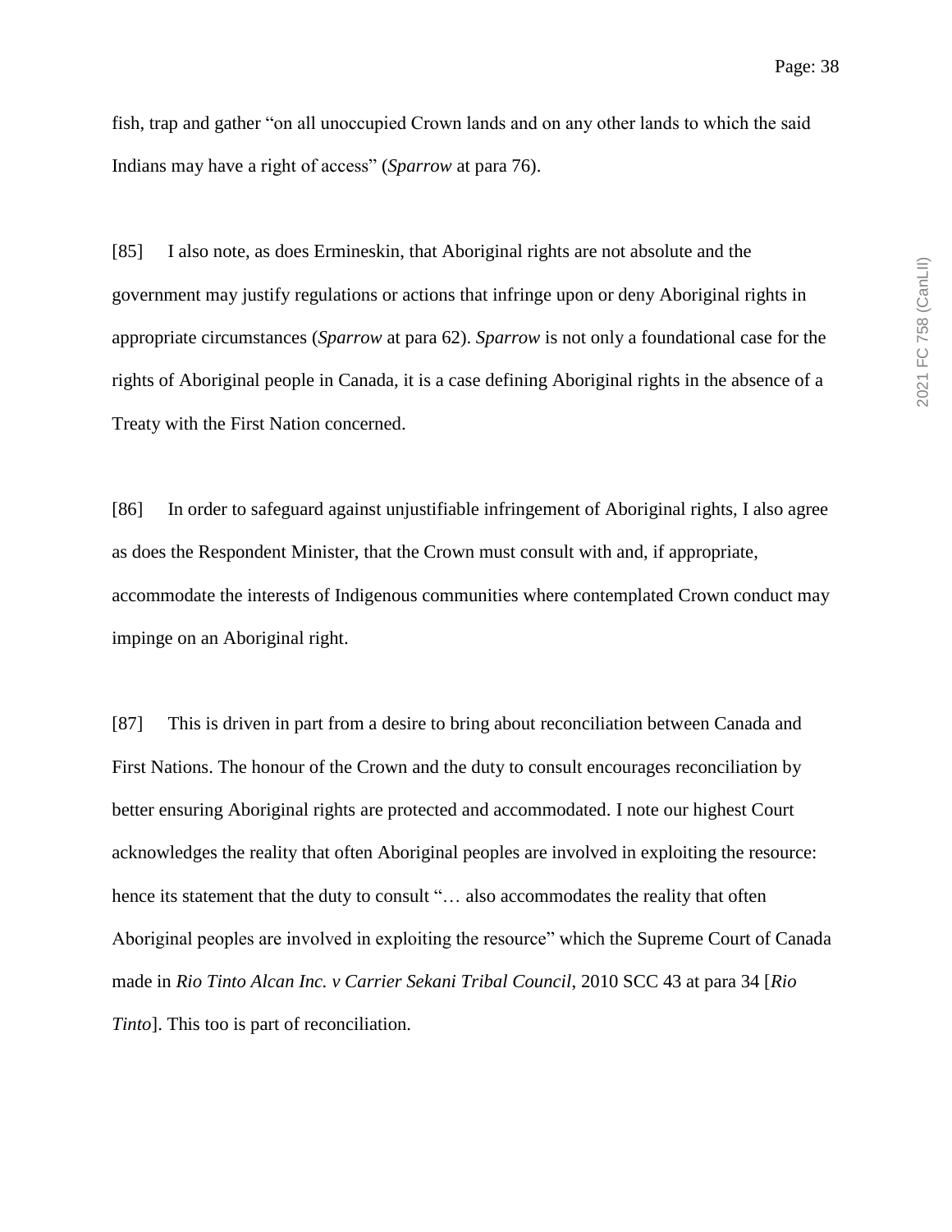fish, trap and gather "on all unoccupied Crown lands and on any other lands to which the said Indians may have a right of access" (*Sparrow* at para 76).

[85] I also note, as does Ermineskin, that Aboriginal rights are not absolute and the government may justify regulations or actions that infringe upon or deny Aboriginal rights in appropriate circumstances (*Sparrow* at para 62). *Sparrow* is not only a foundational case for the rights of Aboriginal people in Canada, it is a case defining Aboriginal rights in the absence of a Treaty with the First Nation concerned.

[86] In order to safeguard against unjustifiable infringement of Aboriginal rights, I also agree as does the Respondent Minister, that the Crown must consult with and, if appropriate, accommodate the interests of Indigenous communities where contemplated Crown conduct may impinge on an Aboriginal right.

[87] This is driven in part from a desire to bring about reconciliation between Canada and First Nations. The honour of the Crown and the duty to consult encourages reconciliation by better ensuring Aboriginal rights are protected and accommodated. I note our highest Court acknowledges the reality that often Aboriginal peoples are involved in exploiting the resource: hence its statement that the duty to consult "… also accommodates the reality that often Aboriginal peoples are involved in exploiting the resource" which the Supreme Court of Canada made in *Rio Tinto Alcan Inc. v Carrier Sekani Tribal Council*, 2010 SCC 43 at para 34 [*Rio Tinto*]. This too is part of reconciliation.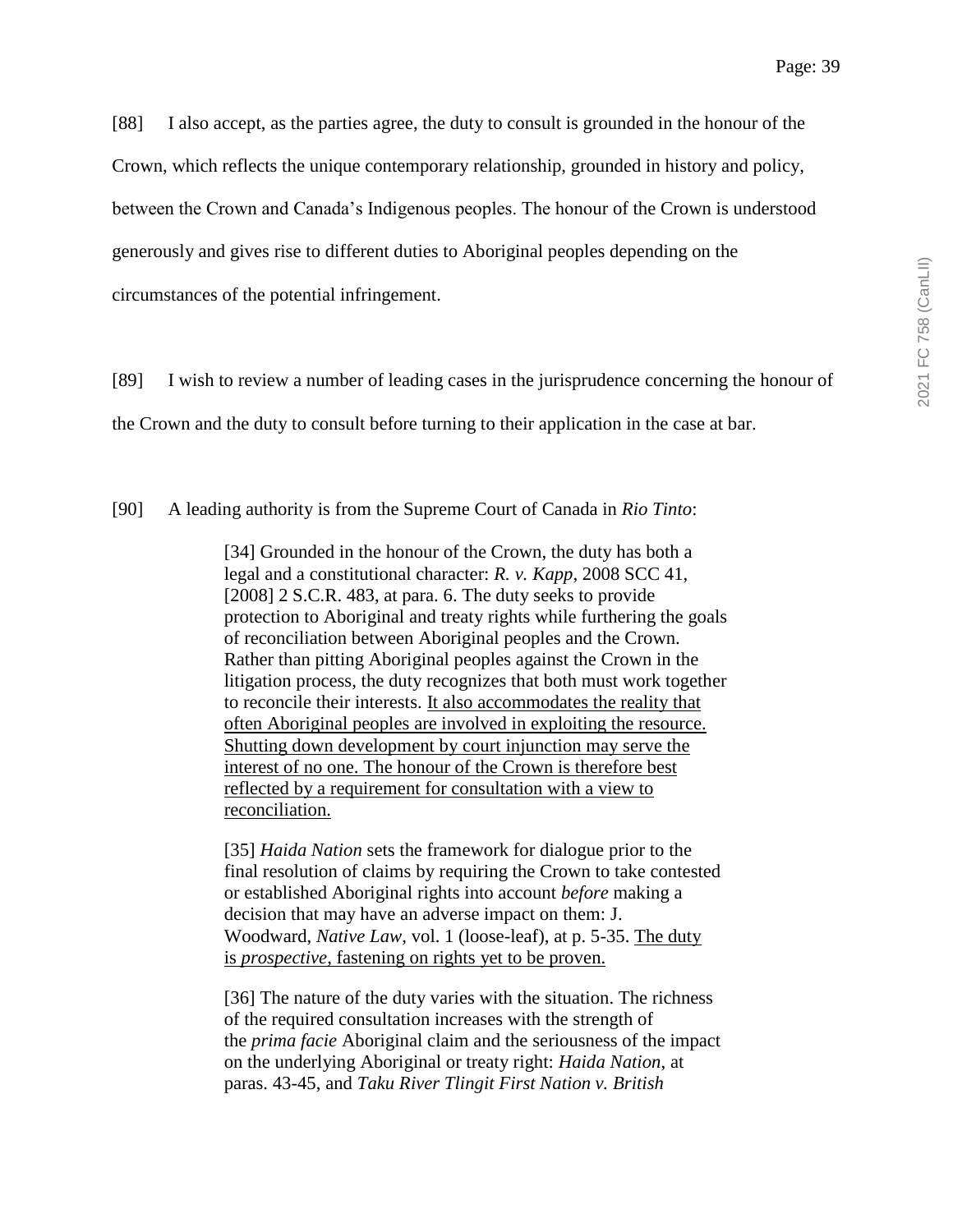[88] I also accept, as the parties agree, the duty to consult is grounded in the honour of the Crown, which reflects the unique contemporary relationship, grounded in history and policy, between the Crown and Canada's Indigenous peoples. The honour of the Crown is understood generously and gives rise to different duties to Aboriginal peoples depending on the circumstances of the potential infringement.

[89] I wish to review a number of leading cases in the jurisprudence concerning the honour of the Crown and the duty to consult before turning to their application in the case at bar.

[90] A leading authority is from the Supreme Court of Canada in *Rio Tinto*:

> [34] Grounded in the honour of the Crown, the duty has both a legal and a constitutional character: *R. v. Kapp*, 2008 SCC 41, [2008] 2 S.C.R. 483, at para. 6. The duty seeks to provide protection to Aboriginal and treaty rights while furthering the goals of reconciliation between Aboriginal peoples and the Crown. Rather than pitting Aboriginal peoples against the Crown in the litigation process, the duty recognizes that both must work together to reconcile their interests. <u>It also accommodates the reality that often Aboriginal peoples are involved in exploiting the resource. Shutting down development by court injunction may serve the interest of no one. The honour of the Crown is therefore best reflected by a requirement for consultation with a view to reconciliation.</u>
>
> [35] *Haida Nation* sets the framework for dialogue prior to the final resolution of claims by requiring the Crown to take contested or established Aboriginal rights into account *before* making a decision that may have an adverse impact on them: J. Woodward, *Native Law*, vol. 1 (loose-leaf), at p. 5-35. <u>The duty is *prospective*, fastening on rights yet to be proven.</u>
>
> [36] The nature of the duty varies with the situation. The richness of the required consultation increases with the strength of the *prima facie* Aboriginal claim and the seriousness of the impact on the underlying Aboriginal or treaty right: *Haida Nation*, at paras. 43-45, and *Taku River Tlingit First Nation v. British*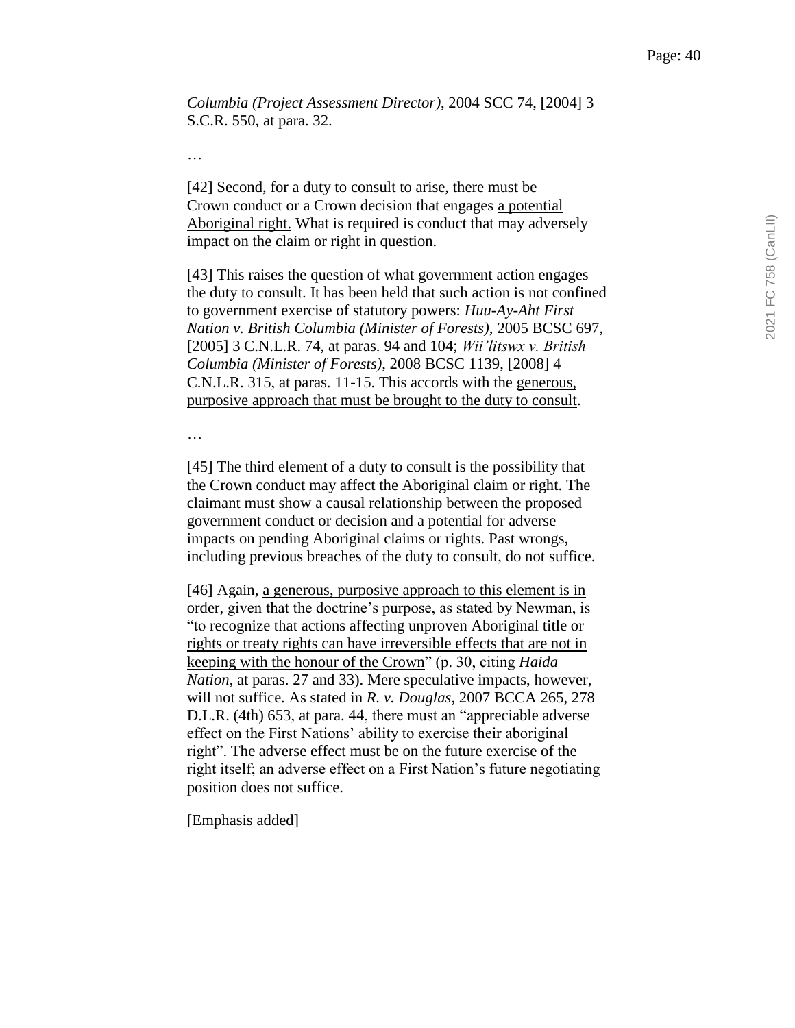*Columbia (Project Assessment Director)*, 2004 SCC 74, [2004] 3 S.C.R. 550, at para. 32.

…

[42] Second, for a duty to consult to arise, there must be Crown conduct or a Crown decision that engages <u>a potential Aboriginal right.</u> What is required is conduct that may adversely impact on the claim or right in question.

[43] This raises the question of what government action engages the duty to consult. It has been held that such action is not confined to government exercise of statutory powers: *Huu-Ay-Aht First Nation v. British Columbia (Minister of Forests)*, 2005 BCSC 697, [2005] 3 C.N.L.R. 74, at paras. 94 and 104; *Wii'litswx v. British Columbia (Minister of Forests)*, 2008 BCSC 1139, [2008] 4 C.N.L.R. 315, at paras. 11-15. This accords with the <u>generous, purposive approach that must be brought to the duty to consult</u>.

…

[45] The third element of a duty to consult is the possibility that the Crown conduct may affect the Aboriginal claim or right. The claimant must show a causal relationship between the proposed government conduct or decision and a potential for adverse impacts on pending Aboriginal claims or rights. Past wrongs, including previous breaches of the duty to consult, do not suffice.

[46] Again, <u>a generous, purposive approach to this element is in order,</u> given that the doctrine's purpose, as stated by Newman, is "to <u>recognize that actions affecting unproven Aboriginal title or rights or treaty rights can have irreversible effects that are not in keeping with the honour of the Crown</u>" (p. 30, citing *Haida Nation*, at paras. 27 and 33). Mere speculative impacts, however, will not suffice. As stated in *R. v. Douglas*, 2007 BCCA 265, 278 D.L.R. (4th) 653, at para. 44, there must an "appreciable adverse effect on the First Nations' ability to exercise their aboriginal right". The adverse effect must be on the future exercise of the right itself; an adverse effect on a First Nation's future negotiating position does not suffice.

[Emphasis added]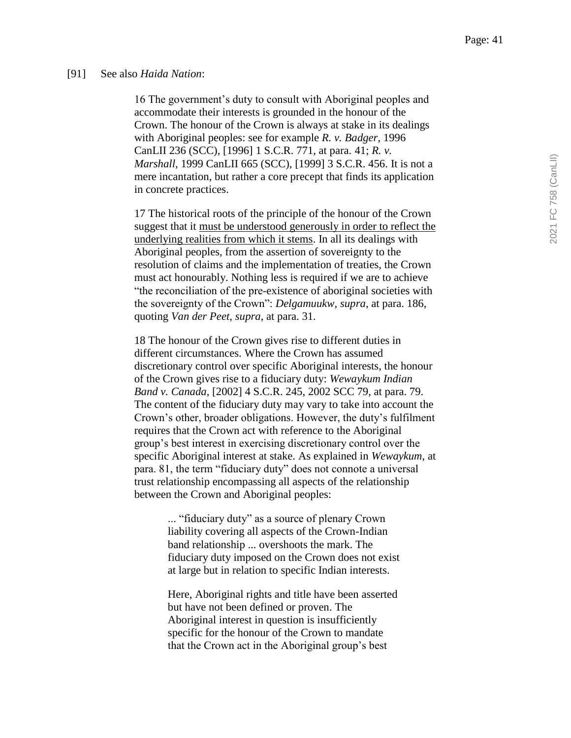[91] See also *Haida Nation*:

> 16 The government's duty to consult with Aboriginal peoples and accommodate their interests is grounded in the honour of the Crown. The honour of the Crown is always at stake in its dealings with Aboriginal peoples: see for example *R. v. Badger*, 1996 CanLII 236 (SCC), [1996] 1 S.C.R. 771, at para. 41; *R. v. Marshall*, 1999 CanLII 665 (SCC), [1999] 3 S.C.R. 456. It is not a mere incantation, but rather a core precept that finds its application in concrete practices.
>
> 17 The historical roots of the principle of the honour of the Crown suggest that it <u>must be understood generously in order to reflect the underlying realities from which it stems</u>. In all its dealings with Aboriginal peoples, from the assertion of sovereignty to the resolution of claims and the implementation of treaties, the Crown must act honourably. Nothing less is required if we are to achieve "the reconciliation of the pre-existence of aboriginal societies with the sovereignty of the Crown": *Delgamuukw*, *supra*, at para. 186, quoting *Van der Peet*, *supra*, at para. 31.
>
> 18 The honour of the Crown gives rise to different duties in different circumstances. Where the Crown has assumed discretionary control over specific Aboriginal interests, the honour of the Crown gives rise to a fiduciary duty: *Wewaykum Indian Band v. Canada*, [2002] 4 S.C.R. 245, 2002 SCC 79, at para. 79. The content of the fiduciary duty may vary to take into account the Crown's other, broader obligations. However, the duty's fulfilment requires that the Crown act with reference to the Aboriginal group's best interest in exercising discretionary control over the specific Aboriginal interest at stake. As explained in *Wewaykum*, at para. 81, the term "fiduciary duty" does not connote a universal trust relationship encompassing all aspects of the relationship between the Crown and Aboriginal peoples:
>
>> ... "fiduciary duty" as a source of plenary Crown liability covering all aspects of the Crown-Indian band relationship ... overshoots the mark. The fiduciary duty imposed on the Crown does not exist at large but in relation to specific Indian interests.
>>
>> Here, Aboriginal rights and title have been asserted but have not been defined or proven. The Aboriginal interest in question is insufficiently specific for the honour of the Crown to mandate that the Crown act in the Aboriginal group's best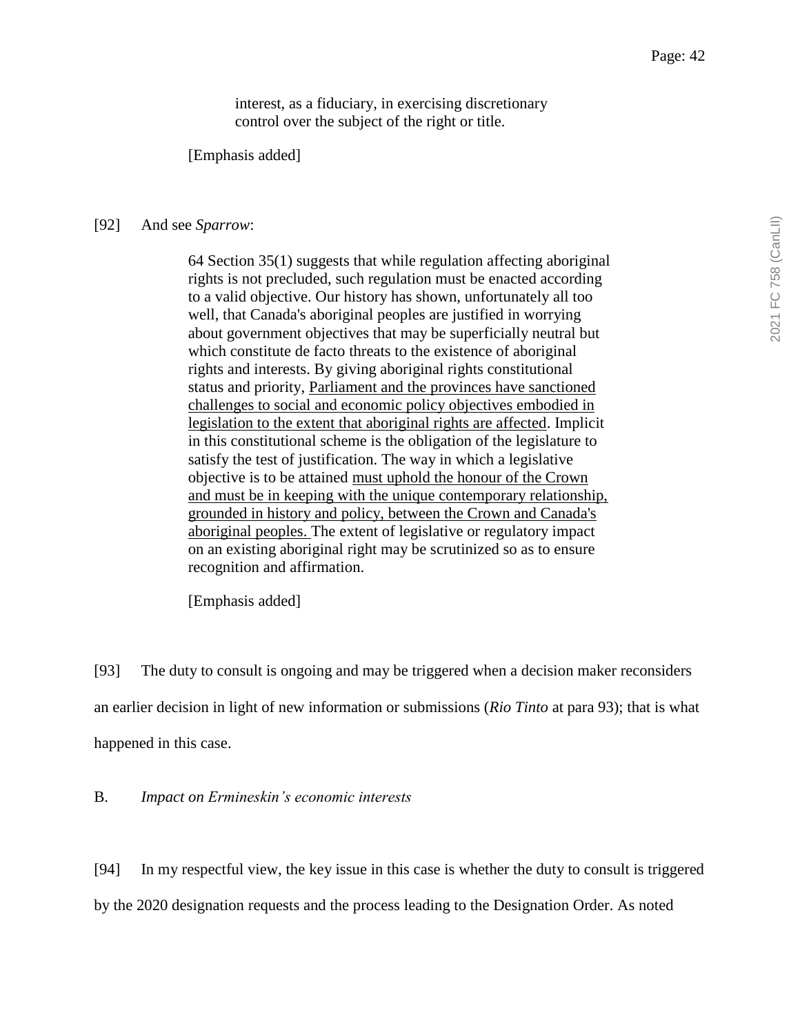> interest, as a fiduciary, in exercising discretionary control over the subject of the right or title.
>
> [Emphasis added]

[92] And see *Sparrow*:

> 64 Section 35(1) suggests that while regulation affecting aboriginal rights is not precluded, such regulation must be enacted according to a valid objective. Our history has shown, unfortunately all too well, that Canada's aboriginal peoples are justified in worrying about government objectives that may be superficially neutral but which constitute de facto threats to the existence of aboriginal rights and interests. By giving aboriginal rights constitutional status and priority, <u>Parliament and the provinces have sanctioned challenges to social and economic policy objectives embodied in legislation to the extent that aboriginal rights are affected</u>. Implicit in this constitutional scheme is the obligation of the legislature to satisfy the test of justification. The way in which a legislative objective is to be attained <u>must uphold the honour of the Crown and must be in keeping with the unique contemporary relationship, grounded in history and policy, between the Crown and Canada's aboriginal peoples.</u> The extent of legislative or regulatory impact on an existing aboriginal right may be scrutinized so as to ensure recognition and affirmation.
>
> [Emphasis added]

[93] The duty to consult is ongoing and may be triggered when a decision maker reconsiders an earlier decision in light of new information or submissions (*Rio Tinto* at para 93); that is what happened in this case.

B. *Impact on Ermineskin's economic interests*

[94] In my respectful view, the key issue in this case is whether the duty to consult is triggered by the 2020 designation requests and the process leading to the Designation Order. As noted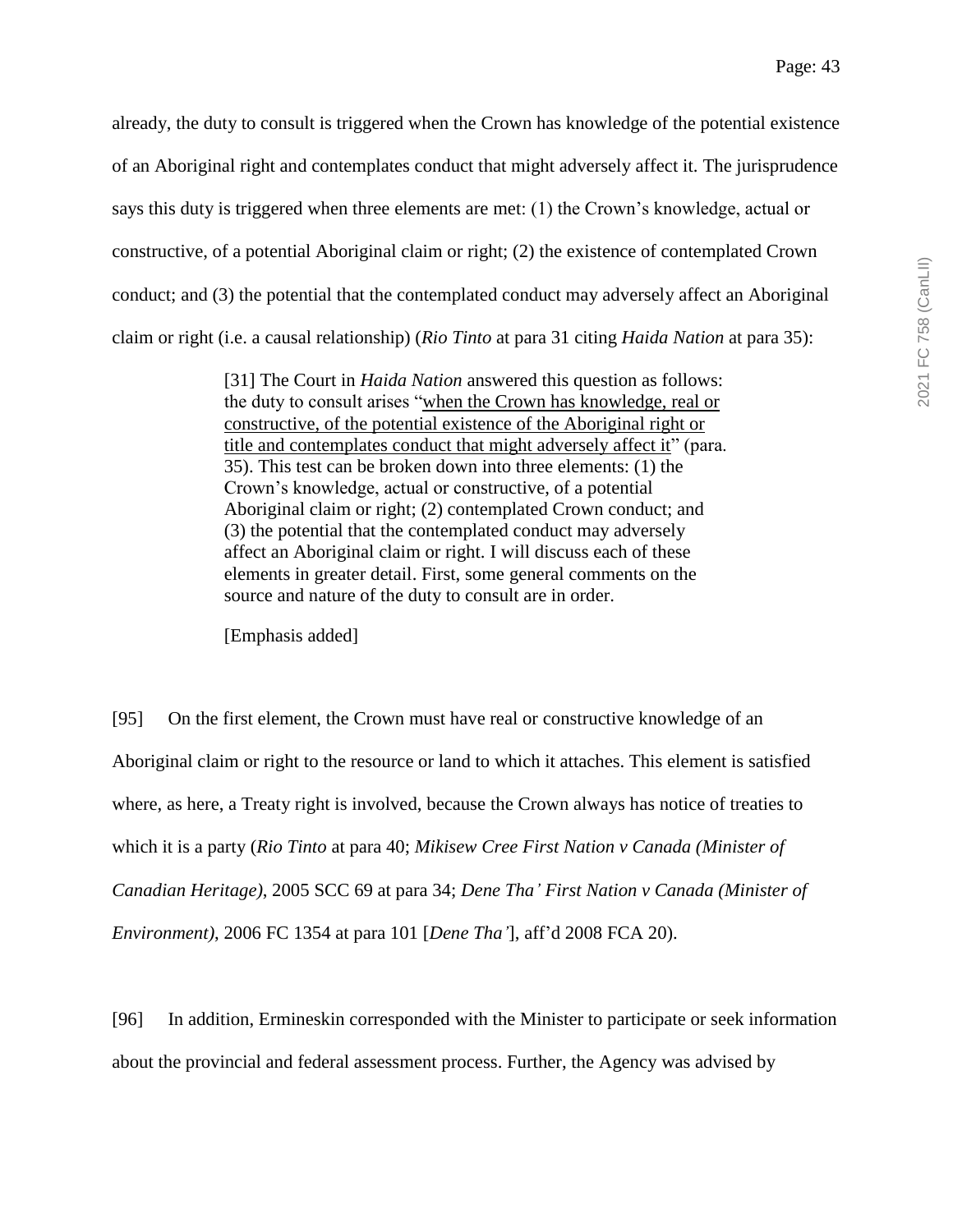already, the duty to consult is triggered when the Crown has knowledge of the potential existence of an Aboriginal right and contemplates conduct that might adversely affect it. The jurisprudence says this duty is triggered when three elements are met: (1) the Crown's knowledge, actual or constructive, of a potential Aboriginal claim or right; (2) the existence of contemplated Crown conduct; and (3) the potential that the contemplated conduct may adversely affect an Aboriginal claim or right (i.e. a causal relationship) (*Rio Tinto* at para 31 citing *Haida Nation* at para 35):

> [31] The Court in *Haida Nation* answered this question as follows: the duty to consult arises "<u>when the Crown has knowledge, real or constructive, of the potential existence of the Aboriginal right or title and contemplates conduct that might adversely affect it</u>" (para. 35). This test can be broken down into three elements: (1) the Crown's knowledge, actual or constructive, of a potential Aboriginal claim or right; (2) contemplated Crown conduct; and (3) the potential that the contemplated conduct may adversely affect an Aboriginal claim or right. I will discuss each of these elements in greater detail. First, some general comments on the source and nature of the duty to consult are in order.
>
> [Emphasis added]

[95] On the first element, the Crown must have real or constructive knowledge of an Aboriginal claim or right to the resource or land to which it attaches. This element is satisfied where, as here, a Treaty right is involved, because the Crown always has notice of treaties to which it is a party (*Rio Tinto* at para 40; *Mikisew Cree First Nation v Canada (Minister of Canadian Heritage)*, 2005 SCC 69 at para 34; *Dene Tha' First Nation v Canada (Minister of Environment)*, 2006 FC 1354 at para 101 [*Dene Tha'*], aff'd 2008 FCA 20).

[96] In addition, Ermineskin corresponded with the Minister to participate or seek information about the provincial and federal assessment process. Further, the Agency was advised by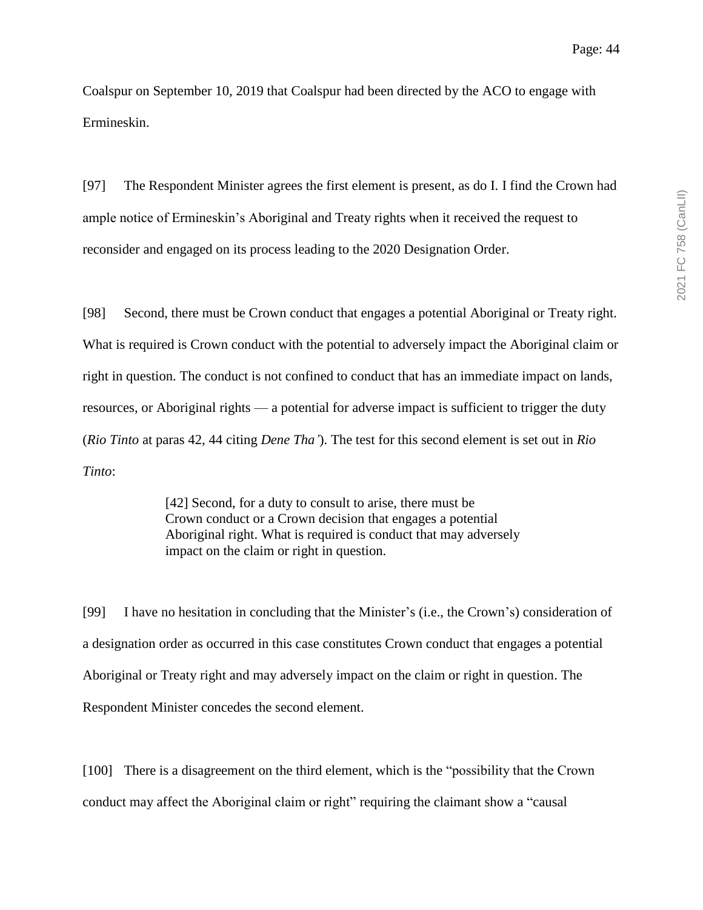Coalspur on September 10, 2019 that Coalspur had been directed by the ACO to engage with Ermineskin.

[97] The Respondent Minister agrees the first element is present, as do I. I find the Crown had ample notice of Ermineskin's Aboriginal and Treaty rights when it received the request to reconsider and engaged on its process leading to the 2020 Designation Order.

[98] Second, there must be Crown conduct that engages a potential Aboriginal or Treaty right. What is required is Crown conduct with the potential to adversely impact the Aboriginal claim or right in question. The conduct is not confined to conduct that has an immediate impact on lands, resources, or Aboriginal rights — a potential for adverse impact is sufficient to trigger the duty (*Rio Tinto* at paras 42, 44 citing *Dene Tha'*). The test for this second element is set out in *Rio Tinto*:

> [42] Second, for a duty to consult to arise, there must be Crown conduct or a Crown decision that engages a potential Aboriginal right. What is required is conduct that may adversely impact on the claim or right in question.

[99] I have no hesitation in concluding that the Minister's (i.e., the Crown's) consideration of a designation order as occurred in this case constitutes Crown conduct that engages a potential Aboriginal or Treaty right and may adversely impact on the claim or right in question. The Respondent Minister concedes the second element.

[100] There is a disagreement on the third element, which is the "possibility that the Crown conduct may affect the Aboriginal claim or right" requiring the claimant show a "causal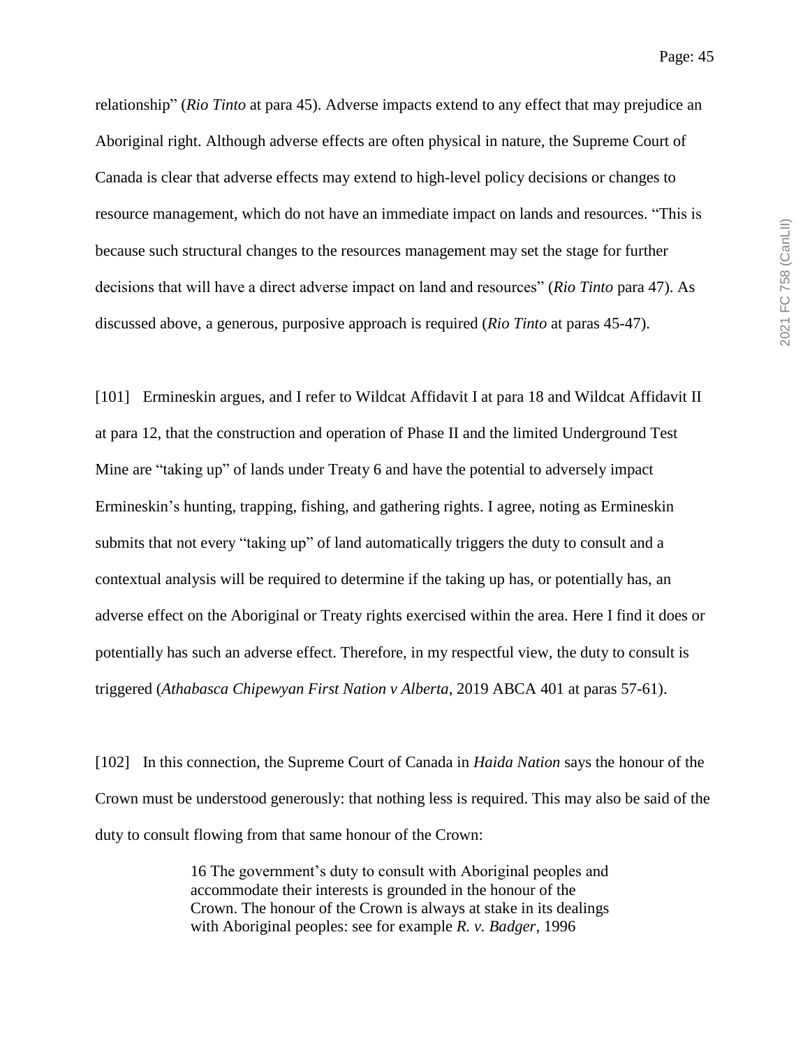relationship" (*Rio Tinto* at para 45). Adverse impacts extend to any effect that may prejudice an Aboriginal right. Although adverse effects are often physical in nature, the Supreme Court of Canada is clear that adverse effects may extend to high-level policy decisions or changes to resource management, which do not have an immediate impact on lands and resources. "This is because such structural changes to the resources management may set the stage for further decisions that will have a direct adverse impact on land and resources" (*Rio Tinto* para 47). As discussed above, a generous, purposive approach is required (*Rio Tinto* at paras 45-47).

[101] Ermineskin argues, and I refer to Wildcat Affidavit I at para 18 and Wildcat Affidavit II at para 12, that the construction and operation of Phase II and the limited Underground Test Mine are "taking up" of lands under Treaty 6 and have the potential to adversely impact Ermineskin's hunting, trapping, fishing, and gathering rights. I agree, noting as Ermineskin submits that not every "taking up" of land automatically triggers the duty to consult and a contextual analysis will be required to determine if the taking up has, or potentially has, an adverse effect on the Aboriginal or Treaty rights exercised within the area. Here I find it does or potentially has such an adverse effect. Therefore, in my respectful view, the duty to consult is triggered (*Athabasca Chipewyan First Nation v Alberta*, 2019 ABCA 401 at paras 57-61).

[102] In this connection, the Supreme Court of Canada in *Haida Nation* says the honour of the Crown must be understood generously: that nothing less is required. This may also be said of the duty to consult flowing from that same honour of the Crown:

> 16 The government's duty to consult with Aboriginal peoples and accommodate their interests is grounded in the honour of the Crown. The honour of the Crown is always at stake in its dealings with Aboriginal peoples: see for example *R. v. Badger*, 1996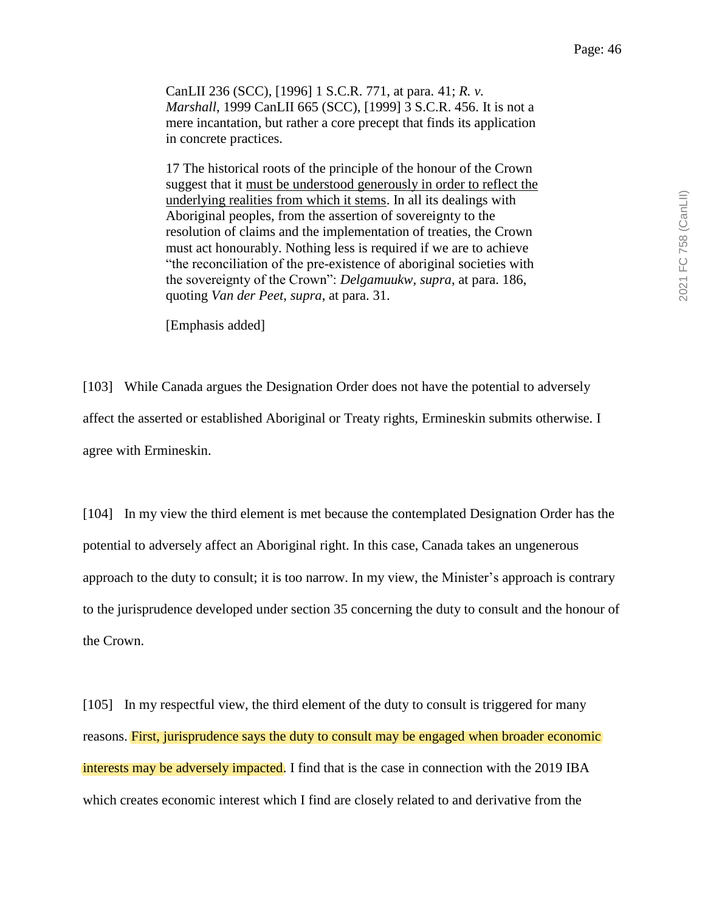> CanLII 236 (SCC), [1996] 1 S.C.R. 771, at para. 41; *R. v. Marshall*, 1999 CanLII 665 (SCC), [1999] 3 S.C.R. 456. It is not a mere incantation, but rather a core precept that finds its application in concrete practices.
>
> 17 The historical roots of the principle of the honour of the Crown suggest that it <u>must be understood generously in order to reflect the underlying realities from which it stems</u>. In all its dealings with Aboriginal peoples, from the assertion of sovereignty to the resolution of claims and the implementation of treaties, the Crown must act honourably. Nothing less is required if we are to achieve "the reconciliation of the pre-existence of aboriginal societies with the sovereignty of the Crown": *Delgamuukw*, *supra*, at para. 186, quoting *Van der Peet*, *supra*, at para. 31.
>
> [Emphasis added]

[103] While Canada argues the Designation Order does not have the potential to adversely affect the asserted or established Aboriginal or Treaty rights, Ermineskin submits otherwise. I agree with Ermineskin.

[104] In my view the third element is met because the contemplated Designation Order has the potential to adversely affect an Aboriginal right. In this case, Canada takes an ungenerous approach to the duty to consult; it is too narrow. In my view, the Minister's approach is contrary to the jurisprudence developed under section 35 concerning the duty to consult and the honour of the Crown.

[105] In my respectful view, the third element of the duty to consult is triggered for many reasons. First, jurisprudence says the duty to consult may be engaged when broader economic interests may be adversely impacted. I find that is the case in connection with the 2019 IBA which creates economic interest which I find are closely related to and derivative from the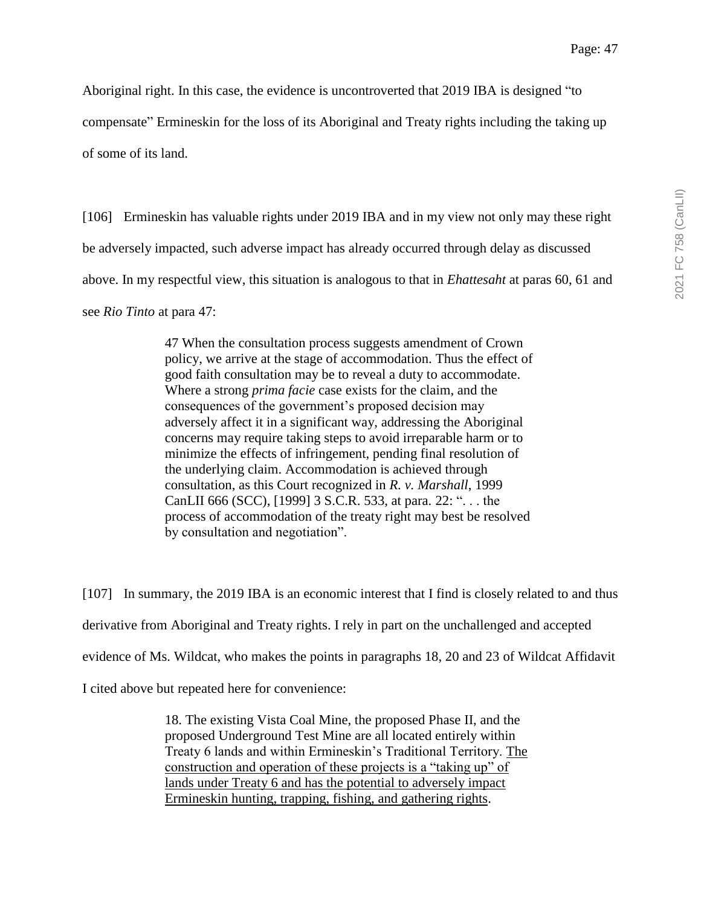Aboriginal right. In this case, the evidence is uncontroverted that 2019 IBA is designed "to compensate" Ermineskin for the loss of its Aboriginal and Treaty rights including the taking up of some of its land.

[106] Ermineskin has valuable rights under 2019 IBA and in my view not only may these right be adversely impacted, such adverse impact has already occurred through delay as discussed above. In my respectful view, this situation is analogous to that in *Ehattesaht* at paras 60, 61 and see *Rio Tinto* at para 47:

> 47 When the consultation process suggests amendment of Crown policy, we arrive at the stage of accommodation. Thus the effect of good faith consultation may be to reveal a duty to accommodate. Where a strong *prima facie* case exists for the claim, and the consequences of the government's proposed decision may adversely affect it in a significant way, addressing the Aboriginal concerns may require taking steps to avoid irreparable harm or to minimize the effects of infringement, pending final resolution of the underlying claim. Accommodation is achieved through consultation, as this Court recognized in *R. v. Marshall*, 1999 CanLII 666 (SCC), [1999] 3 S.C.R. 533, at para. 22: ". . . the process of accommodation of the treaty right may best be resolved by consultation and negotiation".

[107] In summary, the 2019 IBA is an economic interest that I find is closely related to and thus derivative from Aboriginal and Treaty rights. I rely in part on the unchallenged and accepted evidence of Ms. Wildcat, who makes the points in paragraphs 18, 20 and 23 of Wildcat Affidavit I cited above but repeated here for convenience:

> 18. The existing Vista Coal Mine, the proposed Phase II, and the proposed Underground Test Mine are all located entirely within Treaty 6 lands and within Ermineskin's Traditional Territory. <u>The construction and operation of these projects is a "taking up" of lands under Treaty 6 and has the potential to adversely impact Ermineskin hunting, trapping, fishing, and gathering rights</u>.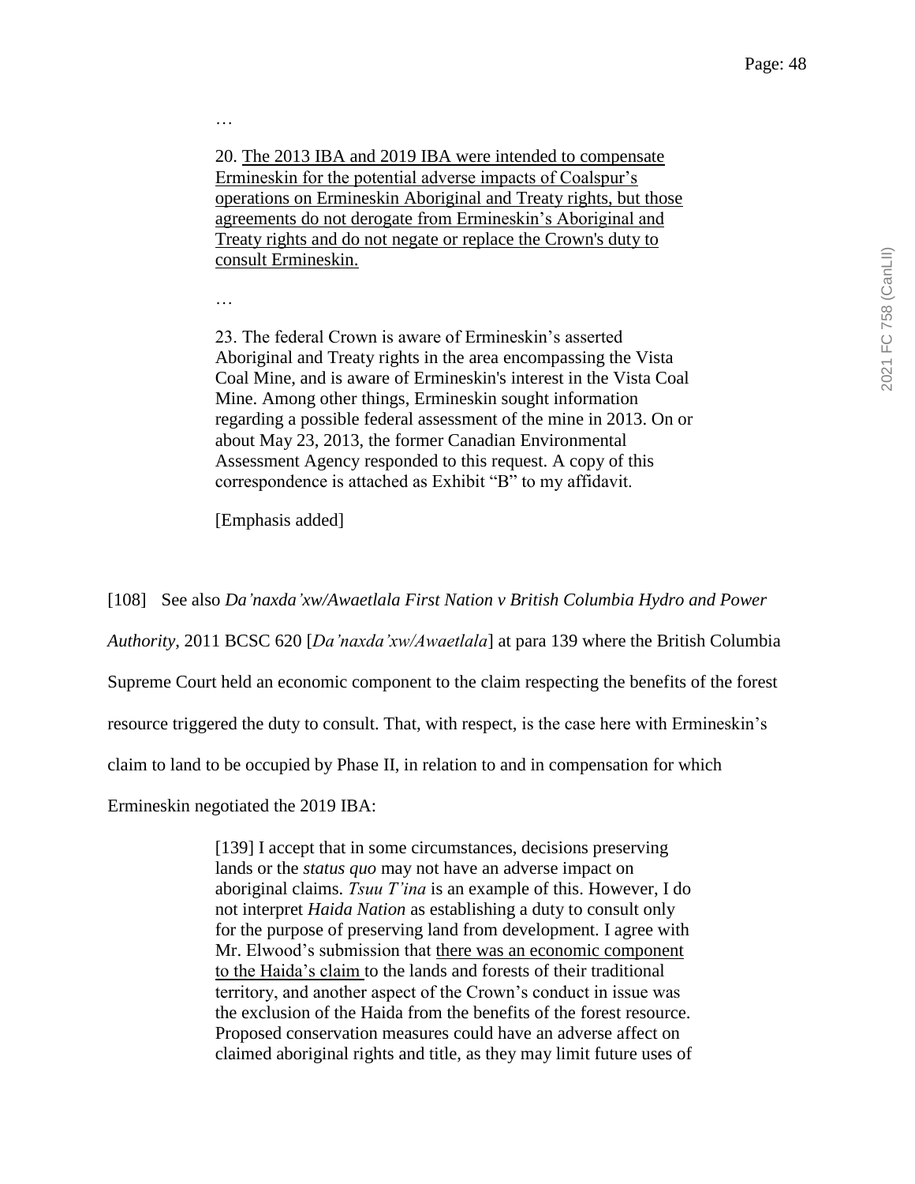…

> 20. <u>The 2013 IBA and 2019 IBA were intended to compensate Ermineskin for the potential adverse impacts of Coalspur's operations on Ermineskin Aboriginal and Treaty rights, but those agreements do not derogate from Ermineskin's Aboriginal and Treaty rights and do not negate or replace the Crown's duty to consult Ermineskin.</u>
>
> …
>
> 23. The federal Crown is aware of Ermineskin's asserted Aboriginal and Treaty rights in the area encompassing the Vista Coal Mine, and is aware of Ermineskin's interest in the Vista Coal Mine. Among other things, Ermineskin sought information regarding a possible federal assessment of the mine in 2013. On or about May 23, 2013, the former Canadian Environmental Assessment Agency responded to this request. A copy of this correspondence is attached as Exhibit "B" to my affidavit.
>
> [Emphasis added]

[108] See also *Da'naxda'xw/Awaetlala First Nation v British Columbia Hydro and Power Authority*, 2011 BCSC 620 [*Da'naxda'xw/Awaetlala*] at para 139 where the British Columbia Supreme Court held an economic component to the claim respecting the benefits of the forest resource triggered the duty to consult. That, with respect, is the case here with Ermineskin's claim to land to be occupied by Phase II, in relation to and in compensation for which Ermineskin negotiated the 2019 IBA:

> [139] I accept that in some circumstances, decisions preserving lands or the *status quo* may not have an adverse impact on aboriginal claims. *Tsuu T'ina* is an example of this. However, I do not interpret *Haida Nation* as establishing a duty to consult only for the purpose of preserving land from development. I agree with Mr. Elwood's submission that <u>there was an economic component to the Haida's claim</u> to the lands and forests of their traditional territory, and another aspect of the Crown's conduct in issue was the exclusion of the Haida from the benefits of the forest resource. Proposed conservation measures could have an adverse affect on claimed aboriginal rights and title, as they may limit future uses of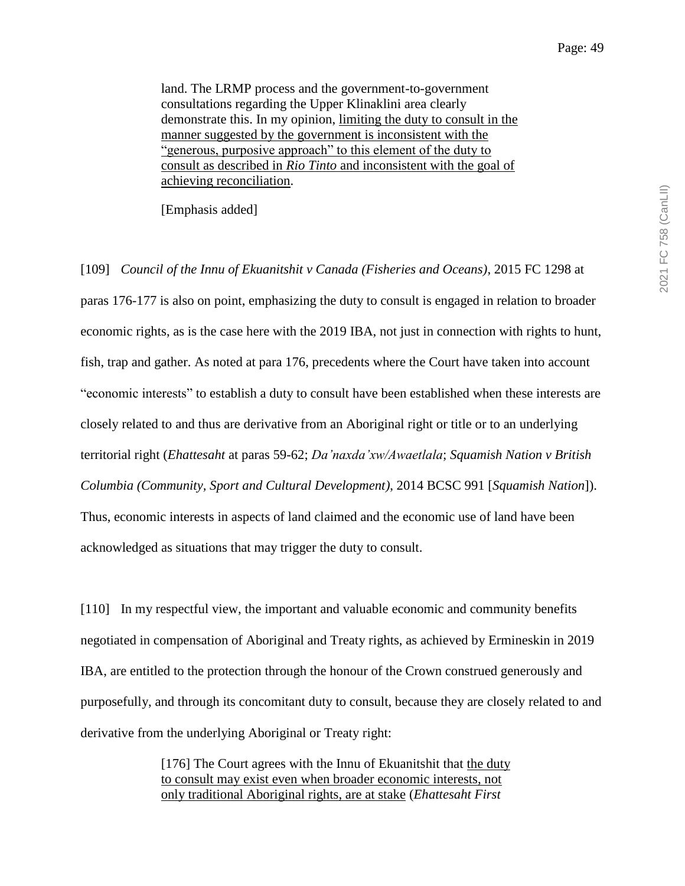> land. The LRMP process and the government-to-government consultations regarding the Upper Klinaklini area clearly demonstrate this. In my opinion, limiting the duty to consult in the manner suggested by the government is inconsistent with the "generous, purposive approach" to this element of the duty to consult as described in *Rio Tinto* and inconsistent with the goal of achieving reconciliation.
>
> [Emphasis added]

[109] *Council of the Innu of Ekuanitshit v Canada (Fisheries and Oceans)*, 2015 FC 1298 at paras 176-177 is also on point, emphasizing the duty to consult is engaged in relation to broader economic rights, as is the case here with the 2019 IBA, not just in connection with rights to hunt, fish, trap and gather. As noted at para 176, precedents where the Court have taken into account "economic interests" to establish a duty to consult have been established when these interests are closely related to and thus are derivative from an Aboriginal right or title or to an underlying territorial right (*Ehattesaht* at paras 59-62; *Da'naxda'xw/Awaetlala*; *Squamish Nation v British Columbia (Community, Sport and Cultural Development)*, 2014 BCSC 991 [*Squamish Nation*]). Thus, economic interests in aspects of land claimed and the economic use of land have been acknowledged as situations that may trigger the duty to consult.

[110] In my respectful view, the important and valuable economic and community benefits negotiated in compensation of Aboriginal and Treaty rights, as achieved by Ermineskin in 2019 IBA, are entitled to the protection through the honour of the Crown construed generously and purposefully, and through its concomitant duty to consult, because they are closely related to and derivative from the underlying Aboriginal or Treaty right:

> [176] The Court agrees with the Innu of Ekuanitshit that the duty to consult may exist even when broader economic interests, not only traditional Aboriginal rights, are at stake (*Ehattesaht First*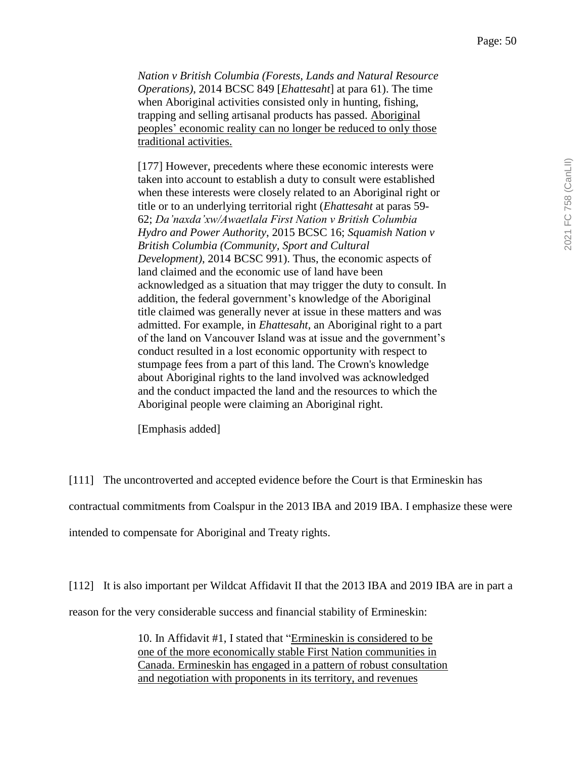> *Nation v British Columbia (Forests, Lands and Natural Resource Operations)*, 2014 BCSC 849 [*Ehattesaht*] at para 61). The time when Aboriginal activities consisted only in hunting, fishing, trapping and selling artisanal products has passed. <u>Aboriginal peoples' economic reality can no longer be reduced to only those traditional activities.</u>
>
> [177] However, precedents where these economic interests were taken into account to establish a duty to consult were established when these interests were closely related to an Aboriginal right or title or to an underlying territorial right (*Ehattesaht* at paras 59-62; *Da'naxda'xw/Awaetlala First Nation v British Columbia Hydro and Power Authority*, 2015 BCSC 16; *Squamish Nation v British Columbia (Community, Sport and Cultural Development)*, 2014 BCSC 991). Thus, the economic aspects of land claimed and the economic use of land have been acknowledged as a situation that may trigger the duty to consult. In addition, the federal government's knowledge of the Aboriginal title claimed was generally never at issue in these matters and was admitted. For example, in *Ehattesaht*, an Aboriginal right to a part of the land on Vancouver Island was at issue and the government's conduct resulted in a lost economic opportunity with respect to stumpage fees from a part of this land. The Crown's knowledge about Aboriginal rights to the land involved was acknowledged and the conduct impacted the land and the resources to which the Aboriginal people were claiming an Aboriginal right.
>
> [Emphasis added]

[111] The uncontroverted and accepted evidence before the Court is that Ermineskin has contractual commitments from Coalspur in the 2013 IBA and 2019 IBA. I emphasize these were intended to compensate for Aboriginal and Treaty rights.

[112] It is also important per Wildcat Affidavit II that the 2013 IBA and 2019 IBA are in part a reason for the very considerable success and financial stability of Ermineskin:

> 10. In Affidavit #1, I stated that "<u>Ermineskin is considered to be one of the more economically stable First Nation communities in Canada. Ermineskin has engaged in a pattern of robust consultation and negotiation with proponents in its territory, and revenues</u>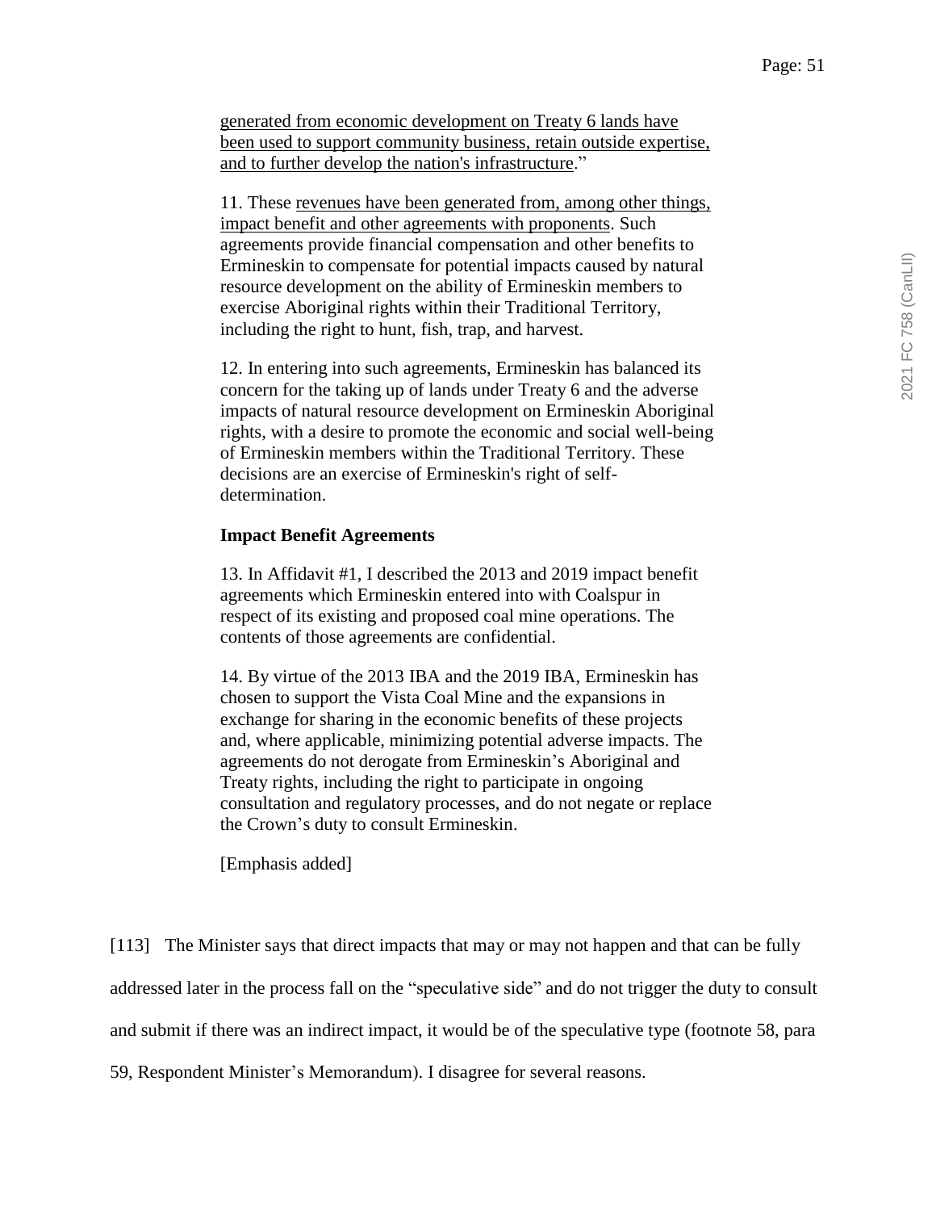> generated from economic development on Treaty 6 lands have been used to support community business, retain outside expertise, and to further develop the nation's infrastructure."
>
> 11. These revenues have been generated from, among other things, impact benefit and other agreements with proponents. Such agreements provide financial compensation and other benefits to Ermineskin to compensate for potential impacts caused by natural resource development on the ability of Ermineskin members to exercise Aboriginal rights within their Traditional Territory, including the right to hunt, fish, trap, and harvest.
>
> 12. In entering into such agreements, Ermineskin has balanced its concern for the taking up of lands under Treaty 6 and the adverse impacts of natural resource development on Ermineskin Aboriginal rights, with a desire to promote the economic and social well-being of Ermineskin members within the Traditional Territory. These decisions are an exercise of Ermineskin's right of self-determination.
>
> **Impact Benefit Agreements**
>
> 13. In Affidavit #1, I described the 2013 and 2019 impact benefit agreements which Ermineskin entered into with Coalspur in respect of its existing and proposed coal mine operations. The contents of those agreements are confidential.
>
> 14. By virtue of the 2013 IBA and the 2019 IBA, Ermineskin has chosen to support the Vista Coal Mine and the expansions in exchange for sharing in the economic benefits of these projects and, where applicable, minimizing potential adverse impacts. The agreements do not derogate from Ermineskin's Aboriginal and Treaty rights, including the right to participate in ongoing consultation and regulatory processes, and do not negate or replace the Crown's duty to consult Ermineskin.
>
> [Emphasis added]

[113] The Minister says that direct impacts that may or may not happen and that can be fully addressed later in the process fall on the "speculative side" and do not trigger the duty to consult and submit if there was an indirect impact, it would be of the speculative type (footnote 58, para 59, Respondent Minister's Memorandum). I disagree for several reasons.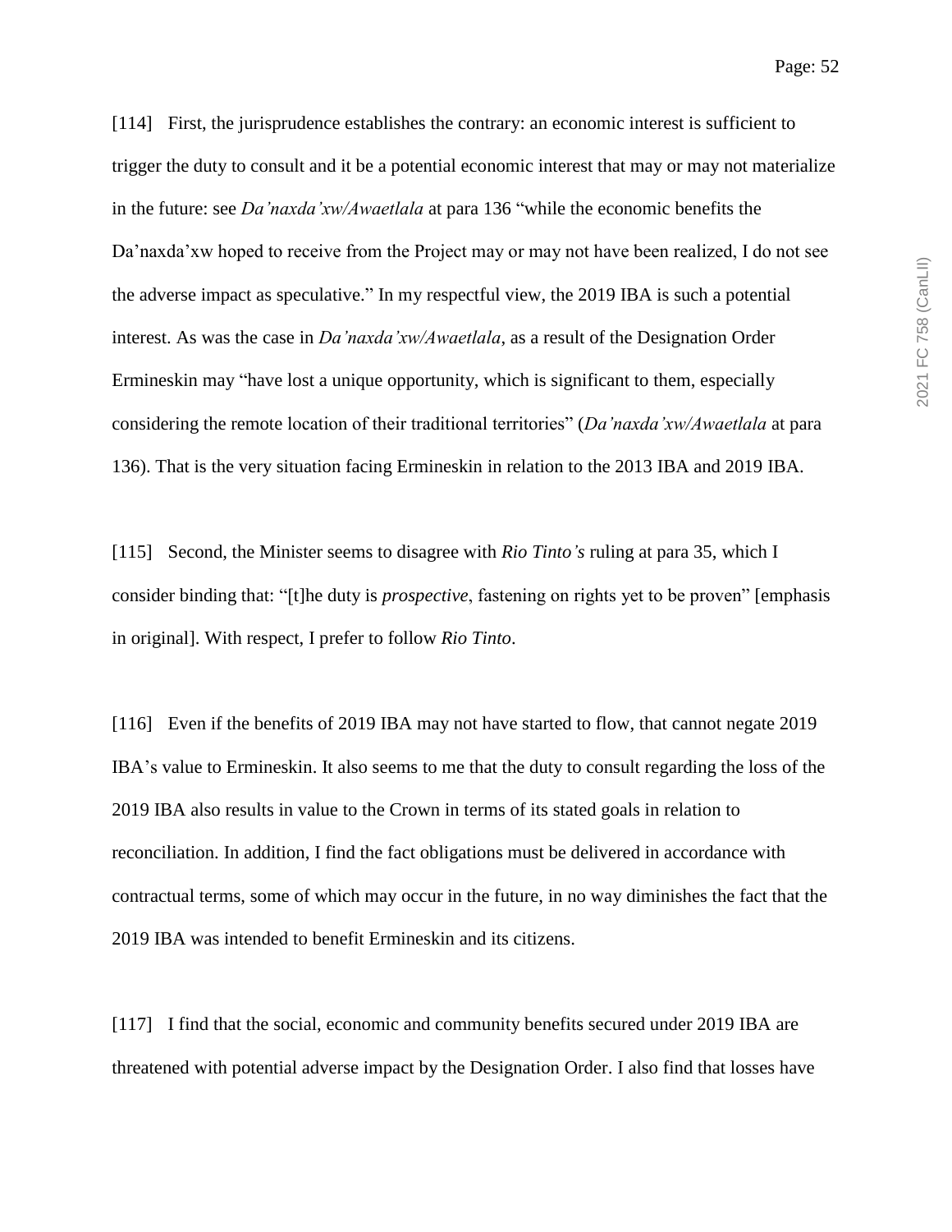[114] First, the jurisprudence establishes the contrary: an economic interest is sufficient to trigger the duty to consult and it be a potential economic interest that may or may not materialize in the future: see *Da'naxda'xw/Awaetlala* at para 136 "while the economic benefits the Da'naxda'xw hoped to receive from the Project may or may not have been realized, I do not see the adverse impact as speculative." In my respectful view, the 2019 IBA is such a potential interest. As was the case in *Da'naxda'xw/Awaetlala*, as a result of the Designation Order Ermineskin may "have lost a unique opportunity, which is significant to them, especially considering the remote location of their traditional territories" (*Da'naxda'xw/Awaetlala* at para 136). That is the very situation facing Ermineskin in relation to the 2013 IBA and 2019 IBA.

[115] Second, the Minister seems to disagree with *Rio Tinto's* ruling at para 35, which I consider binding that: "[t]he duty is *prospective*, fastening on rights yet to be proven" [emphasis in original]. With respect, I prefer to follow *Rio Tinto*.

[116] Even if the benefits of 2019 IBA may not have started to flow, that cannot negate 2019 IBA's value to Ermineskin. It also seems to me that the duty to consult regarding the loss of the 2019 IBA also results in value to the Crown in terms of its stated goals in relation to reconciliation. In addition, I find the fact obligations must be delivered in accordance with contractual terms, some of which may occur in the future, in no way diminishes the fact that the 2019 IBA was intended to benefit Ermineskin and its citizens.

[117] I find that the social, economic and community benefits secured under 2019 IBA are threatened with potential adverse impact by the Designation Order. I also find that losses have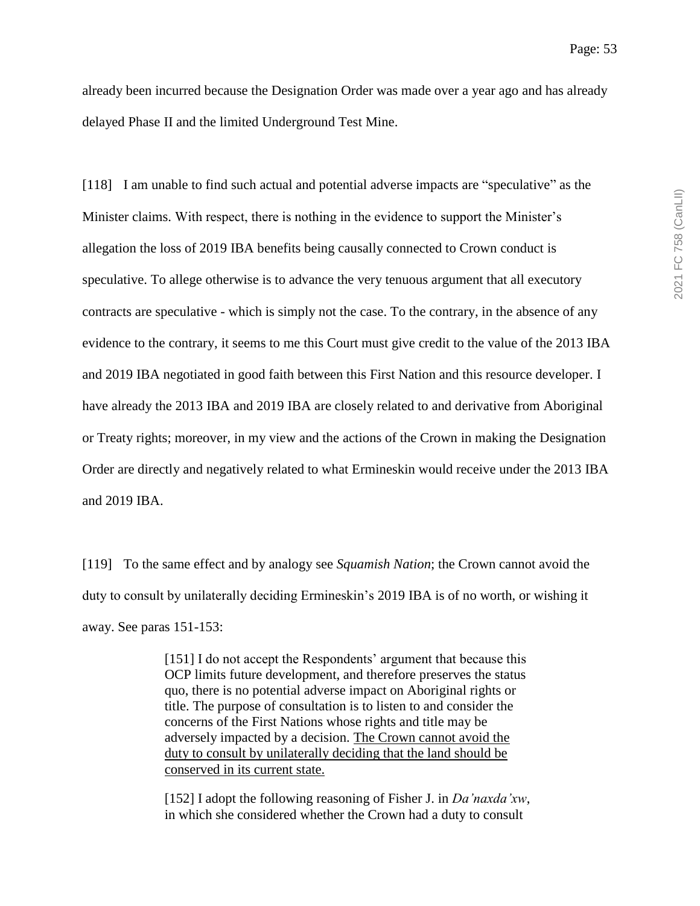already been incurred because the Designation Order was made over a year ago and has already delayed Phase II and the limited Underground Test Mine.

[118] I am unable to find such actual and potential adverse impacts are "speculative" as the Minister claims. With respect, there is nothing in the evidence to support the Minister's allegation the loss of 2019 IBA benefits being causally connected to Crown conduct is speculative. To allege otherwise is to advance the very tenuous argument that all executory contracts are speculative - which is simply not the case. To the contrary, in the absence of any evidence to the contrary, it seems to me this Court must give credit to the value of the 2013 IBA and 2019 IBA negotiated in good faith between this First Nation and this resource developer. I have already the 2013 IBA and 2019 IBA are closely related to and derivative from Aboriginal or Treaty rights; moreover, in my view and the actions of the Crown in making the Designation Order are directly and negatively related to what Ermineskin would receive under the 2013 IBA and 2019 IBA.

[119] To the same effect and by analogy see *Squamish Nation*; the Crown cannot avoid the duty to consult by unilaterally deciding Ermineskin's 2019 IBA is of no worth, or wishing it away. See paras 151-153:

> [151] I do not accept the Respondents' argument that because this OCP limits future development, and therefore preserves the status quo, there is no potential adverse impact on Aboriginal rights or title. The purpose of consultation is to listen to and consider the concerns of the First Nations whose rights and title may be adversely impacted by a decision. <u>The Crown cannot avoid the duty to consult by unilaterally deciding that the land should be conserved in its current state.</u>
>
> [152] I adopt the following reasoning of Fisher J. in *Da'naxda'xw*, in which she considered whether the Crown had a duty to consult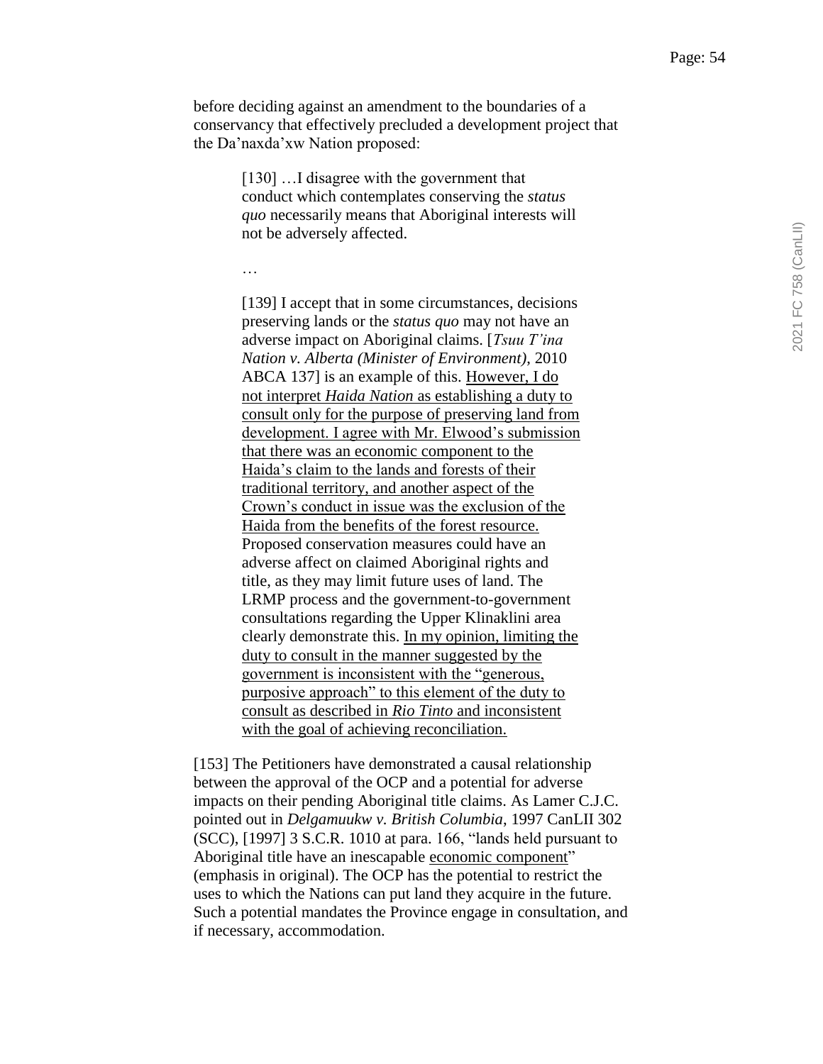before deciding against an amendment to the boundaries of a conservancy that effectively precluded a development project that the Da'naxda'xw Nation proposed:

> [130] …I disagree with the government that conduct which contemplates conserving the *status quo* necessarily means that Aboriginal interests will not be adversely affected.
>
> …
>
> [139] I accept that in some circumstances, decisions preserving lands or the *status quo* may not have an adverse impact on Aboriginal claims. [*Tsuu T'ina Nation v. Alberta (Minister of Environment)*, 2010 ABCA 137] is an example of this. <u>However, I do not interpret *Haida Nation* as establishing a duty to consult only for the purpose of preserving land from development. I agree with Mr. Elwood's submission that there was an economic component to the Haida's claim to the lands and forests of their traditional territory, and another aspect of the Crown's conduct in issue was the exclusion of the Haida from the benefits of the forest resource.</u> Proposed conservation measures could have an adverse affect on claimed Aboriginal rights and title, as they may limit future uses of land. The LRMP process and the government-to-government consultations regarding the Upper Klinaklini area clearly demonstrate this. <u>In my opinion, limiting the duty to consult in the manner suggested by the government is inconsistent with the "generous, purposive approach" to this element of the duty to consult as described in *Rio Tinto* and inconsistent with the goal of achieving reconciliation.</u>

[153] The Petitioners have demonstrated a causal relationship between the approval of the OCP and a potential for adverse impacts on their pending Aboriginal title claims. As Lamer C.J.C. pointed out in *Delgamuukw v. British Columbia*, 1997 CanLII 302 (SCC), [1997] 3 S.C.R. 1010 at para. 166, "lands held pursuant to Aboriginal title have an inescapable <u>economic component</u>" (emphasis in original). The OCP has the potential to restrict the uses to which the Nations can put land they acquire in the future. Such a potential mandates the Province engage in consultation, and if necessary, accommodation.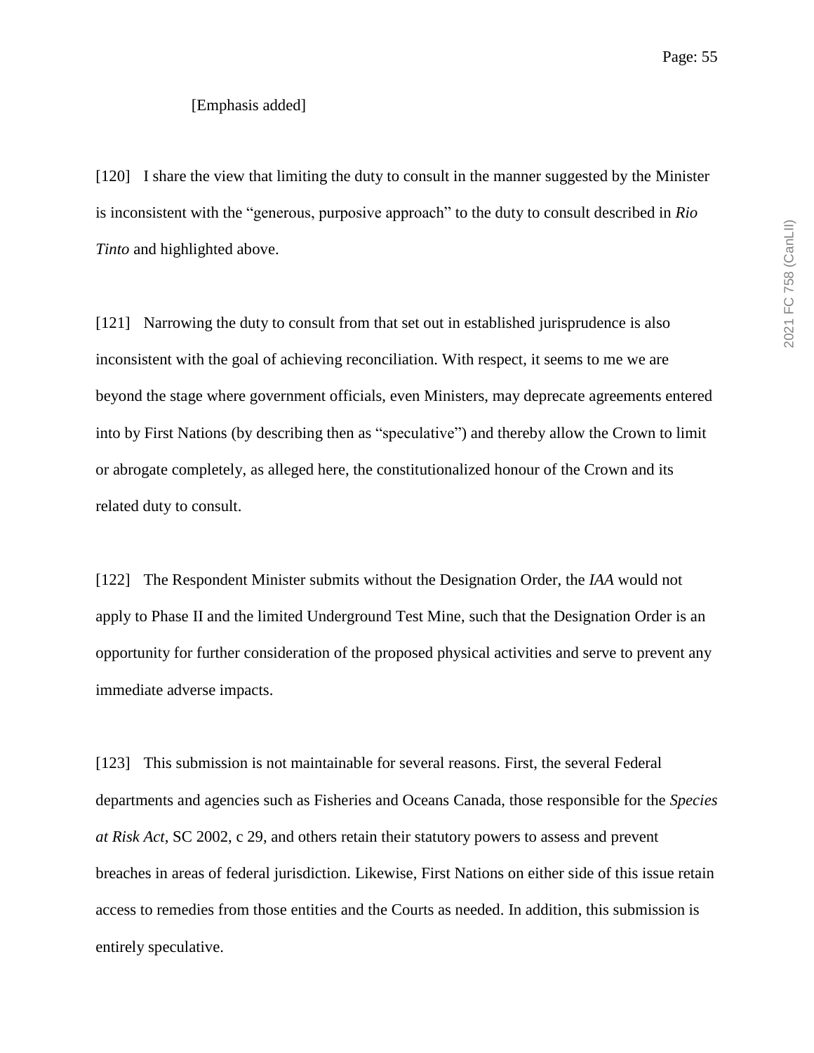[Emphasis added]

[120] I share the view that limiting the duty to consult in the manner suggested by the Minister is inconsistent with the "generous, purposive approach" to the duty to consult described in *Rio Tinto* and highlighted above.

[121] Narrowing the duty to consult from that set out in established jurisprudence is also inconsistent with the goal of achieving reconciliation. With respect, it seems to me we are beyond the stage where government officials, even Ministers, may deprecate agreements entered into by First Nations (by describing then as "speculative") and thereby allow the Crown to limit or abrogate completely, as alleged here, the constitutionalized honour of the Crown and its related duty to consult.

[122] The Respondent Minister submits without the Designation Order, the *IAA* would not apply to Phase II and the limited Underground Test Mine, such that the Designation Order is an opportunity for further consideration of the proposed physical activities and serve to prevent any immediate adverse impacts.

[123] This submission is not maintainable for several reasons. First, the several Federal departments and agencies such as Fisheries and Oceans Canada, those responsible for the *Species at Risk Act*, SC 2002, c 29, and others retain their statutory powers to assess and prevent breaches in areas of federal jurisdiction. Likewise, First Nations on either side of this issue retain access to remedies from those entities and the Courts as needed. In addition, this submission is entirely speculative.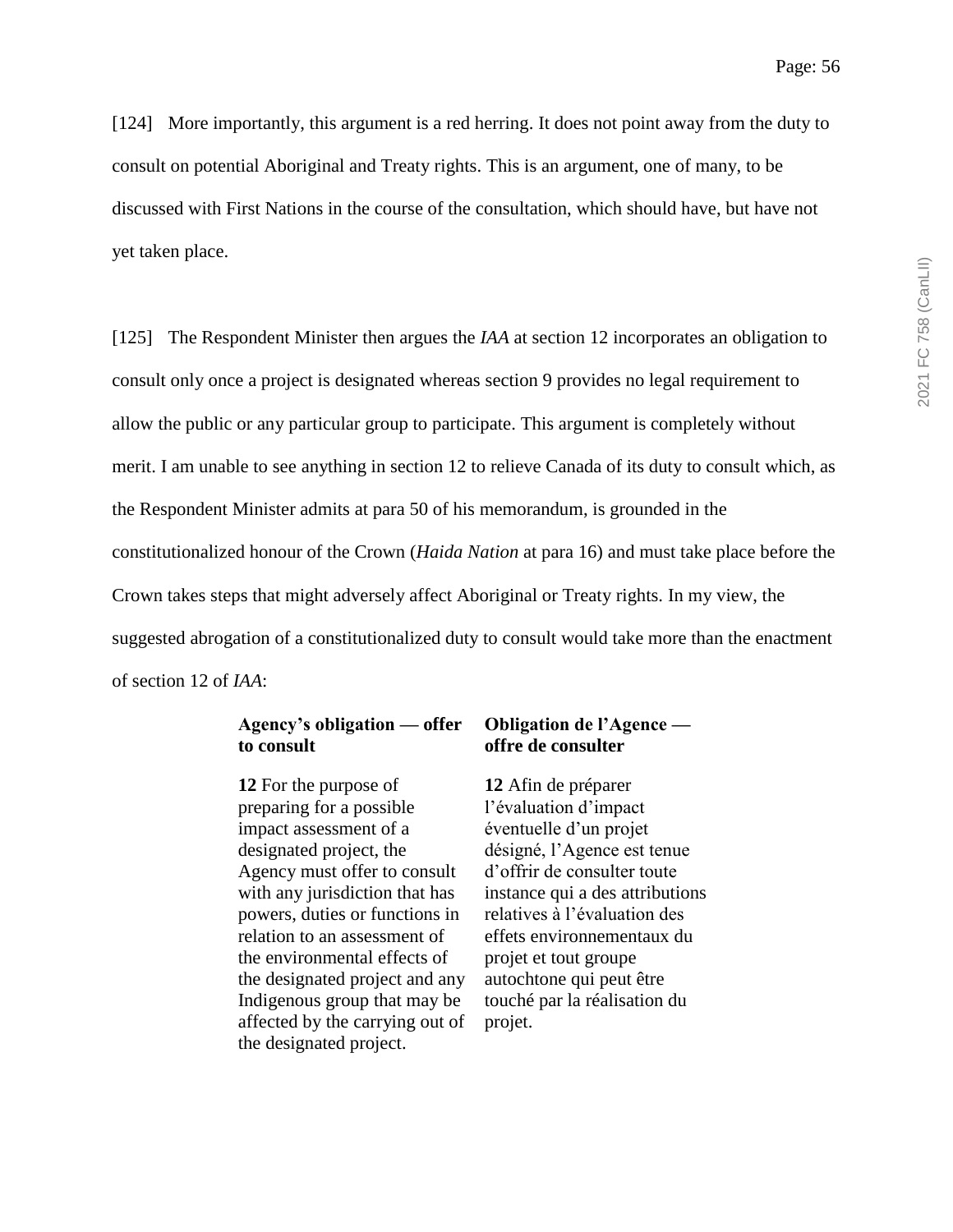[124] More importantly, this argument is a red herring. It does not point away from the duty to consult on potential Aboriginal and Treaty rights. This is an argument, one of many, to be discussed with First Nations in the course of the consultation, which should have, but have not yet taken place.

[125] The Respondent Minister then argues the *IAA* at section 12 incorporates an obligation to consult only once a project is designated whereas section 9 provides no legal requirement to allow the public or any particular group to participate. This argument is completely without merit. I am unable to see anything in section 12 to relieve Canada of its duty to consult which, as the Respondent Minister admits at para 50 of his memorandum, is grounded in the constitutionalized honour of the Crown (*Haida Nation* at para 16) and must take place before the Crown takes steps that might adversely affect Aboriginal or Treaty rights. In my view, the suggested abrogation of a constitutionalized duty to consult would take more than the enactment of section 12 of *IAA*:

| **Agency's obligation — offer to consult** | **Obligation de l'Agence — offre de consulter** |
| --- | --- |
| **12** For the purpose of preparing for a possible impact assessment of a designated project, the Agency must offer to consult with any jurisdiction that has powers, duties or functions in relation to an assessment of the environmental effects of the designated project and any Indigenous group that may be affected by the carrying out of the designated project. | **12** Afin de préparer l'évaluation d'impact éventuelle d'un projet désigné, l'Agence est tenue d'offrir de consulter toute instance qui a des attributions relatives à l'évaluation des effets environnementaux du projet et tout groupe autochtone qui peut être touché par la réalisation du projet. |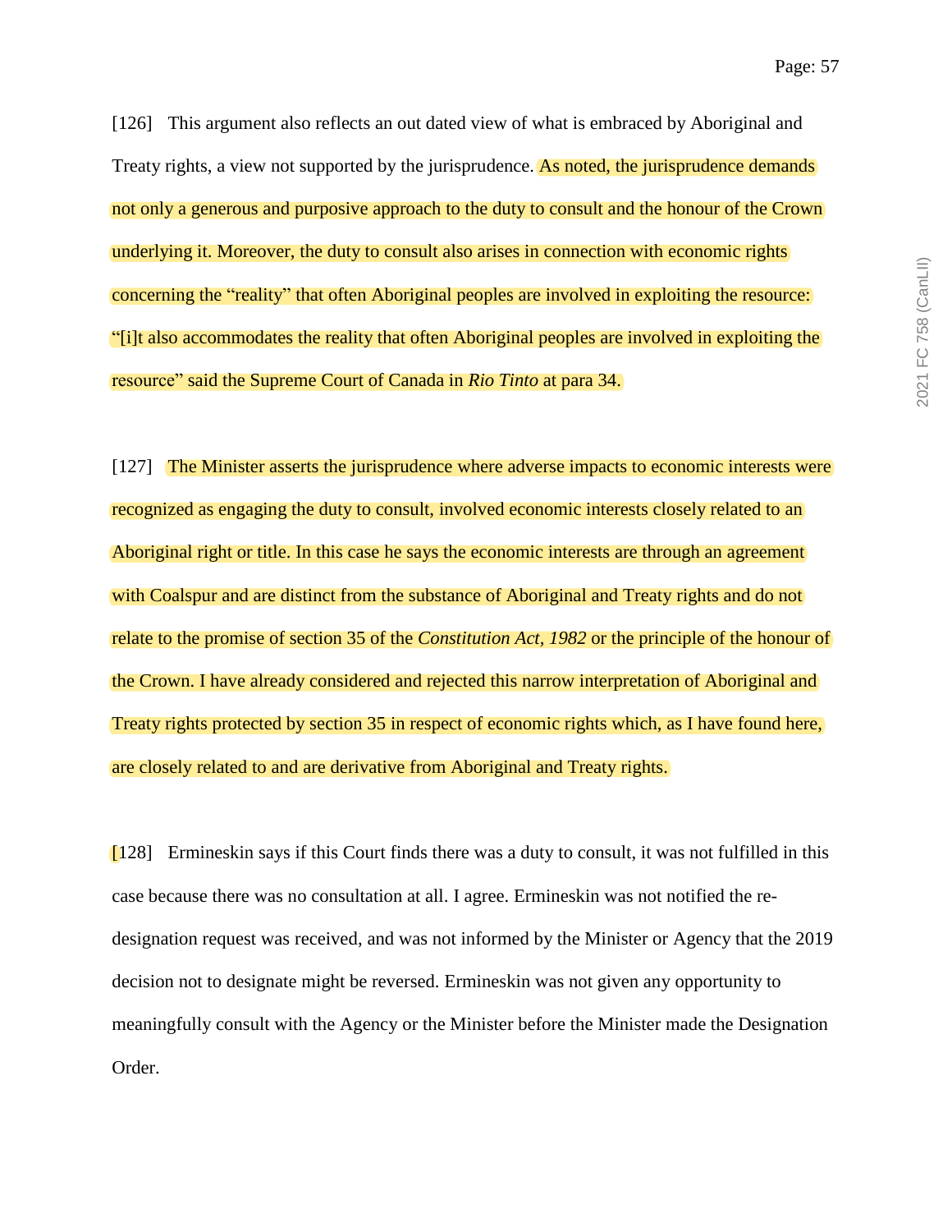[126] This argument also reflects an out dated view of what is embraced by Aboriginal and Treaty rights, a view not supported by the jurisprudence. As noted, the jurisprudence demands not only a generous and purposive approach to the duty to consult and the honour of the Crown underlying it. Moreover, the duty to consult also arises in connection with economic rights concerning the "reality" that often Aboriginal peoples are involved in exploiting the resource: "[i]t also accommodates the reality that often Aboriginal peoples are involved in exploiting the resource" said the Supreme Court of Canada in *Rio Tinto* at para 34.

[127] The Minister asserts the jurisprudence where adverse impacts to economic interests were recognized as engaging the duty to consult, involved economic interests closely related to an Aboriginal right or title. In this case he says the economic interests are through an agreement with Coalspur and are distinct from the substance of Aboriginal and Treaty rights and do not relate to the promise of section 35 of the *Constitution Act, 1982* or the principle of the honour of the Crown. I have already considered and rejected this narrow interpretation of Aboriginal and Treaty rights protected by section 35 in respect of economic rights which, as I have found here, are closely related to and are derivative from Aboriginal and Treaty rights.

[128] Ermineskin says if this Court finds there was a duty to consult, it was not fulfilled in this case because there was no consultation at all. I agree. Ermineskin was not notified the re-designation request was received, and was not informed by the Minister or Agency that the 2019 decision not to designate might be reversed. Ermineskin was not given any opportunity to meaningfully consult with the Agency or the Minister before the Minister made the Designation Order.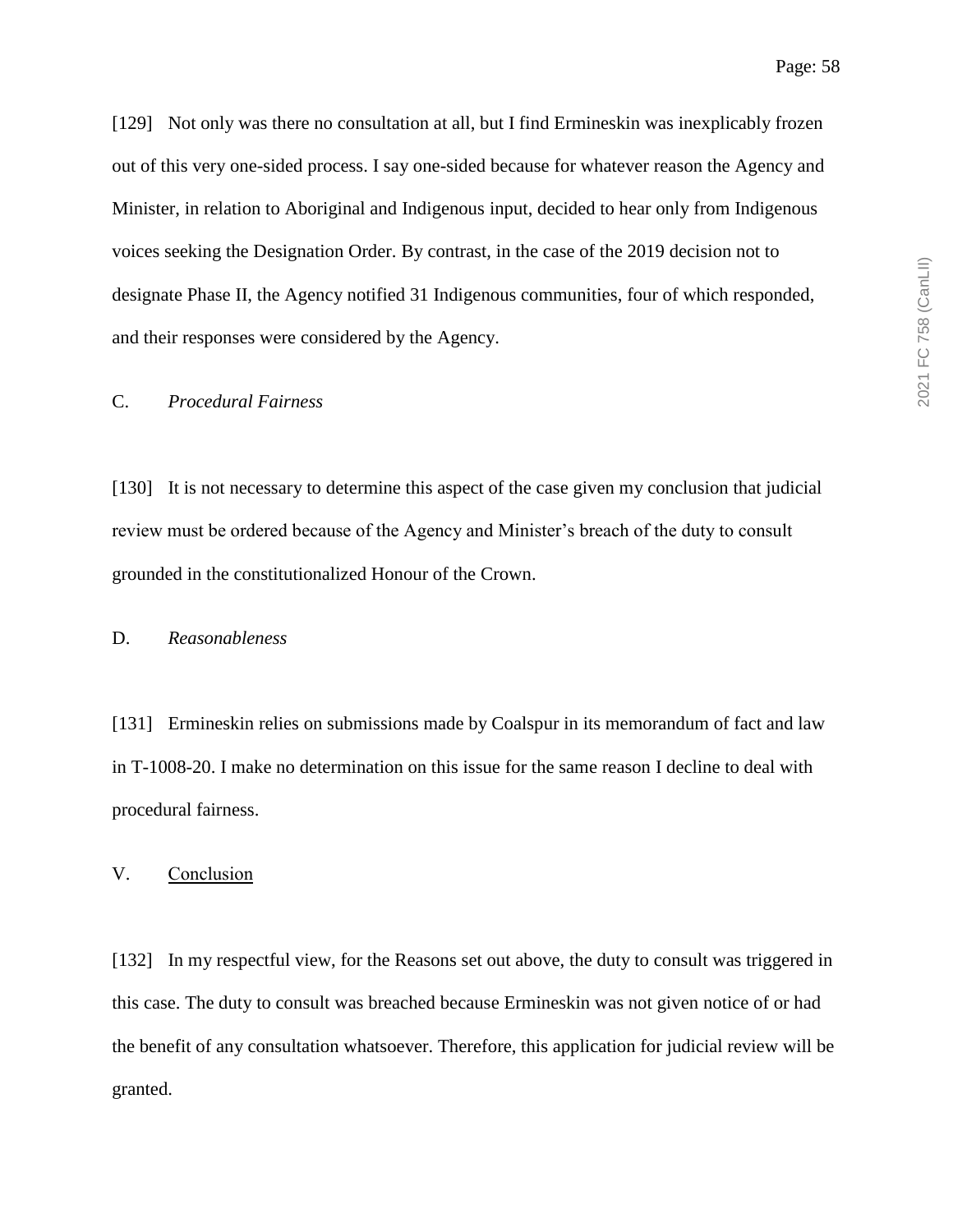[129] Not only was there no consultation at all, but I find Ermineskin was inexplicably frozen out of this very one-sided process. I say one-sided because for whatever reason the Agency and Minister, in relation to Aboriginal and Indigenous input, decided to hear only from Indigenous voices seeking the Designation Order. By contrast, in the case of the 2019 decision not to designate Phase II, the Agency notified 31 Indigenous communities, four of which responded, and their responses were considered by the Agency.

### C. *Procedural Fairness*

[130] It is not necessary to determine this aspect of the case given my conclusion that judicial review must be ordered because of the Agency and Minister's breach of the duty to consult grounded in the constitutionalized Honour of the Crown.

### D. *Reasonableness*

[131] Ermineskin relies on submissions made by Coalspur in its memorandum of fact and law in T-1008-20. I make no determination on this issue for the same reason I decline to deal with procedural fairness.

## V. Conclusion

[132] In my respectful view, for the Reasons set out above, the duty to consult was triggered in this case. The duty to consult was breached because Ermineskin was not given notice of or had the benefit of any consultation whatsoever. Therefore, this application for judicial review will be granted.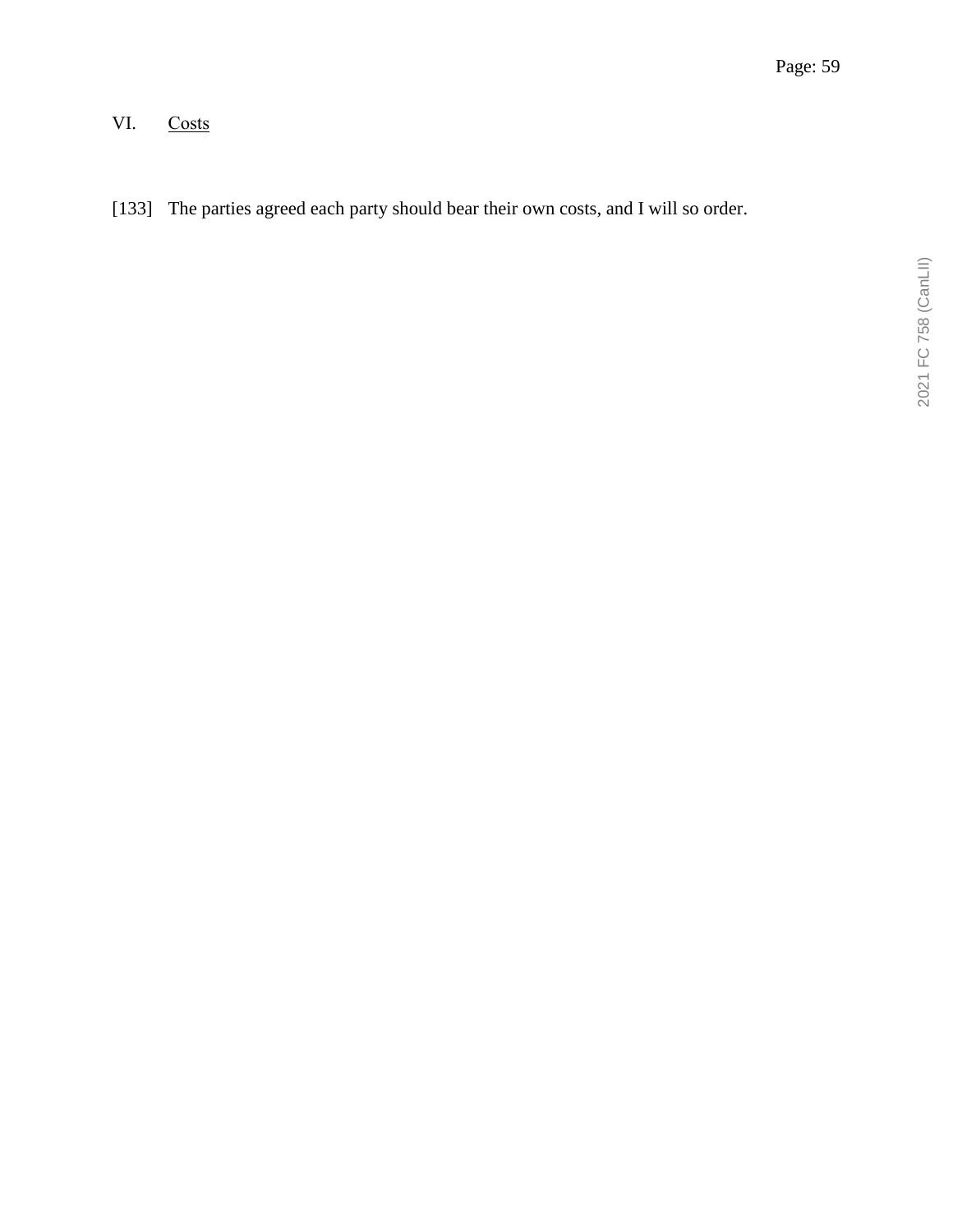## VI. Costs

[133] The parties agreed each party should bear their own costs, and I will so order.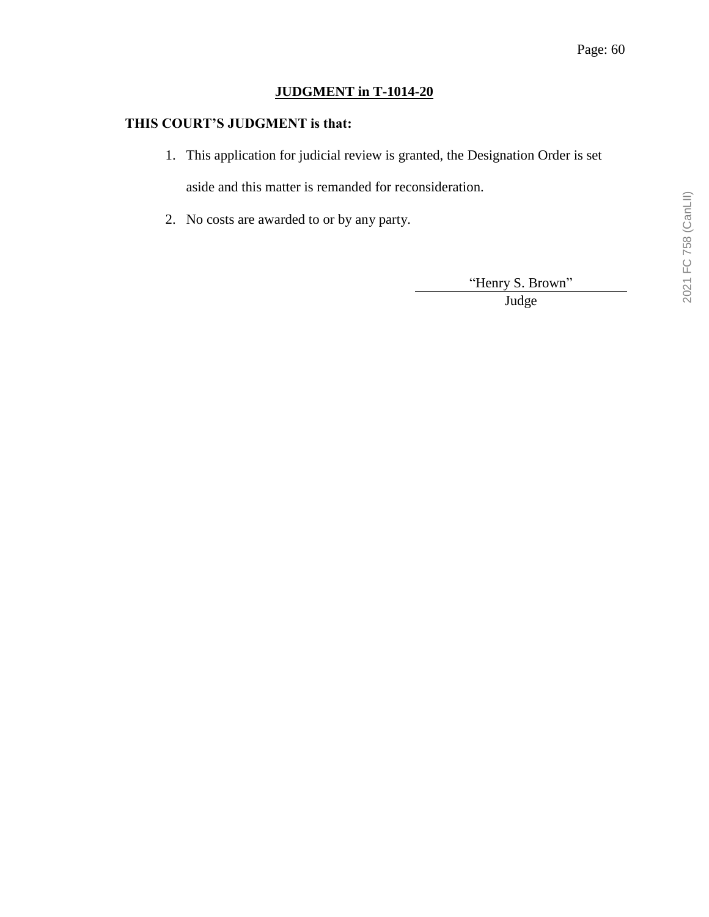## JUDGMENT in T-1014-20

**THIS COURT'S JUDGMENT is that:**

1. This application for judicial review is granted, the Designation Order is set aside and this matter is remanded for reconsideration.
2. No costs are awarded to or by any party.

"Henry S. Brown"

Judge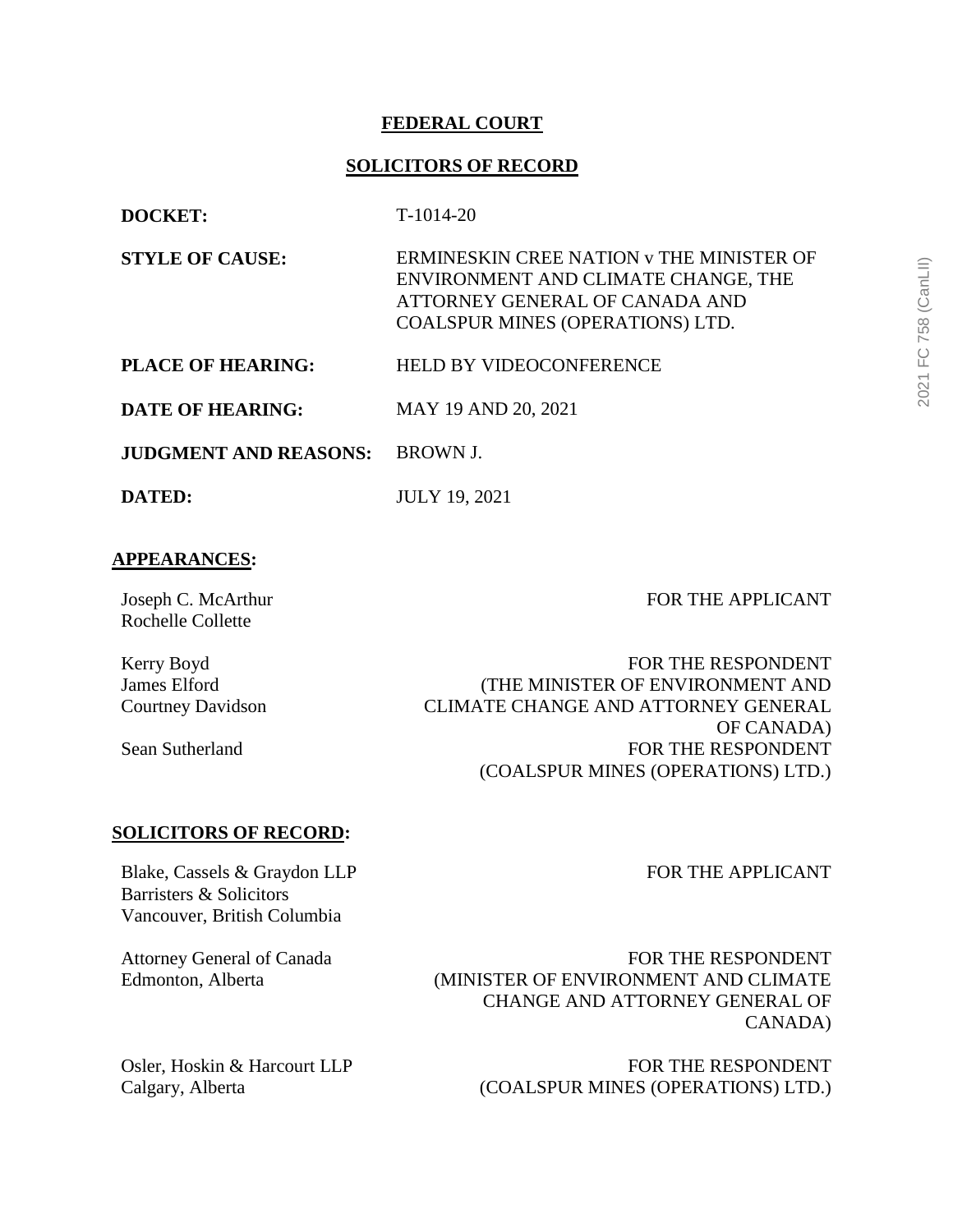**FEDERAL COURT**

**SOLICITORS OF RECORD**

| | |
|---|---|
| **DOCKET:** | T-1014-20 |
| **STYLE OF CAUSE:** | ERMINESKIN CREE NATION v THE MINISTER OF ENVIRONMENT AND CLIMATE CHANGE, THE ATTORNEY GENERAL OF CANADA AND COALSPUR MINES (OPERATIONS) LTD. |
| **PLACE OF HEARING:** | HELD BY VIDEOCONFERENCE |
| **DATE OF HEARING:** | MAY 19 AND 20, 2021 |
| **JUDGMENT AND REASONS:** | BROWN J. |
| **DATED:** | JULY 19, 2021 |

**APPEARANCES:**

| | |
|---|---|
| Joseph C. McArthur<br>Rochelle Collette | FOR THE APPLICANT |
| Kerry Boyd<br>James Elford<br>Courtney Davidson | FOR THE RESPONDENT (THE MINISTER OF ENVIRONMENT AND CLIMATE CHANGE AND ATTORNEY GENERAL OF CANADA) |
| Sean Sutherland | FOR THE RESPONDENT (COALSPUR MINES (OPERATIONS) LTD.) |

**SOLICITORS OF RECORD:**

| | |
|---|---|
| Blake, Cassels & Graydon LLP<br>Barristers & Solicitors<br>Vancouver, British Columbia | FOR THE APPLICANT |
| Attorney General of Canada<br>Edmonton, Alberta | FOR THE RESPONDENT (MINISTER OF ENVIRONMENT AND CLIMATE CHANGE AND ATTORNEY GENERAL OF CANADA) |
| Osler, Hoskin & Harcourt LLP<br>Calgary, Alberta | FOR THE RESPONDENT (COALSPUR MINES (OPERATIONS) LTD.) |